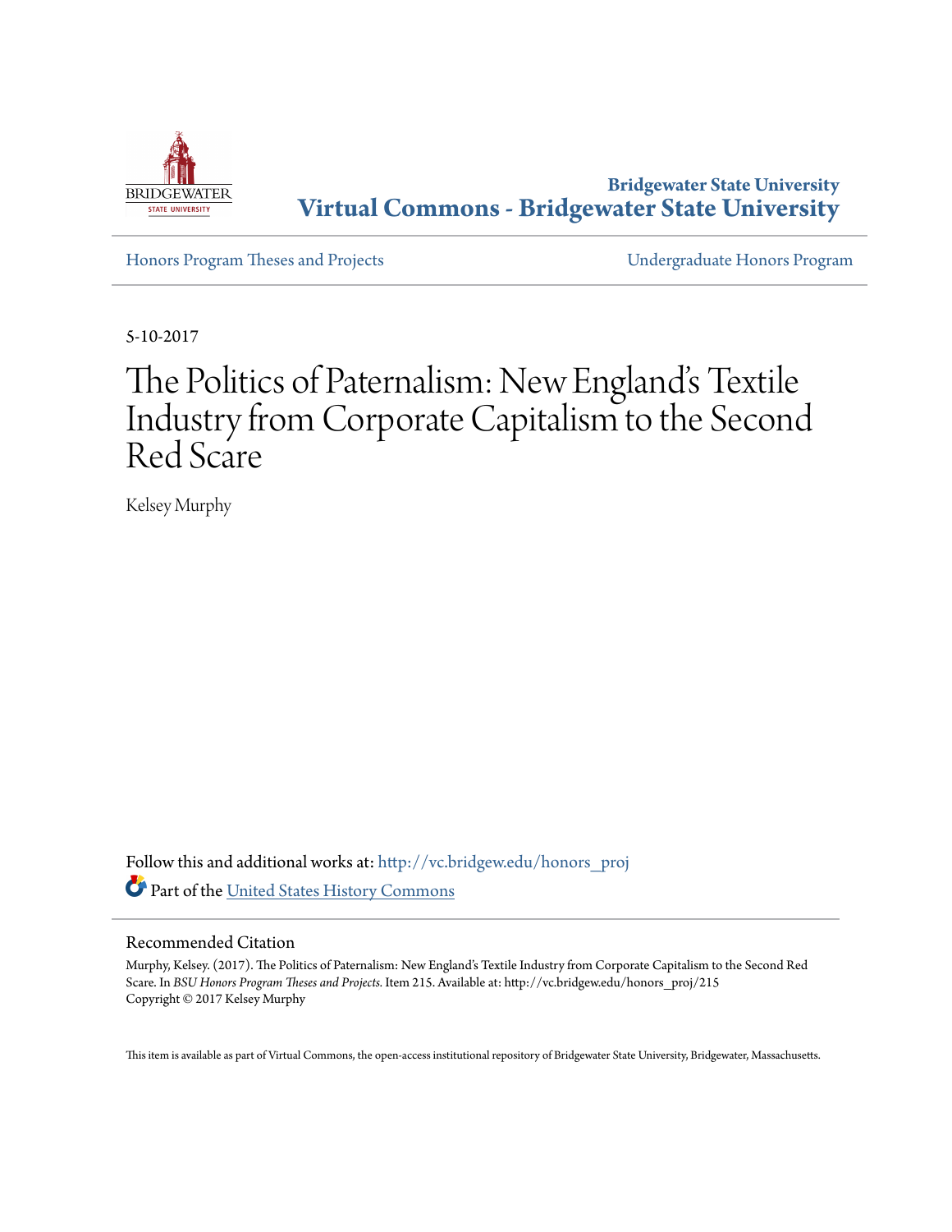Bridgewater State University

**Virtual Commons - Bridgewater State University**

Honors Program Theses and Projects | Undergraduate Honors Program

5-10-2017

# The Politics of Paternalism: New England's Textile Industry from Corporate Capitalism to the Second Red Scare

Kelsey Murphy

Follow this and additional works at: http://vc.bridgew.edu/honors_proj

Part of the United States History Commons

## Recommended Citation

Murphy, Kelsey. (2017). The Politics of Paternalism: New England's Textile Industry from Corporate Capitalism to the Second Red Scare. In *BSU Honors Program Theses and Projects.* Item 215. Available at: http://vc.bridgew.edu/honors_proj/215
Copyright © 2017 Kelsey Murphy

This item is available as part of Virtual Commons, the open-access institutional repository of Bridgewater State University, Bridgewater, Massachusetts.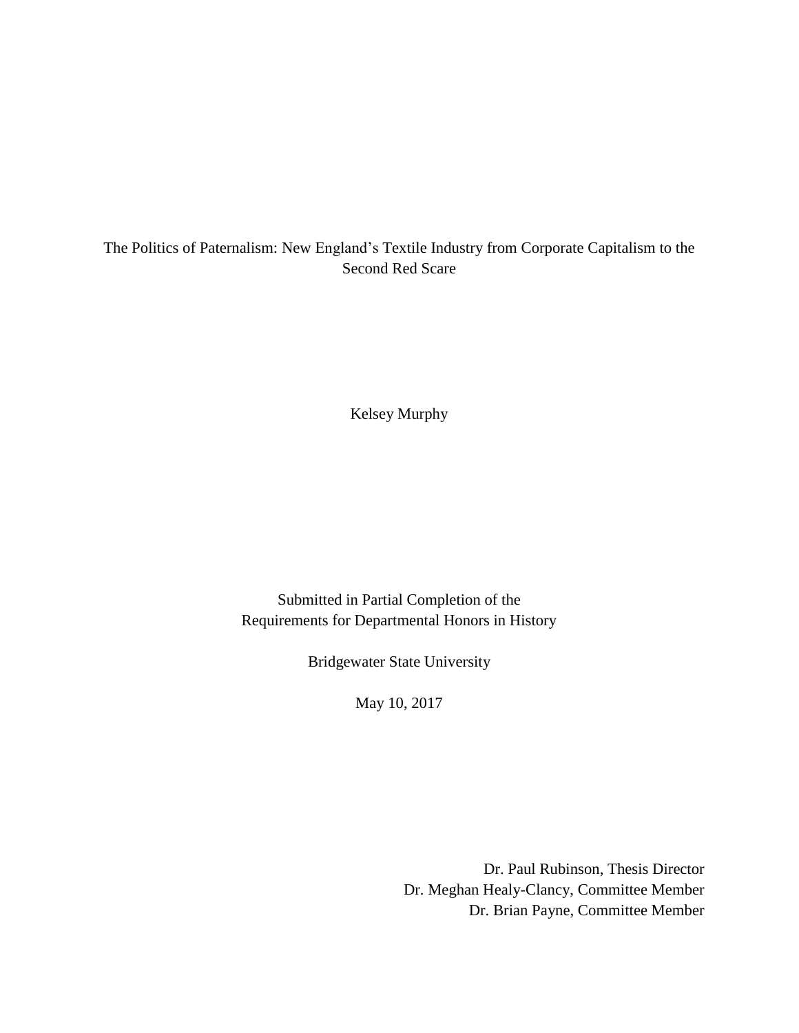# The Politics of Paternalism: New England's Textile Industry from Corporate Capitalism to the Second Red Scare

Kelsey Murphy

Submitted in Partial Completion of the
Requirements for Departmental Honors in History

Bridgewater State University

May 10, 2017

Dr. Paul Rubinson, Thesis Director
Dr. Meghan Healy-Clancy, Committee Member
Dr. Brian Payne, Committee Member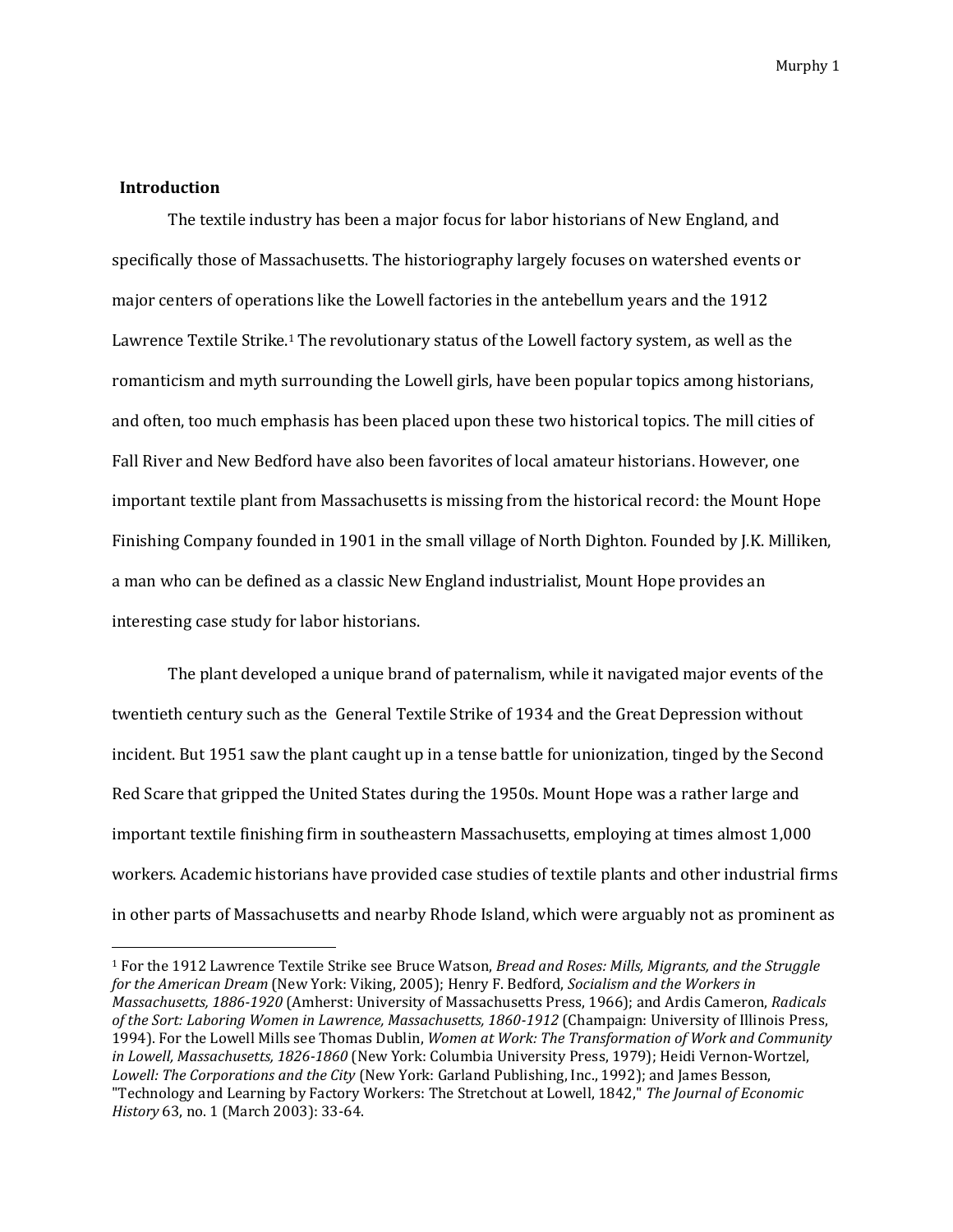## Introduction

The textile industry has been a major focus for labor historians of New England, and specifically those of Massachusetts. The historiography largely focuses on watershed events or major centers of operations like the Lowell factories in the antebellum years and the 1912 Lawrence Textile Strike.[1] The revolutionary status of the Lowell factory system, as well as the romanticism and myth surrounding the Lowell girls, have been popular topics among historians, and often, too much emphasis has been placed upon these two historical topics. The mill cities of Fall River and New Bedford have also been favorites of local amateur historians. However, one important textile plant from Massachusetts is missing from the historical record: the Mount Hope Finishing Company founded in 1901 in the small village of North Dighton. Founded by J.K. Milliken, a man who can be defined as a classic New England industrialist, Mount Hope provides an interesting case study for labor historians.

The plant developed a unique brand of paternalism, while it navigated major events of the twentieth century such as the General Textile Strike of 1934 and the Great Depression without incident. But 1951 saw the plant caught up in a tense battle for unionization, tinged by the Second Red Scare that gripped the United States during the 1950s. Mount Hope was a rather large and important textile finishing firm in southeastern Massachusetts, employing at times almost 1,000 workers. Academic historians have provided case studies of textile plants and other industrial firms in other parts of Massachusetts and nearby Rhode Island, which were arguably not as prominent as

---

[1] For the 1912 Lawrence Textile Strike see Bruce Watson, *Bread and Roses: Mills, Migrants, and the Struggle for the American Dream* (New York: Viking, 2005); Henry F. Bedford, *Socialism and the Workers in Massachusetts, 1886-1920* (Amherst: University of Massachusetts Press, 1966); and Ardis Cameron, *Radicals of the Sort: Laboring Women in Lawrence, Massachusetts, 1860-1912* (Champaign: University of Illinois Press, 1994). For the Lowell Mills see Thomas Dublin, *Women at Work: The Transformation of Work and Community in Lowell, Massachusetts, 1826-1860* (New York: Columbia University Press, 1979); Heidi Vernon-Wortzel, *Lowell: The Corporations and the City* (New York: Garland Publishing, Inc., 1992); and James Besson, "Technology and Learning by Factory Workers: The Stretchout at Lowell, 1842," *The Journal of Economic History* 63, no. 1 (March 2003): 33-64.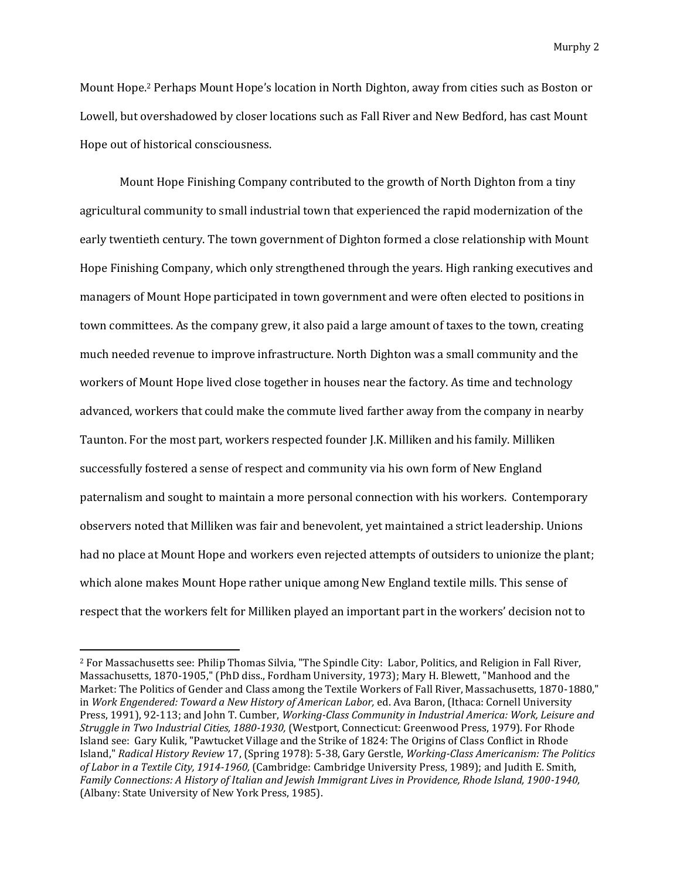Mount Hope.[2] Perhaps Mount Hope's location in North Dighton, away from cities such as Boston or Lowell, but overshadowed by closer locations such as Fall River and New Bedford, has cast Mount Hope out of historical consciousness.

Mount Hope Finishing Company contributed to the growth of North Dighton from a tiny agricultural community to small industrial town that experienced the rapid modernization of the early twentieth century. The town government of Dighton formed a close relationship with Mount Hope Finishing Company, which only strengthened through the years. High ranking executives and managers of Mount Hope participated in town government and were often elected to positions in town committees. As the company grew, it also paid a large amount of taxes to the town, creating much needed revenue to improve infrastructure. North Dighton was a small community and the workers of Mount Hope lived close together in houses near the factory. As time and technology advanced, workers that could make the commute lived farther away from the company in nearby Taunton. For the most part, workers respected founder J.K. Milliken and his family. Milliken successfully fostered a sense of respect and community via his own form of New England paternalism and sought to maintain a more personal connection with his workers. Contemporary observers noted that Milliken was fair and benevolent, yet maintained a strict leadership. Unions had no place at Mount Hope and workers even rejected attempts of outsiders to unionize the plant; which alone makes Mount Hope rather unique among New England textile mills. This sense of respect that the workers felt for Milliken played an important part in the workers' decision not to

---

[2] For Massachusetts see: Philip Thomas Silvia, "The Spindle City: Labor, Politics, and Religion in Fall River, Massachusetts, 1870-1905," (PhD diss., Fordham University, 1973); Mary H. Blewett, "Manhood and the Market: The Politics of Gender and Class among the Textile Workers of Fall River, Massachusetts, 1870-1880," in *Work Engendered: Toward a New History of American Labor,* ed. Ava Baron, (Ithaca: Cornell University Press, 1991), 92-113; and John T. Cumber, *Working-Class Community in Industrial America: Work, Leisure and Struggle in Two Industrial Cities, 1880-1930,* (Westport, Connecticut: Greenwood Press, 1979). For Rhode Island see: Gary Kulik, "Pawtucket Village and the Strike of 1824: The Origins of Class Conflict in Rhode Island," *Radical History Review* 17, (Spring 1978): 5-38, Gary Gerstle, *Working-Class Americanism: The Politics of Labor in a Textile City, 1914-1960,* (Cambridge: Cambridge University Press, 1989); and Judith E. Smith, *Family Connections: A History of Italian and Jewish Immigrant Lives in Providence, Rhode Island, 1900-1940,* (Albany: State University of New York Press, 1985).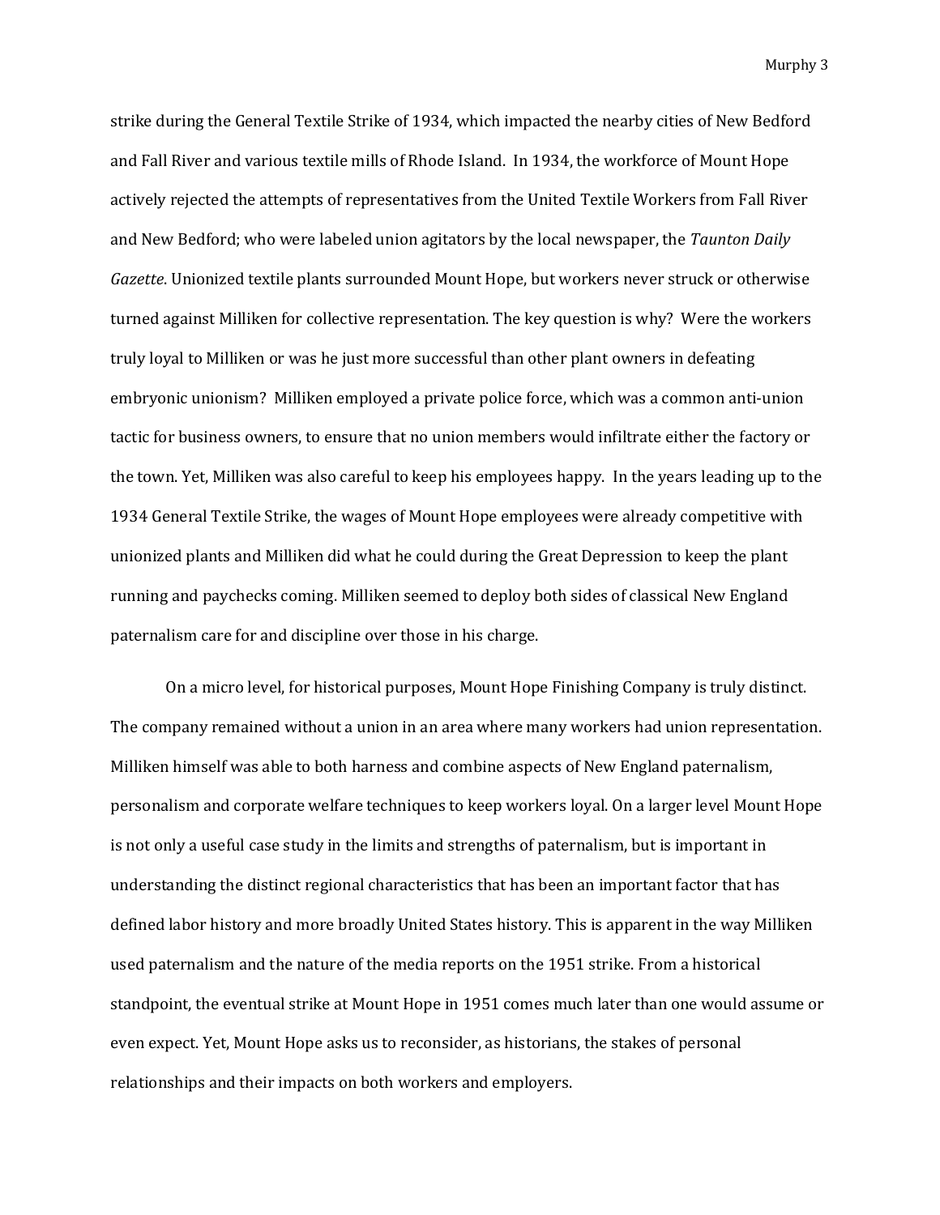strike during the General Textile Strike of 1934, which impacted the nearby cities of New Bedford and Fall River and various textile mills of Rhode Island. In 1934, the workforce of Mount Hope actively rejected the attempts of representatives from the United Textile Workers from Fall River and New Bedford; who were labeled union agitators by the local newspaper, the *Taunton Daily Gazette*. Unionized textile plants surrounded Mount Hope, but workers never struck or otherwise turned against Milliken for collective representation. The key question is why? Were the workers truly loyal to Milliken or was he just more successful than other plant owners in defeating embryonic unionism? Milliken employed a private police force, which was a common anti-union tactic for business owners, to ensure that no union members would infiltrate either the factory or the town. Yet, Milliken was also careful to keep his employees happy. In the years leading up to the 1934 General Textile Strike, the wages of Mount Hope employees were already competitive with unionized plants and Milliken did what he could during the Great Depression to keep the plant running and paychecks coming. Milliken seemed to deploy both sides of classical New England paternalism care for and discipline over those in his charge.

On a micro level, for historical purposes, Mount Hope Finishing Company is truly distinct. The company remained without a union in an area where many workers had union representation. Milliken himself was able to both harness and combine aspects of New England paternalism, personalism and corporate welfare techniques to keep workers loyal. On a larger level Mount Hope is not only a useful case study in the limits and strengths of paternalism, but is important in understanding the distinct regional characteristics that has been an important factor that has defined labor history and more broadly United States history. This is apparent in the way Milliken used paternalism and the nature of the media reports on the 1951 strike. From a historical standpoint, the eventual strike at Mount Hope in 1951 comes much later than one would assume or even expect. Yet, Mount Hope asks us to reconsider, as historians, the stakes of personal relationships and their impacts on both workers and employers.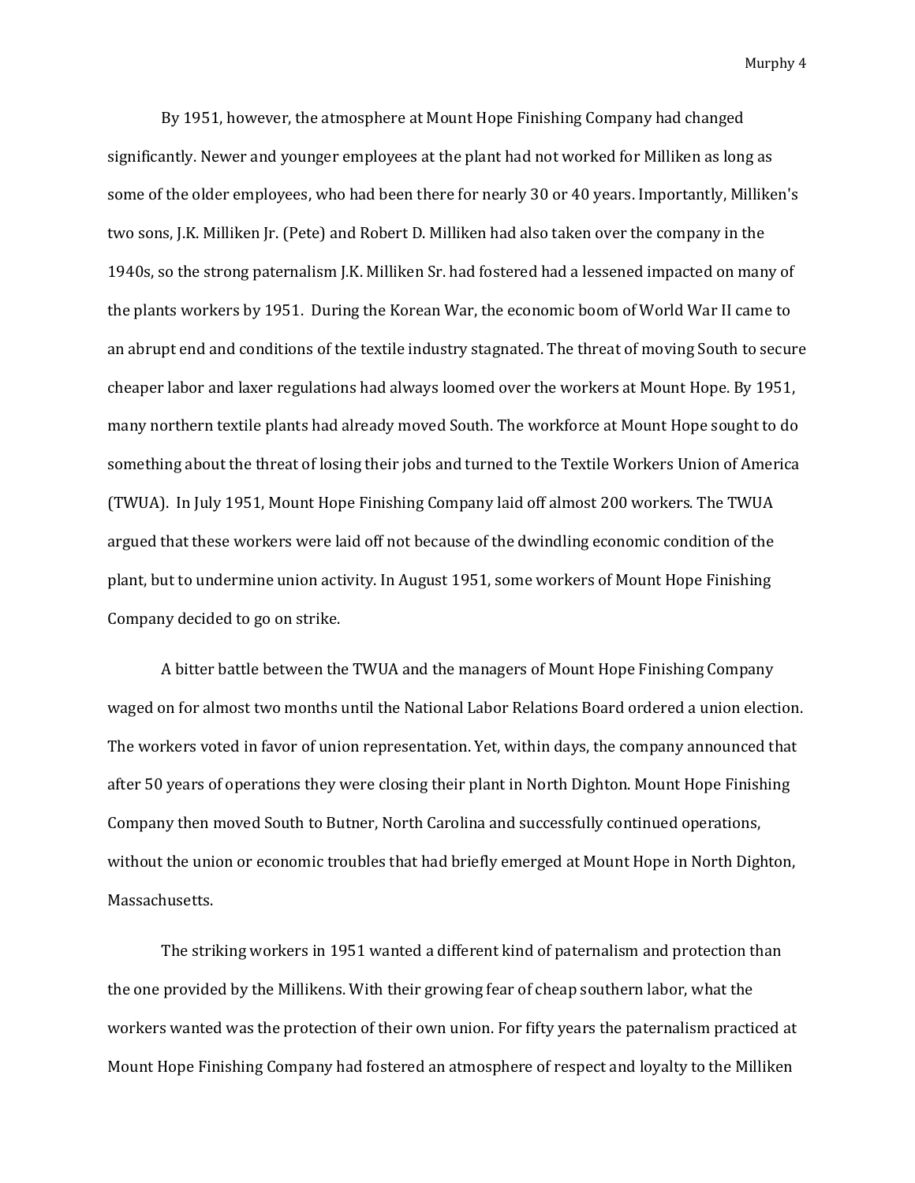By 1951, however, the atmosphere at Mount Hope Finishing Company had changed significantly. Newer and younger employees at the plant had not worked for Milliken as long as some of the older employees, who had been there for nearly 30 or 40 years. Importantly, Milliken's two sons, J.K. Milliken Jr. (Pete) and Robert D. Milliken had also taken over the company in the 1940s, so the strong paternalism J.K. Milliken Sr. had fostered had a lessened impacted on many of the plants workers by 1951. During the Korean War, the economic boom of World War II came to an abrupt end and conditions of the textile industry stagnated. The threat of moving South to secure cheaper labor and laxer regulations had always loomed over the workers at Mount Hope. By 1951, many northern textile plants had already moved South. The workforce at Mount Hope sought to do something about the threat of losing their jobs and turned to the Textile Workers Union of America (TWUA). In July 1951, Mount Hope Finishing Company laid off almost 200 workers. The TWUA argued that these workers were laid off not because of the dwindling economic condition of the plant, but to undermine union activity. In August 1951, some workers of Mount Hope Finishing Company decided to go on strike.

A bitter battle between the TWUA and the managers of Mount Hope Finishing Company waged on for almost two months until the National Labor Relations Board ordered a union election. The workers voted in favor of union representation. Yet, within days, the company announced that after 50 years of operations they were closing their plant in North Dighton. Mount Hope Finishing Company then moved South to Butner, North Carolina and successfully continued operations, without the union or economic troubles that had briefly emerged at Mount Hope in North Dighton, Massachusetts.

The striking workers in 1951 wanted a different kind of paternalism and protection than the one provided by the Millikens. With their growing fear of cheap southern labor, what the workers wanted was the protection of their own union. For fifty years the paternalism practiced at Mount Hope Finishing Company had fostered an atmosphere of respect and loyalty to the Milliken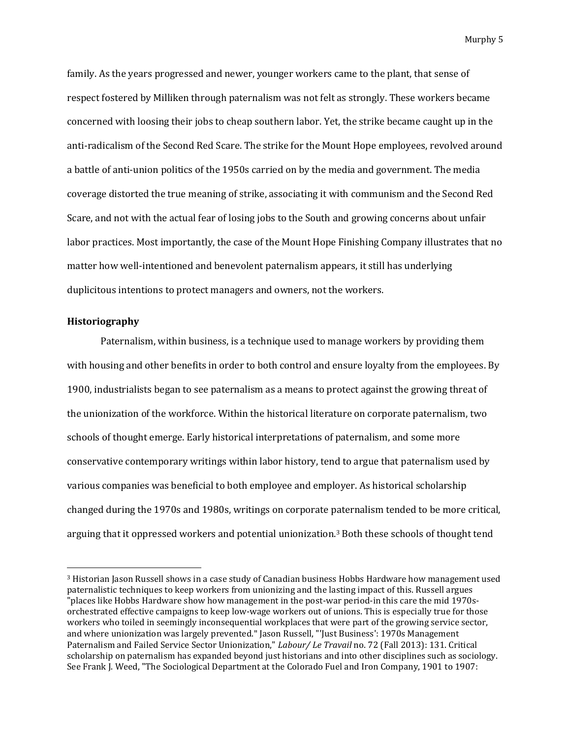family. As the years progressed and newer, younger workers came to the plant, that sense of respect fostered by Milliken through paternalism was not felt as strongly. These workers became concerned with loosing their jobs to cheap southern labor. Yet, the strike became caught up in the anti-radicalism of the Second Red Scare. The strike for the Mount Hope employees, revolved around a battle of anti-union politics of the 1950s carried on by the media and government. The media coverage distorted the true meaning of strike, associating it with communism and the Second Red Scare, and not with the actual fear of losing jobs to the South and growing concerns about unfair labor practices. Most importantly, the case of the Mount Hope Finishing Company illustrates that no matter how well-intentioned and benevolent paternalism appears, it still has underlying duplicitous intentions to protect managers and owners, not the workers.

**Historiography**

Paternalism, within business, is a technique used to manage workers by providing them with housing and other benefits in order to both control and ensure loyalty from the employees. By 1900, industrialists began to see paternalism as a means to protect against the growing threat of the unionization of the workforce. Within the historical literature on corporate paternalism, two schools of thought emerge. Early historical interpretations of paternalism, and some more conservative contemporary writings within labor history, tend to argue that paternalism used by various companies was beneficial to both employee and employer. As historical scholarship changed during the 1970s and 1980s, writings on corporate paternalism tended to be more critical, arguing that it oppressed workers and potential unionization.[3] Both these schools of thought tend

[3] Historian Jason Russell shows in a case study of Canadian business Hobbs Hardware how management used paternalistic techniques to keep workers from unionizing and the lasting impact of this. Russell argues "places like Hobbs Hardware show how management in the post-war period-in this care the mid 1970s-orchestrated effective campaigns to keep low-wage workers out of unions. This is especially true for those workers who toiled in seemingly inconsequential workplaces that were part of the growing service sector, and where unionization was largely prevented." Jason Russell, "'Just Business': 1970s Management Paternalism and Failed Service Sector Unionization," *Labour/ Le Travail* no. 72 (Fall 2013): 131. Critical scholarship on paternalism has expanded beyond just historians and into other disciplines such as sociology. See Frank J. Weed, "The Sociological Department at the Colorado Fuel and Iron Company, 1901 to 1907: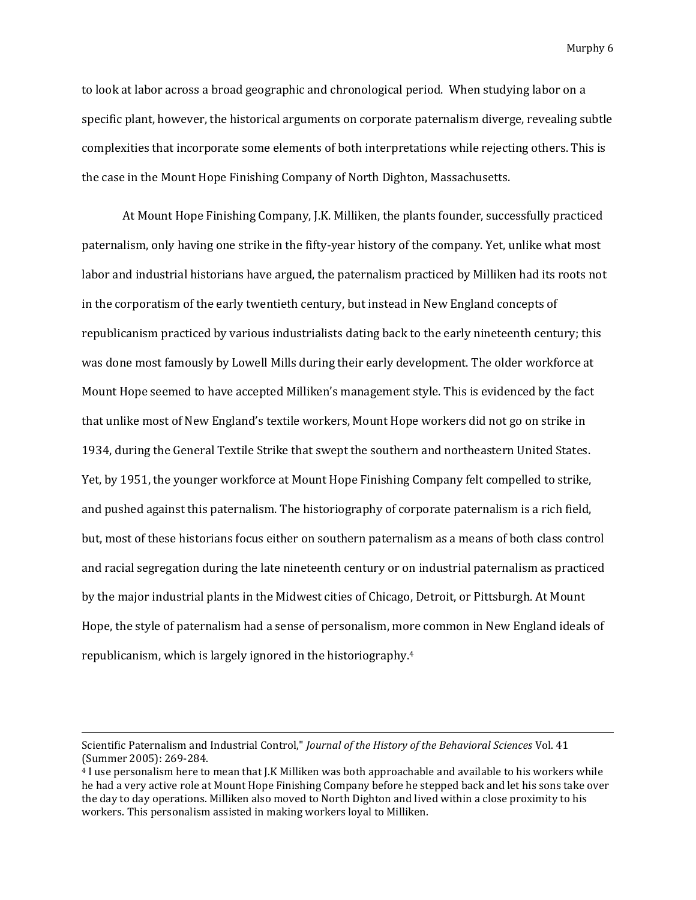to look at labor across a broad geographic and chronological period. When studying labor on a specific plant, however, the historical arguments on corporate paternalism diverge, revealing subtle complexities that incorporate some elements of both interpretations while rejecting others. This is the case in the Mount Hope Finishing Company of North Dighton, Massachusetts.

At Mount Hope Finishing Company, J.K. Milliken, the plants founder, successfully practiced paternalism, only having one strike in the fifty-year history of the company. Yet, unlike what most labor and industrial historians have argued, the paternalism practiced by Milliken had its roots not in the corporatism of the early twentieth century, but instead in New England concepts of republicanism practiced by various industrialists dating back to the early nineteenth century; this was done most famously by Lowell Mills during their early development. The older workforce at Mount Hope seemed to have accepted Milliken's management style. This is evidenced by the fact that unlike most of New England's textile workers, Mount Hope workers did not go on strike in 1934, during the General Textile Strike that swept the southern and northeastern United States. Yet, by 1951, the younger workforce at Mount Hope Finishing Company felt compelled to strike, and pushed against this paternalism. The historiography of corporate paternalism is a rich field, but, most of these historians focus either on southern paternalism as a means of both class control and racial segregation during the late nineteenth century or on industrial paternalism as practiced by the major industrial plants in the Midwest cities of Chicago, Detroit, or Pittsburgh. At Mount Hope, the style of paternalism had a sense of personalism, more common in New England ideals of republicanism, which is largely ignored in the historiography.[4]

---

Scientific Paternalism and Industrial Control," *Journal of the History of the Behavioral Sciences* Vol. 41 (Summer 2005): 269-284.

[4] I use personalism here to mean that J.K Milliken was both approachable and available to his workers while he had a very active role at Mount Hope Finishing Company before he stepped back and let his sons take over the day to day operations. Milliken also moved to North Dighton and lived within a close proximity to his workers. This personalism assisted in making workers loyal to Milliken.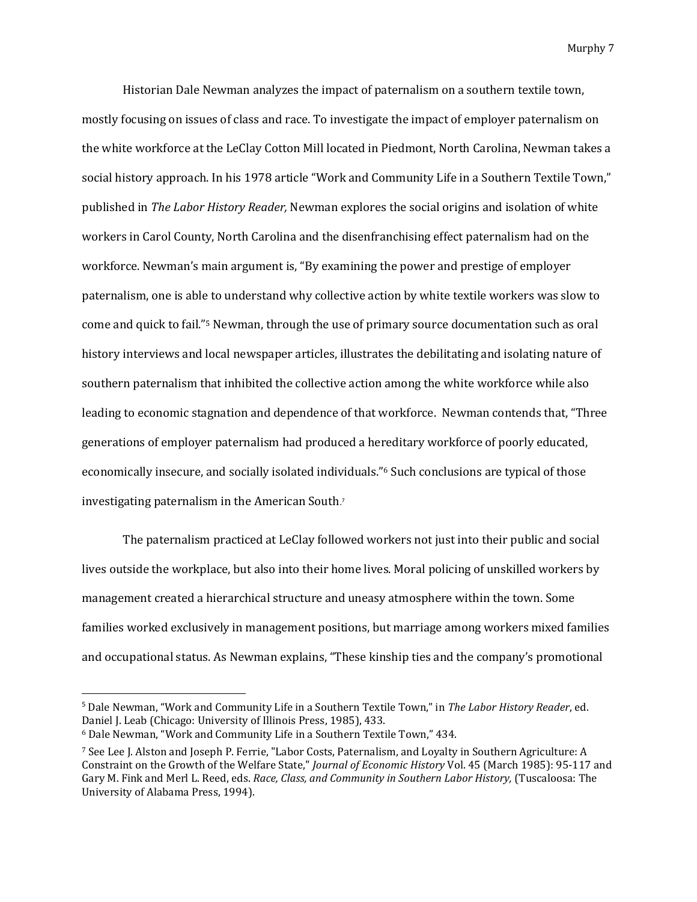Historian Dale Newman analyzes the impact of paternalism on a southern textile town, mostly focusing on issues of class and race. To investigate the impact of employer paternalism on the white workforce at the LeClay Cotton Mill located in Piedmont, North Carolina, Newman takes a social history approach. In his 1978 article "Work and Community Life in a Southern Textile Town," published in *The Labor History Reader,* Newman explores the social origins and isolation of white workers in Carol County, North Carolina and the disenfranchising effect paternalism had on the workforce. Newman's main argument is, "By examining the power and prestige of employer paternalism, one is able to understand why collective action by white textile workers was slow to come and quick to fail."[5] Newman, through the use of primary source documentation such as oral history interviews and local newspaper articles, illustrates the debilitating and isolating nature of southern paternalism that inhibited the collective action among the white workforce while also leading to economic stagnation and dependence of that workforce. Newman contends that, "Three generations of employer paternalism had produced a hereditary workforce of poorly educated, economically insecure, and socially isolated individuals."[6] Such conclusions are typical of those investigating paternalism in the American South.[7]

The paternalism practiced at LeClay followed workers not just into their public and social lives outside the workplace, but also into their home lives. Moral policing of unskilled workers by management created a hierarchical structure and uneasy atmosphere within the town. Some families worked exclusively in management positions, but marriage among workers mixed families and occupational status. As Newman explains, "These kinship ties and the company's promotional

---

[5] Dale Newman, "Work and Community Life in a Southern Textile Town," in *The Labor History Reader*, ed. Daniel J. Leab (Chicago: University of Illinois Press, 1985), 433.

[6] Dale Newman, "Work and Community Life in a Southern Textile Town," 434.

[7] See Lee J. Alston and Joseph P. Ferrie, "Labor Costs, Paternalism, and Loyalty in Southern Agriculture: A Constraint on the Growth of the Welfare State," *Journal of Economic History* Vol. 45 (March 1985): 95-117 and Gary M. Fink and Merl L. Reed, eds. *Race, Class, and Community in Southern Labor History,* (Tuscaloosa: The University of Alabama Press, 1994).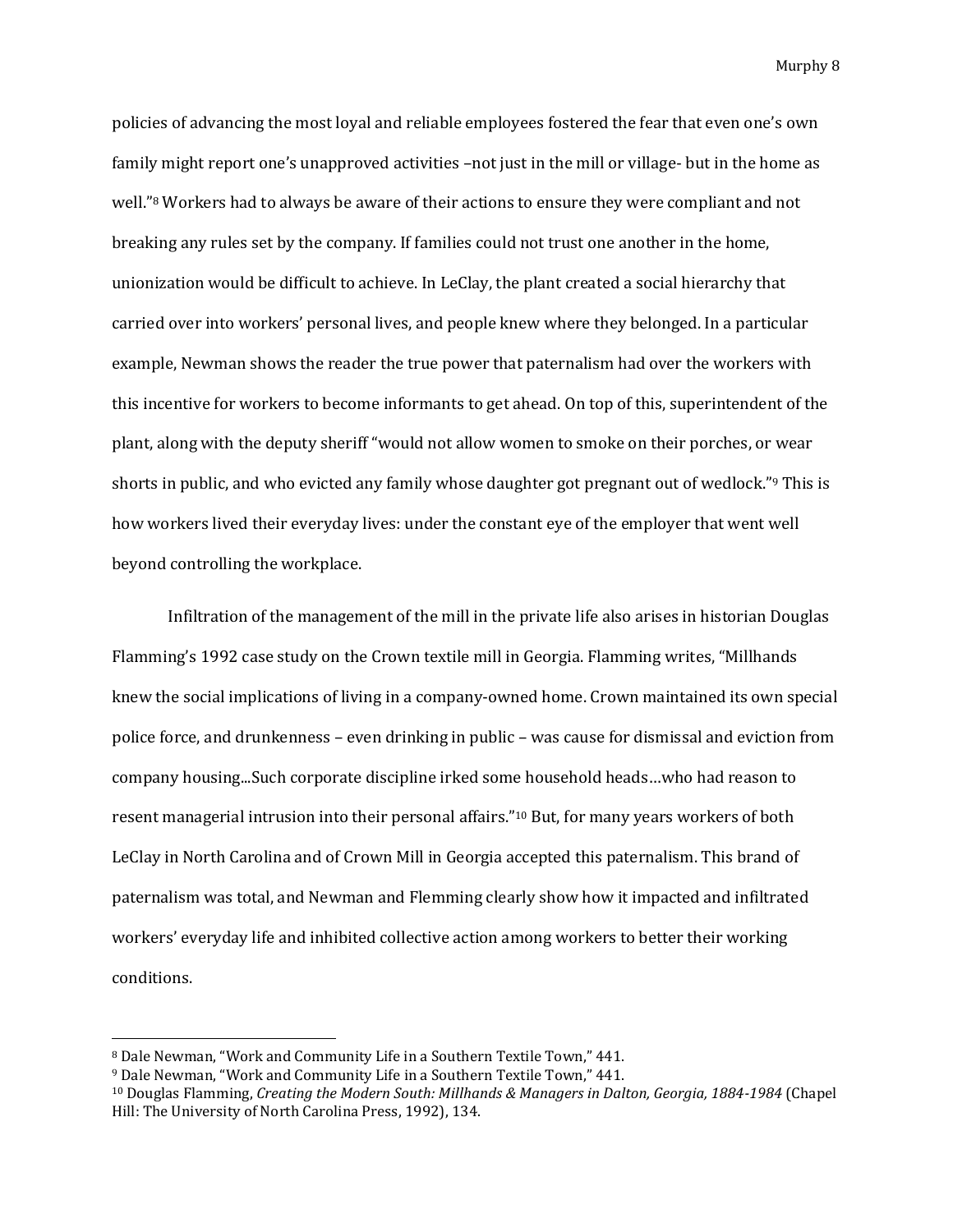policies of advancing the most loyal and reliable employees fostered the fear that even one's own family might report one's unapproved activities –not just in the mill or village- but in the home as well."[8] Workers had to always be aware of their actions to ensure they were compliant and not breaking any rules set by the company. If families could not trust one another in the home, unionization would be difficult to achieve. In LeClay, the plant created a social hierarchy that carried over into workers' personal lives, and people knew where they belonged. In a particular example, Newman shows the reader the true power that paternalism had over the workers with this incentive for workers to become informants to get ahead. On top of this, superintendent of the plant, along with the deputy sheriff "would not allow women to smoke on their porches, or wear shorts in public, and who evicted any family whose daughter got pregnant out of wedlock."[9] This is how workers lived their everyday lives: under the constant eye of the employer that went well beyond controlling the workplace.

Infiltration of the management of the mill in the private life also arises in historian Douglas Flamming's 1992 case study on the Crown textile mill in Georgia. Flamming writes, "Millhands knew the social implications of living in a company-owned home. Crown maintained its own special police force, and drunkenness – even drinking in public – was cause for dismissal and eviction from company housing...Such corporate discipline irked some household heads…who had reason to resent managerial intrusion into their personal affairs."[10] But, for many years workers of both LeClay in North Carolina and of Crown Mill in Georgia accepted this paternalism. This brand of paternalism was total, and Newman and Flemming clearly show how it impacted and infiltrated workers' everyday life and inhibited collective action among workers to better their working conditions.

---

[8] Dale Newman, "Work and Community Life in a Southern Textile Town," 441.

[9] Dale Newman, "Work and Community Life in a Southern Textile Town," 441.

[10] Douglas Flamming, *Creating the Modern South: Millhands & Managers in Dalton, Georgia, 1884-1984* (Chapel Hill: The University of North Carolina Press, 1992), 134.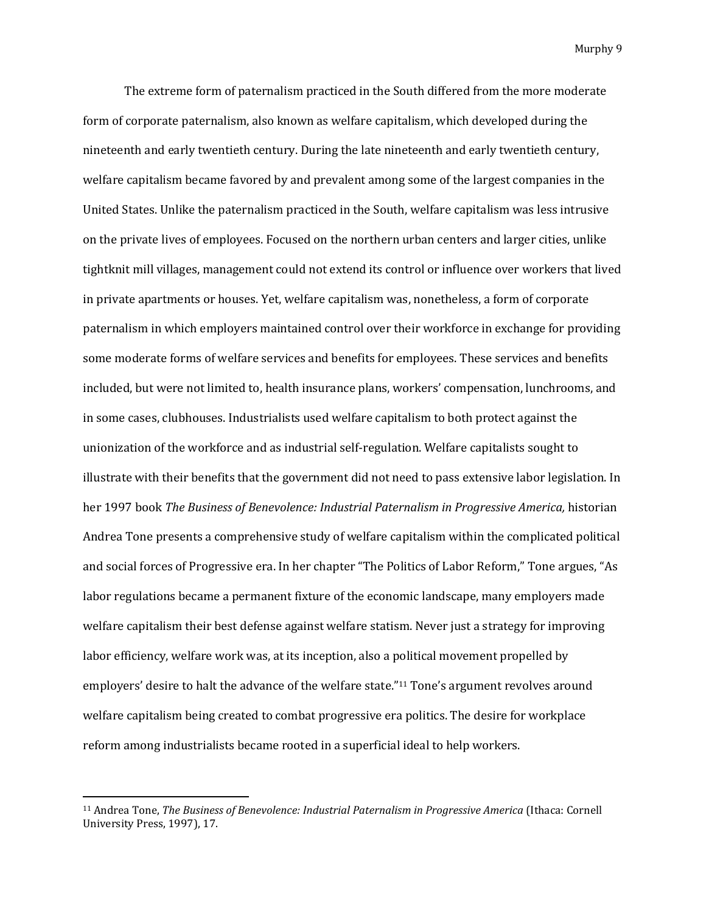The extreme form of paternalism practiced in the South differed from the more moderate form of corporate paternalism, also known as welfare capitalism, which developed during the nineteenth and early twentieth century. During the late nineteenth and early twentieth century, welfare capitalism became favored by and prevalent among some of the largest companies in the United States. Unlike the paternalism practiced in the South, welfare capitalism was less intrusive on the private lives of employees. Focused on the northern urban centers and larger cities, unlike tightknit mill villages, management could not extend its control or influence over workers that lived in private apartments or houses. Yet, welfare capitalism was, nonetheless, a form of corporate paternalism in which employers maintained control over their workforce in exchange for providing some moderate forms of welfare services and benefits for employees. These services and benefits included, but were not limited to, health insurance plans, workers' compensation, lunchrooms, and in some cases, clubhouses. Industrialists used welfare capitalism to both protect against the unionization of the workforce and as industrial self-regulation. Welfare capitalists sought to illustrate with their benefits that the government did not need to pass extensive labor legislation. In her 1997 book *The Business of Benevolence: Industrial Paternalism in Progressive America,* historian Andrea Tone presents a comprehensive study of welfare capitalism within the complicated political and social forces of Progressive era. In her chapter "The Politics of Labor Reform," Tone argues, "As labor regulations became a permanent fixture of the economic landscape, many employers made welfare capitalism their best defense against welfare statism. Never just a strategy for improving labor efficiency, welfare work was, at its inception, also a political movement propelled by employers' desire to halt the advance of the welfare state."[11] Tone's argument revolves around welfare capitalism being created to combat progressive era politics. The desire for workplace reform among industrialists became rooted in a superficial ideal to help workers.

[11] Andrea Tone, *The Business of Benevolence: Industrial Paternalism in Progressive America* (Ithaca: Cornell University Press, 1997), 17.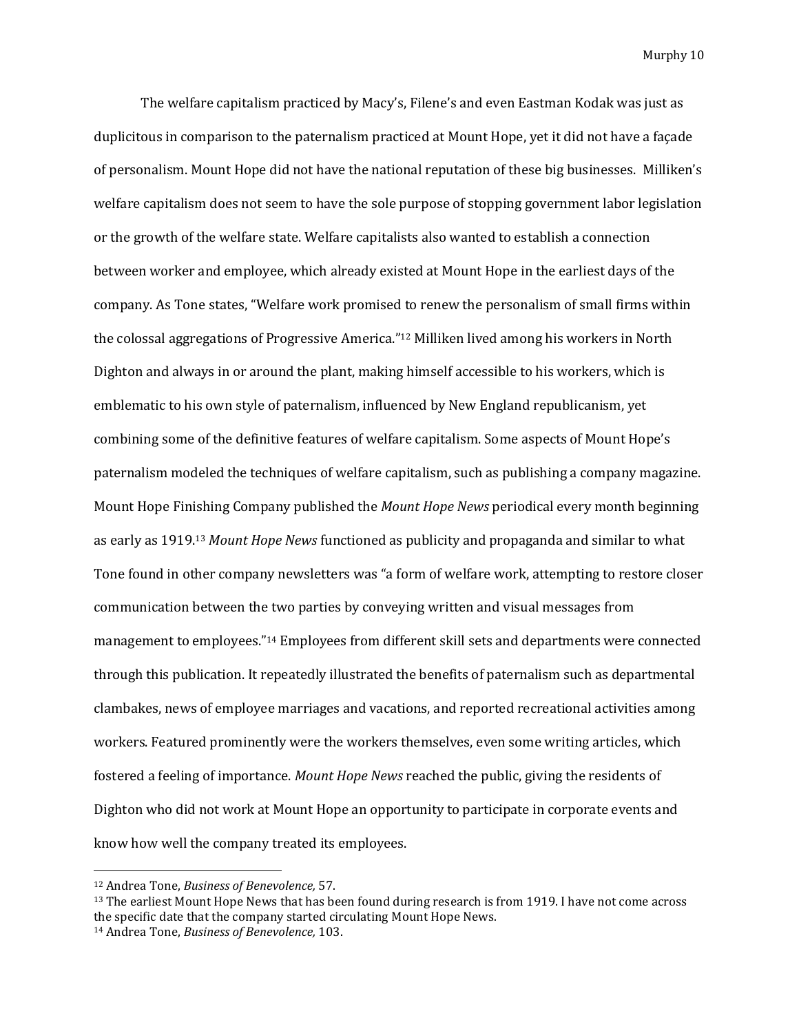The welfare capitalism practiced by Macy's, Filene's and even Eastman Kodak was just as duplicitous in comparison to the paternalism practiced at Mount Hope, yet it did not have a façade of personalism. Mount Hope did not have the national reputation of these big businesses. Milliken's welfare capitalism does not seem to have the sole purpose of stopping government labor legislation or the growth of the welfare state. Welfare capitalists also wanted to establish a connection between worker and employee, which already existed at Mount Hope in the earliest days of the company. As Tone states, "Welfare work promised to renew the personalism of small firms within the colossal aggregations of Progressive America."[12] Milliken lived among his workers in North Dighton and always in or around the plant, making himself accessible to his workers, which is emblematic to his own style of paternalism, influenced by New England republicanism, yet combining some of the definitive features of welfare capitalism. Some aspects of Mount Hope's paternalism modeled the techniques of welfare capitalism, such as publishing a company magazine. Mount Hope Finishing Company published the *Mount Hope News* periodical every month beginning as early as 1919.[13] *Mount Hope News* functioned as publicity and propaganda and similar to what Tone found in other company newsletters was "a form of welfare work, attempting to restore closer communication between the two parties by conveying written and visual messages from management to employees."[14] Employees from different skill sets and departments were connected through this publication. It repeatedly illustrated the benefits of paternalism such as departmental clambakes, news of employee marriages and vacations, and reported recreational activities among workers. Featured prominently were the workers themselves, even some writing articles, which fostered a feeling of importance. *Mount Hope News* reached the public, giving the residents of Dighton who did not work at Mount Hope an opportunity to participate in corporate events and know how well the company treated its employees.

---

[12] Andrea Tone, *Business of Benevolence,* 57.

[13] The earliest Mount Hope News that has been found during research is from 1919. I have not come across the specific date that the company started circulating Mount Hope News.

[14] Andrea Tone, *Business of Benevolence,* 103.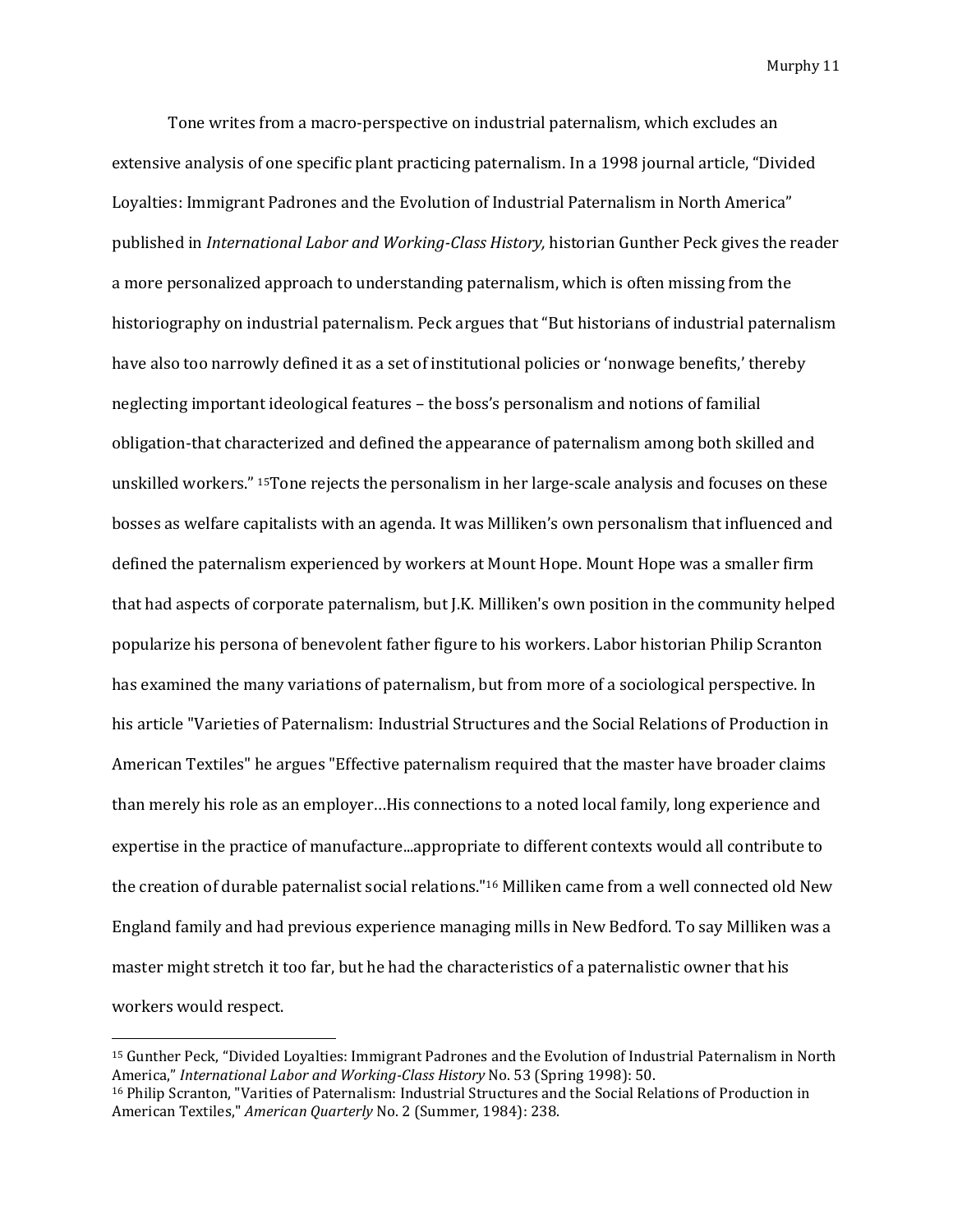Tone writes from a macro-perspective on industrial paternalism, which excludes an extensive analysis of one specific plant practicing paternalism. In a 1998 journal article, "Divided Loyalties: Immigrant Padrones and the Evolution of Industrial Paternalism in North America" published in *International Labor and Working-Class History,* historian Gunther Peck gives the reader a more personalized approach to understanding paternalism, which is often missing from the historiography on industrial paternalism. Peck argues that "But historians of industrial paternalism have also too narrowly defined it as a set of institutional policies or 'nonwage benefits,' thereby neglecting important ideological features – the boss's personalism and notions of familial obligation-that characterized and defined the appearance of paternalism among both skilled and unskilled workers." [15]Tone rejects the personalism in her large-scale analysis and focuses on these bosses as welfare capitalists with an agenda. It was Milliken's own personalism that influenced and defined the paternalism experienced by workers at Mount Hope. Mount Hope was a smaller firm that had aspects of corporate paternalism, but J.K. Milliken's own position in the community helped popularize his persona of benevolent father figure to his workers. Labor historian Philip Scranton has examined the many variations of paternalism, but from more of a sociological perspective. In his article "Varieties of Paternalism: Industrial Structures and the Social Relations of Production in American Textiles" he argues "Effective paternalism required that the master have broader claims than merely his role as an employer…His connections to a noted local family, long experience and expertise in the practice of manufacture...appropriate to different contexts would all contribute to the creation of durable paternalist social relations."[16] Milliken came from a well connected old New England family and had previous experience managing mills in New Bedford. To say Milliken was a master might stretch it too far, but he had the characteristics of a paternalistic owner that his workers would respect.

---

[15] Gunther Peck, "Divided Loyalties: Immigrant Padrones and the Evolution of Industrial Paternalism in North America," *International Labor and Working-Class History* No. 53 (Spring 1998): 50.

[16] Philip Scranton, "Varities of Paternalism: Industrial Structures and the Social Relations of Production in American Textiles," *American Quarterly* No. 2 (Summer, 1984): 238.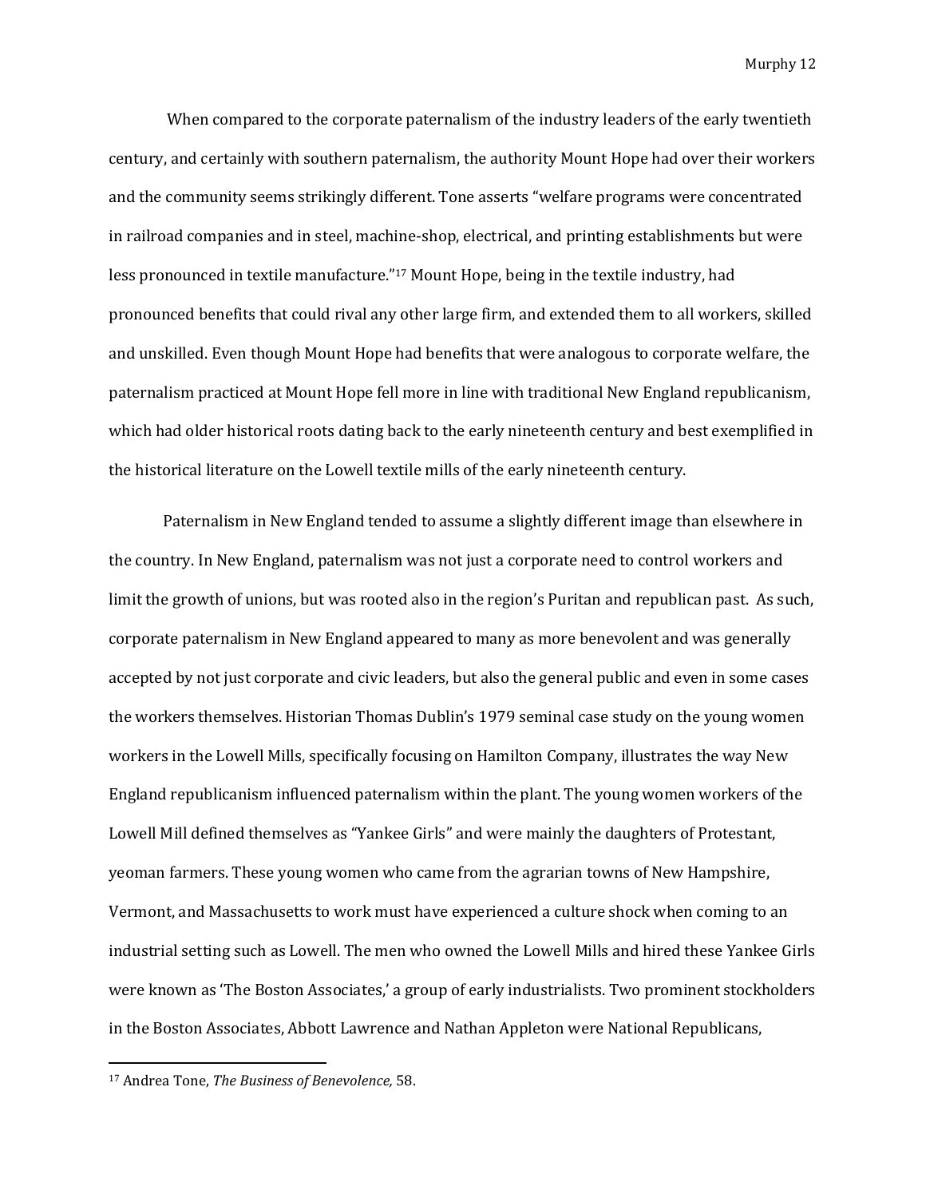When compared to the corporate paternalism of the industry leaders of the early twentieth century, and certainly with southern paternalism, the authority Mount Hope had over their workers and the community seems strikingly different. Tone asserts "welfare programs were concentrated in railroad companies and in steel, machine-shop, electrical, and printing establishments but were less pronounced in textile manufacture."[17] Mount Hope, being in the textile industry, had pronounced benefits that could rival any other large firm, and extended them to all workers, skilled and unskilled. Even though Mount Hope had benefits that were analogous to corporate welfare, the paternalism practiced at Mount Hope fell more in line with traditional New England republicanism, which had older historical roots dating back to the early nineteenth century and best exemplified in the historical literature on the Lowell textile mills of the early nineteenth century.

Paternalism in New England tended to assume a slightly different image than elsewhere in the country. In New England, paternalism was not just a corporate need to control workers and limit the growth of unions, but was rooted also in the region's Puritan and republican past. As such, corporate paternalism in New England appeared to many as more benevolent and was generally accepted by not just corporate and civic leaders, but also the general public and even in some cases the workers themselves. Historian Thomas Dublin's 1979 seminal case study on the young women workers in the Lowell Mills, specifically focusing on Hamilton Company, illustrates the way New England republicanism influenced paternalism within the plant. The young women workers of the Lowell Mill defined themselves as "Yankee Girls" and were mainly the daughters of Protestant, yeoman farmers. These young women who came from the agrarian towns of New Hampshire, Vermont, and Massachusetts to work must have experienced a culture shock when coming to an industrial setting such as Lowell. The men who owned the Lowell Mills and hired these Yankee Girls were known as 'The Boston Associates,' a group of early industrialists. Two prominent stockholders in the Boston Associates, Abbott Lawrence and Nathan Appleton were National Republicans,

---

[17] Andrea Tone, *The Business of Benevolence,* 58.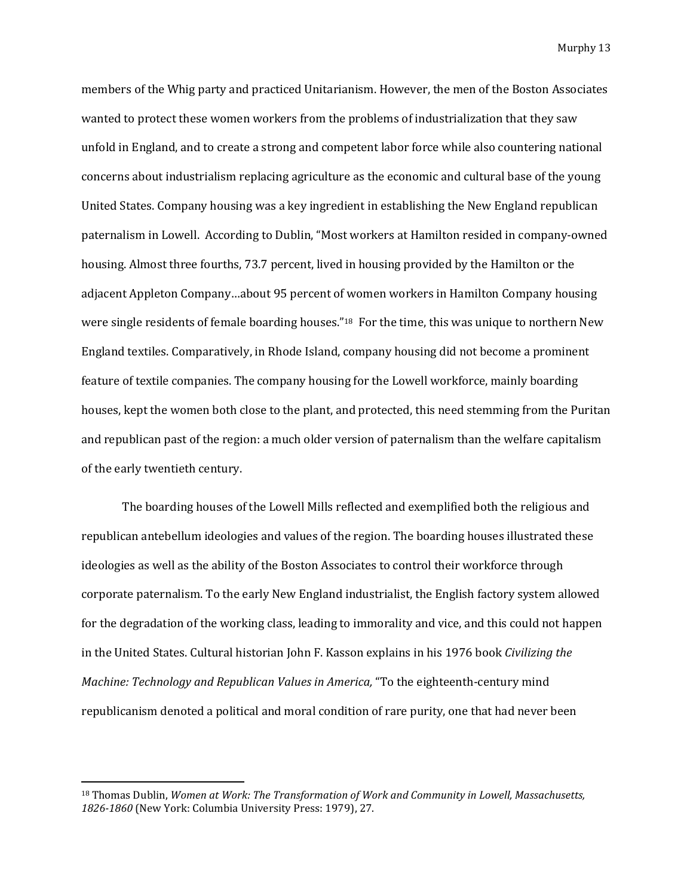members of the Whig party and practiced Unitarianism. However, the men of the Boston Associates wanted to protect these women workers from the problems of industrialization that they saw unfold in England, and to create a strong and competent labor force while also countering national concerns about industrialism replacing agriculture as the economic and cultural base of the young United States. Company housing was a key ingredient in establishing the New England republican paternalism in Lowell. According to Dublin, "Most workers at Hamilton resided in company-owned housing. Almost three fourths, 73.7 percent, lived in housing provided by the Hamilton or the adjacent Appleton Company…about 95 percent of women workers in Hamilton Company housing were single residents of female boarding houses."[18] For the time, this was unique to northern New England textiles. Comparatively, in Rhode Island, company housing did not become a prominent feature of textile companies. The company housing for the Lowell workforce, mainly boarding houses, kept the women both close to the plant, and protected, this need stemming from the Puritan and republican past of the region: a much older version of paternalism than the welfare capitalism of the early twentieth century.

The boarding houses of the Lowell Mills reflected and exemplified both the religious and republican antebellum ideologies and values of the region. The boarding houses illustrated these ideologies as well as the ability of the Boston Associates to control their workforce through corporate paternalism. To the early New England industrialist, the English factory system allowed for the degradation of the working class, leading to immorality and vice, and this could not happen in the United States. Cultural historian John F. Kasson explains in his 1976 book *Civilizing the Machine: Technology and Republican Values in America,* "To the eighteenth-century mind republicanism denoted a political and moral condition of rare purity, one that had never been

---

[18] Thomas Dublin, *Women at Work: The Transformation of Work and Community in Lowell, Massachusetts, 1826-1860* (New York: Columbia University Press: 1979), 27.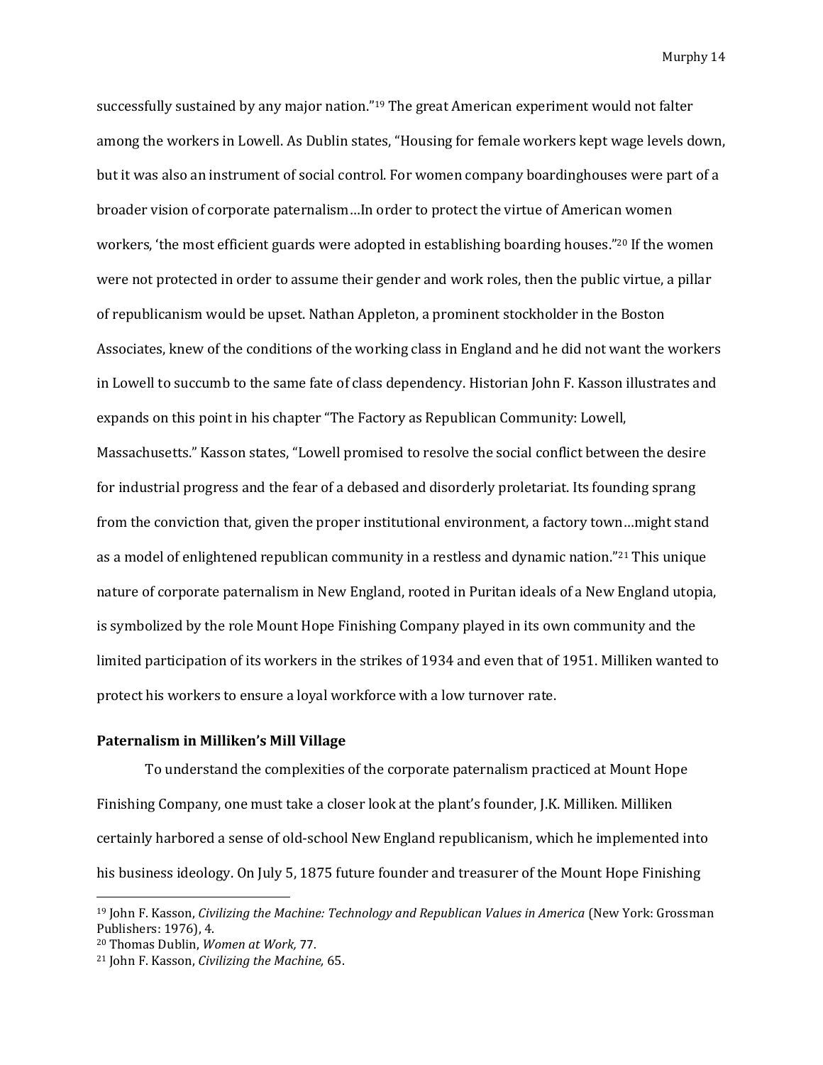successfully sustained by any major nation."[19] The great American experiment would not falter among the workers in Lowell. As Dublin states, "Housing for female workers kept wage levels down, but it was also an instrument of social control. For women company boardinghouses were part of a broader vision of corporate paternalism…In order to protect the virtue of American women workers, 'the most efficient guards were adopted in establishing boarding houses."[20] If the women were not protected in order to assume their gender and work roles, then the public virtue, a pillar of republicanism would be upset. Nathan Appleton, a prominent stockholder in the Boston Associates, knew of the conditions of the working class in England and he did not want the workers in Lowell to succumb to the same fate of class dependency. Historian John F. Kasson illustrates and expands on this point in his chapter "The Factory as Republican Community: Lowell, Massachusetts." Kasson states, "Lowell promised to resolve the social conflict between the desire for industrial progress and the fear of a debased and disorderly proletariat. Its founding sprang from the conviction that, given the proper institutional environment, a factory town…might stand as a model of enlightened republican community in a restless and dynamic nation."[21] This unique nature of corporate paternalism in New England, rooted in Puritan ideals of a New England utopia, is symbolized by the role Mount Hope Finishing Company played in its own community and the limited participation of its workers in the strikes of 1934 and even that of 1951. Milliken wanted to protect his workers to ensure a loyal workforce with a low turnover rate.

**Paternalism in Milliken's Mill Village**

To understand the complexities of the corporate paternalism practiced at Mount Hope Finishing Company, one must take a closer look at the plant's founder, J.K. Milliken. Milliken certainly harbored a sense of old-school New England republicanism, which he implemented into his business ideology. On July 5, 1875 future founder and treasurer of the Mount Hope Finishing

---

[19] John F. Kasson, *Civilizing the Machine: Technology and Republican Values in America* (New York: Grossman Publishers: 1976), 4.

[20] Thomas Dublin, *Women at Work,* 77.

[21] John F. Kasson, *Civilizing the Machine,* 65.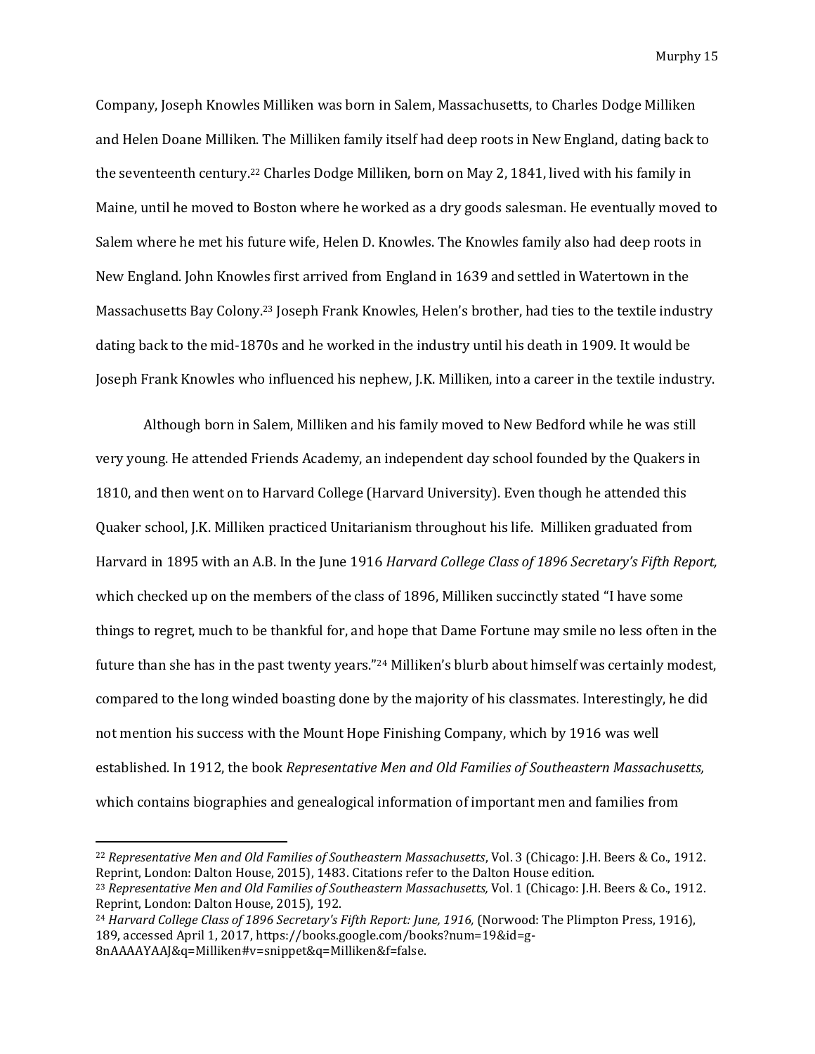Company, Joseph Knowles Milliken was born in Salem, Massachusetts, to Charles Dodge Milliken and Helen Doane Milliken. The Milliken family itself had deep roots in New England, dating back to the seventeenth century.[22] Charles Dodge Milliken, born on May 2, 1841, lived with his family in Maine, until he moved to Boston where he worked as a dry goods salesman. He eventually moved to Salem where he met his future wife, Helen D. Knowles. The Knowles family also had deep roots in New England. John Knowles first arrived from England in 1639 and settled in Watertown in the Massachusetts Bay Colony.[23] Joseph Frank Knowles, Helen's brother, had ties to the textile industry dating back to the mid-1870s and he worked in the industry until his death in 1909. It would be Joseph Frank Knowles who influenced his nephew, J.K. Milliken, into a career in the textile industry.

Although born in Salem, Milliken and his family moved to New Bedford while he was still very young. He attended Friends Academy, an independent day school founded by the Quakers in 1810, and then went on to Harvard College (Harvard University). Even though he attended this Quaker school, J.K. Milliken practiced Unitarianism throughout his life. Milliken graduated from Harvard in 1895 with an A.B. In the June 1916 *Harvard College Class of 1896 Secretary's Fifth Report,* which checked up on the members of the class of 1896, Milliken succinctly stated "I have some things to regret, much to be thankful for, and hope that Dame Fortune may smile no less often in the future than she has in the past twenty years."[24] Milliken's blurb about himself was certainly modest, compared to the long winded boasting done by the majority of his classmates. Interestingly, he did not mention his success with the Mount Hope Finishing Company, which by 1916 was well established. In 1912, the book *Representative Men and Old Families of Southeastern Massachusetts,* which contains biographies and genealogical information of important men and families from

---

[22] *Representative Men and Old Families of Southeastern Massachusetts*, Vol. 3 (Chicago: J.H. Beers & Co., 1912. Reprint, London: Dalton House, 2015), 1483. Citations refer to the Dalton House edition.

[23] *Representative Men and Old Families of Southeastern Massachusetts,* Vol. 1 (Chicago: J.H. Beers & Co., 1912. Reprint, London: Dalton House, 2015), 192.

[24] *Harvard College Class of 1896 Secretary's Fifth Report: June, 1916,* (Norwood: The Plimpton Press, 1916), 189, accessed April 1, 2017, https://books.google.com/books?num=19&id=g-8nAAAAYAAJ&q=Milliken#v=snippet&q=Milliken&f=false.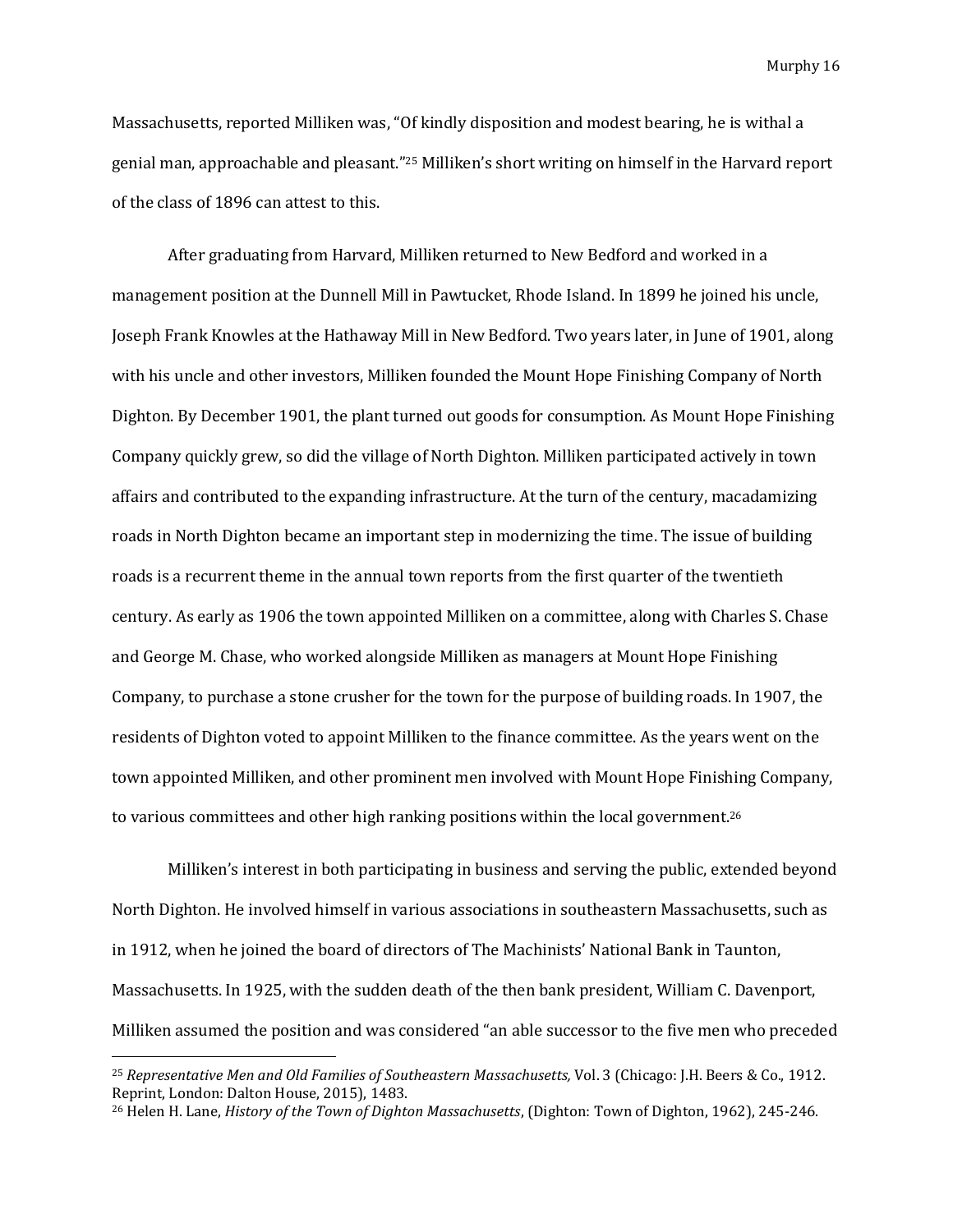Massachusetts, reported Milliken was, "Of kindly disposition and modest bearing, he is withal a genial man, approachable and pleasant."[25] Milliken's short writing on himself in the Harvard report of the class of 1896 can attest to this.

After graduating from Harvard, Milliken returned to New Bedford and worked in a management position at the Dunnell Mill in Pawtucket, Rhode Island. In 1899 he joined his uncle, Joseph Frank Knowles at the Hathaway Mill in New Bedford. Two years later, in June of 1901, along with his uncle and other investors, Milliken founded the Mount Hope Finishing Company of North Dighton. By December 1901, the plant turned out goods for consumption. As Mount Hope Finishing Company quickly grew, so did the village of North Dighton. Milliken participated actively in town affairs and contributed to the expanding infrastructure. At the turn of the century, macadamizing roads in North Dighton became an important step in modernizing the time. The issue of building roads is a recurrent theme in the annual town reports from the first quarter of the twentieth century. As early as 1906 the town appointed Milliken on a committee, along with Charles S. Chase and George M. Chase, who worked alongside Milliken as managers at Mount Hope Finishing Company, to purchase a stone crusher for the town for the purpose of building roads. In 1907, the residents of Dighton voted to appoint Milliken to the finance committee. As the years went on the town appointed Milliken, and other prominent men involved with Mount Hope Finishing Company, to various committees and other high ranking positions within the local government.[26]

Milliken's interest in both participating in business and serving the public, extended beyond North Dighton. He involved himself in various associations in southeastern Massachusetts, such as in 1912, when he joined the board of directors of The Machinists' National Bank in Taunton, Massachusetts. In 1925, with the sudden death of the then bank president, William C. Davenport, Milliken assumed the position and was considered "an able successor to the five men who preceded

---

[25] *Representative Men and Old Families of Southeastern Massachusetts,* Vol. 3 (Chicago: J.H. Beers & Co., 1912. Reprint, London: Dalton House, 2015), 1483.

[26] Helen H. Lane, *History of the Town of Dighton Massachusetts*, (Dighton: Town of Dighton, 1962), 245-246.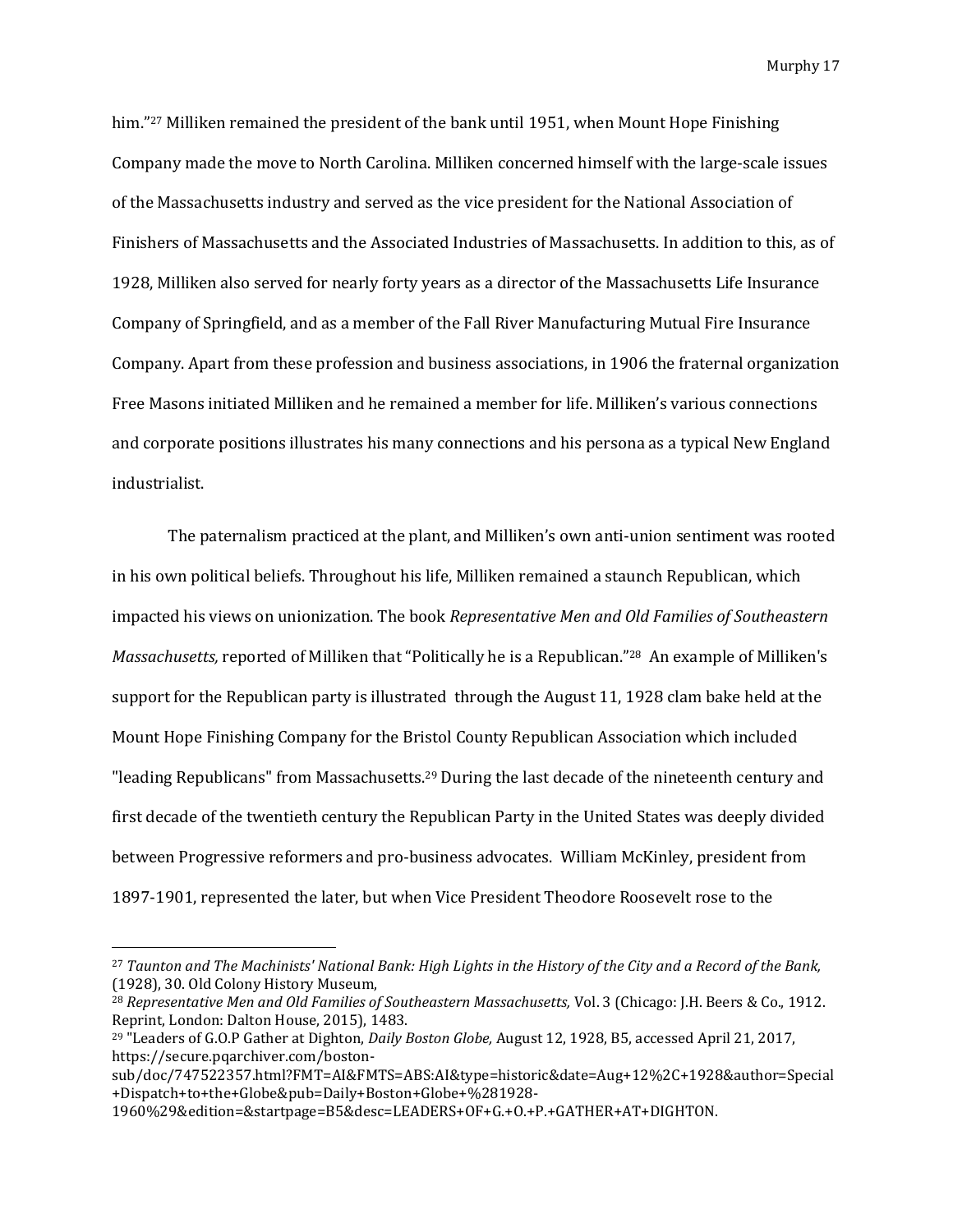him."[27] Milliken remained the president of the bank until 1951, when Mount Hope Finishing Company made the move to North Carolina. Milliken concerned himself with the large-scale issues of the Massachusetts industry and served as the vice president for the National Association of Finishers of Massachusetts and the Associated Industries of Massachusetts. In addition to this, as of 1928, Milliken also served for nearly forty years as a director of the Massachusetts Life Insurance Company of Springfield, and as a member of the Fall River Manufacturing Mutual Fire Insurance Company. Apart from these profession and business associations, in 1906 the fraternal organization Free Masons initiated Milliken and he remained a member for life. Milliken's various connections and corporate positions illustrates his many connections and his persona as a typical New England industrialist.

The paternalism practiced at the plant, and Milliken's own anti-union sentiment was rooted in his own political beliefs. Throughout his life, Milliken remained a staunch Republican, which impacted his views on unionization. The book *Representative Men and Old Families of Southeastern Massachusetts,* reported of Milliken that "Politically he is a Republican."[28] An example of Milliken's support for the Republican party is illustrated through the August 11, 1928 clam bake held at the Mount Hope Finishing Company for the Bristol County Republican Association which included "leading Republicans" from Massachusetts.[29] During the last decade of the nineteenth century and first decade of the twentieth century the Republican Party in the United States was deeply divided between Progressive reformers and pro-business advocates. William McKinley, president from 1897-1901, represented the later, but when Vice President Theodore Roosevelt rose to the

---

[27] *Taunton and The Machinists' National Bank: High Lights in the History of the City and a Record of the Bank,* (1928), 30. Old Colony History Museum,

[28] *Representative Men and Old Families of Southeastern Massachusetts,* Vol. 3 (Chicago: J.H. Beers & Co., 1912. Reprint, London: Dalton House, 2015), 1483.

[29] "Leaders of G.O.P Gather at Dighton, *Daily Boston Globe,* August 12, 1928, B5, accessed April 21, 2017, https://secure.pqarchiver.com/boston-sub/doc/747522357.html?FMT=AI&FMTS=ABS:AI&type=historic&date=Aug+12%2C+1928&author=Special+Dispatch+to+the+Globe&pub=Daily+Boston+Globe+%281928-1960%29&edition=&startpage=B5&desc=LEADERS+OF+G.+O.+P.+GATHER+AT+DIGHTON.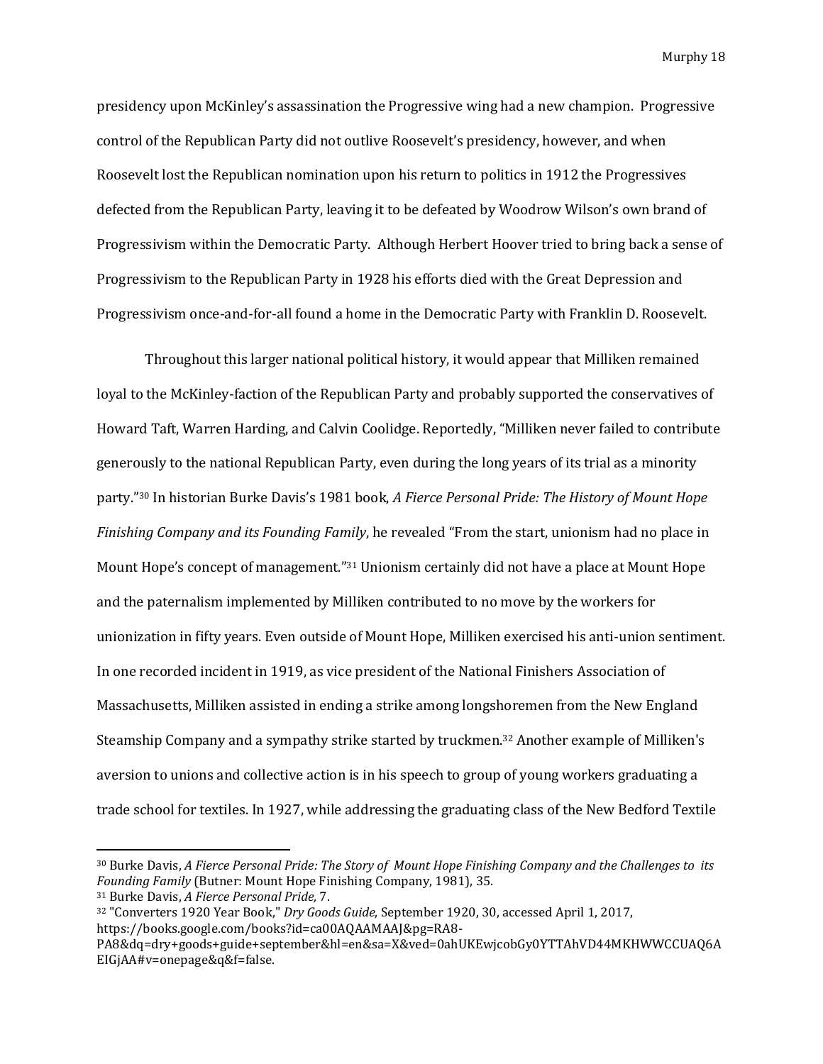presidency upon McKinley's assassination the Progressive wing had a new champion. Progressive control of the Republican Party did not outlive Roosevelt's presidency, however, and when Roosevelt lost the Republican nomination upon his return to politics in 1912 the Progressives defected from the Republican Party, leaving it to be defeated by Woodrow Wilson's own brand of Progressivism within the Democratic Party. Although Herbert Hoover tried to bring back a sense of Progressivism to the Republican Party in 1928 his efforts died with the Great Depression and Progressivism once-and-for-all found a home in the Democratic Party with Franklin D. Roosevelt.

Throughout this larger national political history, it would appear that Milliken remained loyal to the McKinley-faction of the Republican Party and probably supported the conservatives of Howard Taft, Warren Harding, and Calvin Coolidge. Reportedly, "Milliken never failed to contribute generously to the national Republican Party, even during the long years of its trial as a minority party."[30] In historian Burke Davis's 1981 book, *A Fierce Personal Pride: The History of Mount Hope Finishing Company and its Founding Family*, he revealed "From the start, unionism had no place in Mount Hope's concept of management."[31] Unionism certainly did not have a place at Mount Hope and the paternalism implemented by Milliken contributed to no move by the workers for unionization in fifty years. Even outside of Mount Hope, Milliken exercised his anti-union sentiment. In one recorded incident in 1919, as vice president of the National Finishers Association of Massachusetts, Milliken assisted in ending a strike among longshoremen from the New England Steamship Company and a sympathy strike started by truckmen.[32] Another example of Milliken's aversion to unions and collective action is in his speech to group of young workers graduating a trade school for textiles. In 1927, while addressing the graduating class of the New Bedford Textile

---

[30] Burke Davis, *A Fierce Personal Pride: The Story of Mount Hope Finishing Company and the Challenges to its Founding Family* (Butner: Mount Hope Finishing Company, 1981), 35.

[31] Burke Davis, *A Fierce Personal Pride,* 7.

[32] "Converters 1920 Year Book," *Dry Goods Guide*, September 1920, 30, accessed April 1, 2017, https://books.google.com/books?id=ca00AQAAMAAJ&pg=RA8-PA8&dq=dry+goods+guide+september&hl=en&sa=X&ved=0ahUKEwjcobGy0YTTAhVD44MKHWWCCUAQ6AEIGjAA#v=onepage&q&f=false.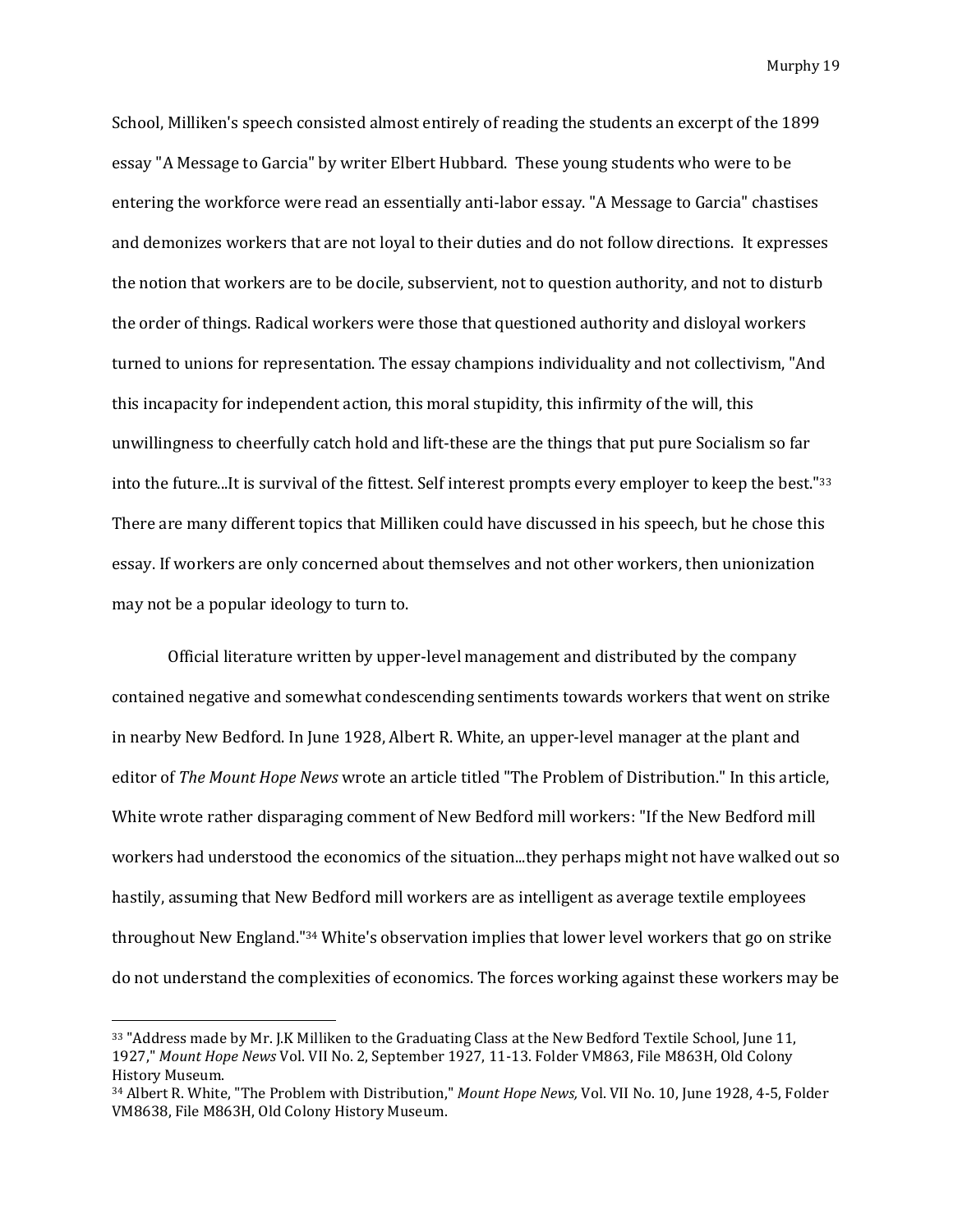School, Milliken's speech consisted almost entirely of reading the students an excerpt of the 1899 essay "A Message to Garcia" by writer Elbert Hubbard. These young students who were to be entering the workforce were read an essentially anti-labor essay. "A Message to Garcia" chastises and demonizes workers that are not loyal to their duties and do not follow directions. It expresses the notion that workers are to be docile, subservient, not to question authority, and not to disturb the order of things. Radical workers were those that questioned authority and disloyal workers turned to unions for representation. The essay champions individuality and not collectivism, "And this incapacity for independent action, this moral stupidity, this infirmity of the will, this unwillingness to cheerfully catch hold and lift-these are the things that put pure Socialism so far into the future...It is survival of the fittest. Self interest prompts every employer to keep the best."[33] There are many different topics that Milliken could have discussed in his speech, but he chose this essay. If workers are only concerned about themselves and not other workers, then unionization may not be a popular ideology to turn to.

Official literature written by upper-level management and distributed by the company contained negative and somewhat condescending sentiments towards workers that went on strike in nearby New Bedford. In June 1928, Albert R. White, an upper-level manager at the plant and editor of *The Mount Hope News* wrote an article titled "The Problem of Distribution." In this article, White wrote rather disparaging comment of New Bedford mill workers: "If the New Bedford mill workers had understood the economics of the situation...they perhaps might not have walked out so hastily, assuming that New Bedford mill workers are as intelligent as average textile employees throughout New England."[34] White's observation implies that lower level workers that go on strike do not understand the complexities of economics. The forces working against these workers may be

---

[33] "Address made by Mr. J.K Milliken to the Graduating Class at the New Bedford Textile School, June 11, 1927," *Mount Hope News* Vol. VII No. 2, September 1927, 11-13. Folder VM863, File M863H, Old Colony History Museum.

[34] Albert R. White, "The Problem with Distribution," *Mount Hope News,* Vol. VII No. 10, June 1928, 4-5, Folder VM8638, File M863H, Old Colony History Museum.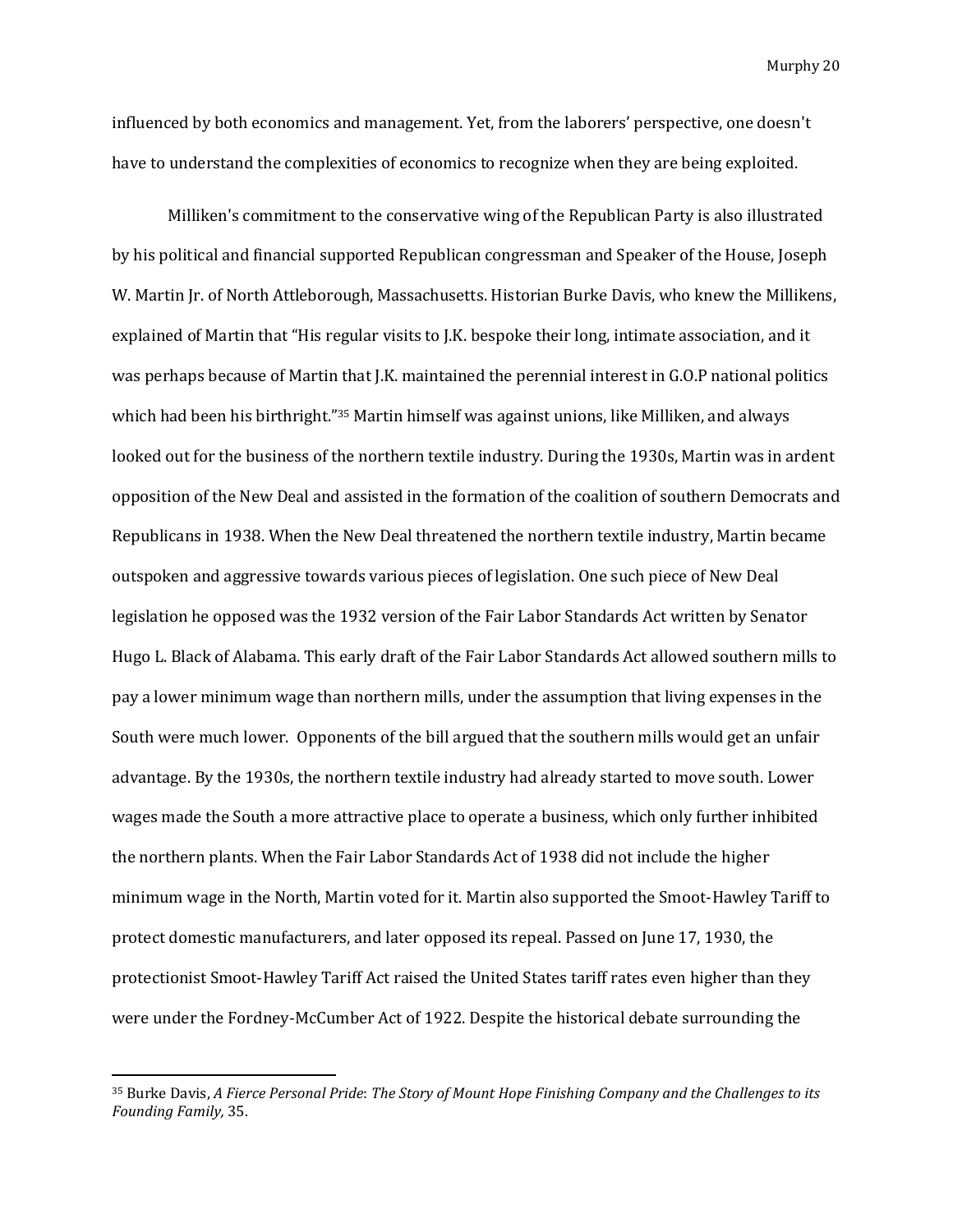influenced by both economics and management. Yet, from the laborers' perspective, one doesn't have to understand the complexities of economics to recognize when they are being exploited.

Milliken's commitment to the conservative wing of the Republican Party is also illustrated by his political and financial supported Republican congressman and Speaker of the House, Joseph W. Martin Jr. of North Attleborough, Massachusetts. Historian Burke Davis, who knew the Millikens, explained of Martin that "His regular visits to J.K. bespoke their long, intimate association, and it was perhaps because of Martin that J.K. maintained the perennial interest in G.O.P national politics which had been his birthright."[35] Martin himself was against unions, like Milliken, and always looked out for the business of the northern textile industry. During the 1930s, Martin was in ardent opposition of the New Deal and assisted in the formation of the coalition of southern Democrats and Republicans in 1938. When the New Deal threatened the northern textile industry, Martin became outspoken and aggressive towards various pieces of legislation. One such piece of New Deal legislation he opposed was the 1932 version of the Fair Labor Standards Act written by Senator Hugo L. Black of Alabama. This early draft of the Fair Labor Standards Act allowed southern mills to pay a lower minimum wage than northern mills, under the assumption that living expenses in the South were much lower. Opponents of the bill argued that the southern mills would get an unfair advantage. By the 1930s, the northern textile industry had already started to move south. Lower wages made the South a more attractive place to operate a business, which only further inhibited the northern plants. When the Fair Labor Standards Act of 1938 did not include the higher minimum wage in the North, Martin voted for it. Martin also supported the Smoot-Hawley Tariff to protect domestic manufacturers, and later opposed its repeal. Passed on June 17, 1930, the protectionist Smoot-Hawley Tariff Act raised the United States tariff rates even higher than they were under the Fordney-McCumber Act of 1922. Despite the historical debate surrounding the

[35] Burke Davis, *A Fierce Personal Pride*: *The Story of Mount Hope Finishing Company and the Challenges to its Founding Family,* 35.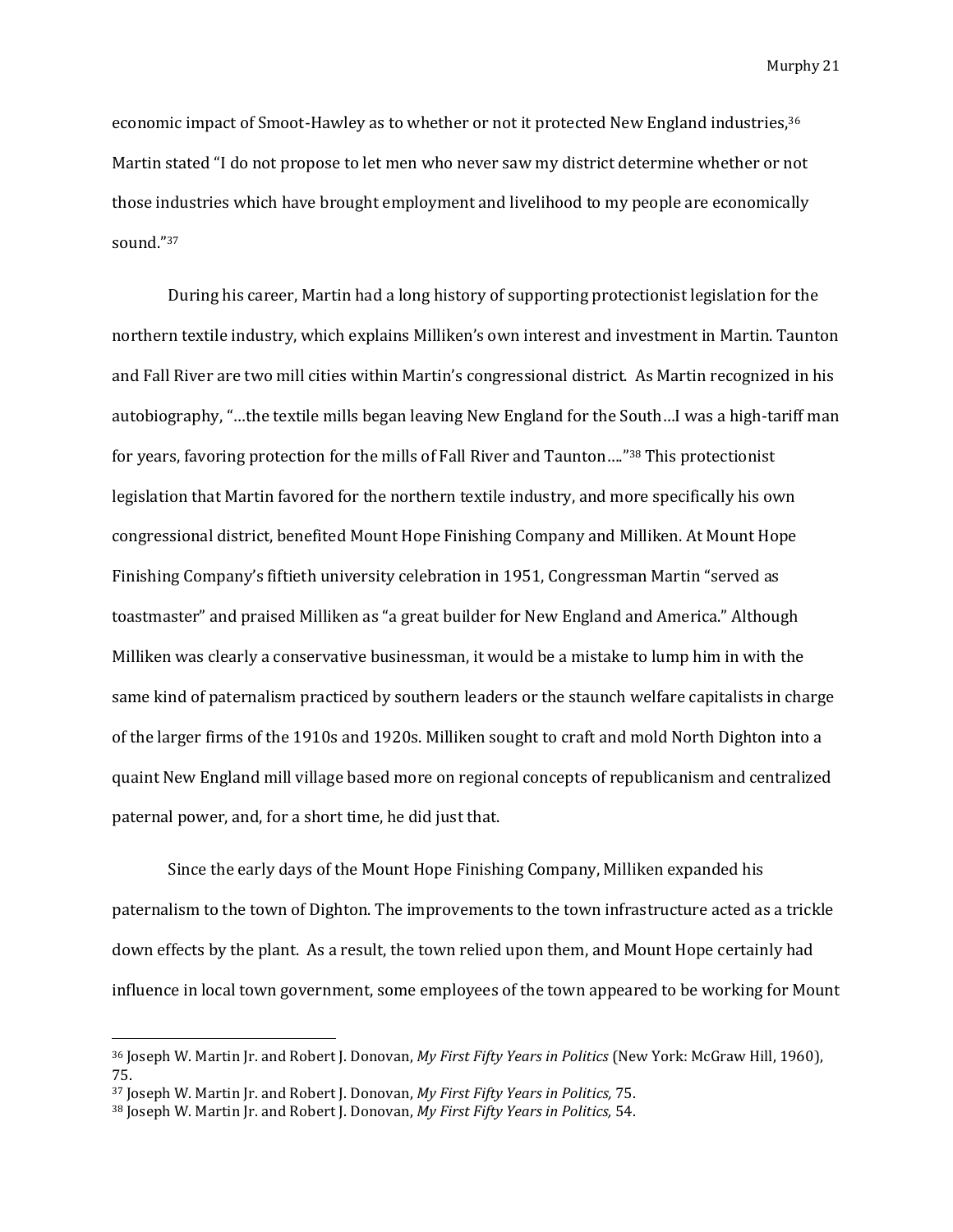economic impact of Smoot-Hawley as to whether or not it protected New England industries,[36] Martin stated "I do not propose to let men who never saw my district determine whether or not those industries which have brought employment and livelihood to my people are economically sound."[37]

During his career, Martin had a long history of supporting protectionist legislation for the northern textile industry, which explains Milliken's own interest and investment in Martin. Taunton and Fall River are two mill cities within Martin's congressional district. As Martin recognized in his autobiography, "…the textile mills began leaving New England for the South…I was a high-tariff man for years, favoring protection for the mills of Fall River and Taunton…."[38] This protectionist legislation that Martin favored for the northern textile industry, and more specifically his own congressional district, benefited Mount Hope Finishing Company and Milliken. At Mount Hope Finishing Company's fiftieth university celebration in 1951, Congressman Martin "served as toastmaster" and praised Milliken as "a great builder for New England and America." Although Milliken was clearly a conservative businessman, it would be a mistake to lump him in with the same kind of paternalism practiced by southern leaders or the staunch welfare capitalists in charge of the larger firms of the 1910s and 1920s. Milliken sought to craft and mold North Dighton into a quaint New England mill village based more on regional concepts of republicanism and centralized paternal power, and, for a short time, he did just that.

Since the early days of the Mount Hope Finishing Company, Milliken expanded his paternalism to the town of Dighton. The improvements to the town infrastructure acted as a trickle down effects by the plant. As a result, the town relied upon them, and Mount Hope certainly had influence in local town government, some employees of the town appeared to be working for Mount

---

[36] Joseph W. Martin Jr. and Robert J. Donovan, *My First Fifty Years in Politics* (New York: McGraw Hill, 1960), 75.

[37] Joseph W. Martin Jr. and Robert J. Donovan, *My First Fifty Years in Politics,* 75.

[38] Joseph W. Martin Jr. and Robert J. Donovan, *My First Fifty Years in Politics,* 54.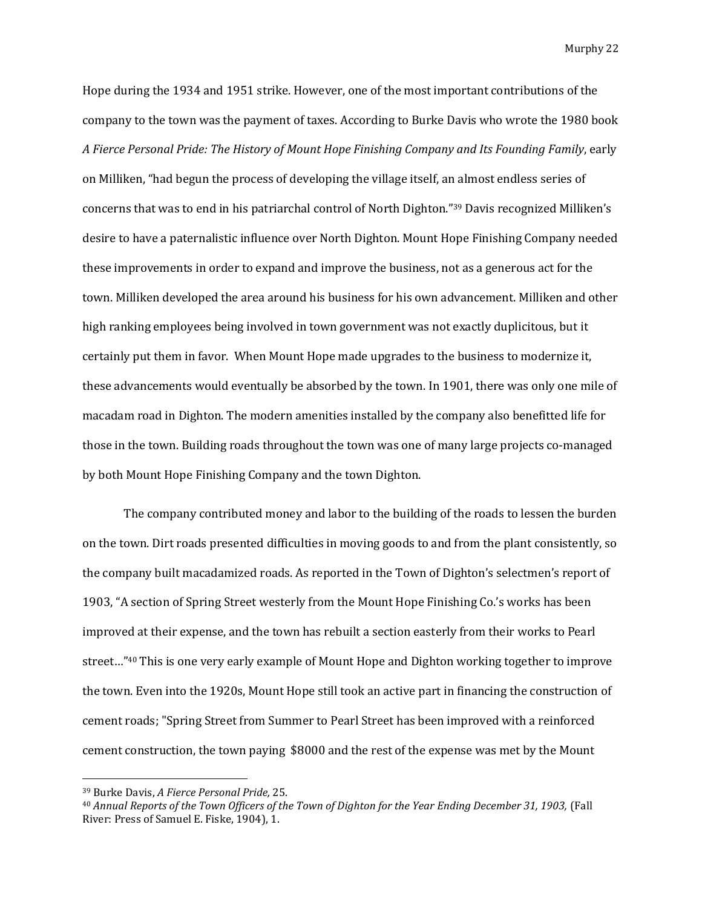Hope during the 1934 and 1951 strike. However, one of the most important contributions of the company to the town was the payment of taxes. According to Burke Davis who wrote the 1980 book *A Fierce Personal Pride: The History of Mount Hope Finishing Company and Its Founding Family*, early on Milliken, "had begun the process of developing the village itself, an almost endless series of concerns that was to end in his patriarchal control of North Dighton."[39] Davis recognized Milliken's desire to have a paternalistic influence over North Dighton. Mount Hope Finishing Company needed these improvements in order to expand and improve the business, not as a generous act for the town. Milliken developed the area around his business for his own advancement. Milliken and other high ranking employees being involved in town government was not exactly duplicitous, but it certainly put them in favor. When Mount Hope made upgrades to the business to modernize it, these advancements would eventually be absorbed by the town. In 1901, there was only one mile of macadam road in Dighton. The modern amenities installed by the company also benefitted life for those in the town. Building roads throughout the town was one of many large projects co-managed by both Mount Hope Finishing Company and the town Dighton.

The company contributed money and labor to the building of the roads to lessen the burden on the town. Dirt roads presented difficulties in moving goods to and from the plant consistently, so the company built macadamized roads. As reported in the Town of Dighton's selectmen's report of 1903, "A section of Spring Street westerly from the Mount Hope Finishing Co.'s works has been improved at their expense, and the town has rebuilt a section easterly from their works to Pearl street…"[40] This is one very early example of Mount Hope and Dighton working together to improve the town. Even into the 1920s, Mount Hope still took an active part in financing the construction of cement roads; "Spring Street from Summer to Pearl Street has been improved with a reinforced cement construction, the town paying $8000 and the rest of the expense was met by the Mount

---

[39] Burke Davis, *A Fierce Personal Pride,* 25.

[40] *Annual Reports of the Town Officers of the Town of Dighton for the Year Ending December 31, 1903,* (Fall River: Press of Samuel E. Fiske, 1904), 1.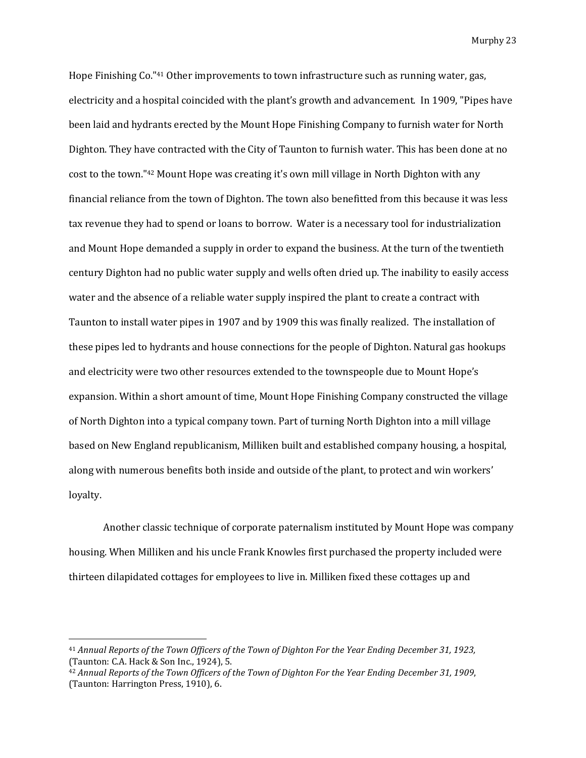Hope Finishing Co."[41] Other improvements to town infrastructure such as running water, gas, electricity and a hospital coincided with the plant's growth and advancement. In 1909, "Pipes have been laid and hydrants erected by the Mount Hope Finishing Company to furnish water for North Dighton. They have contracted with the City of Taunton to furnish water. This has been done at no cost to the town."[42] Mount Hope was creating it's own mill village in North Dighton with any financial reliance from the town of Dighton. The town also benefitted from this because it was less tax revenue they had to spend or loans to borrow. Water is a necessary tool for industrialization and Mount Hope demanded a supply in order to expand the business. At the turn of the twentieth century Dighton had no public water supply and wells often dried up. The inability to easily access water and the absence of a reliable water supply inspired the plant to create a contract with Taunton to install water pipes in 1907 and by 1909 this was finally realized. The installation of these pipes led to hydrants and house connections for the people of Dighton. Natural gas hookups and electricity were two other resources extended to the townspeople due to Mount Hope's expansion. Within a short amount of time, Mount Hope Finishing Company constructed the village of North Dighton into a typical company town. Part of turning North Dighton into a mill village based on New England republicanism, Milliken built and established company housing, a hospital, along with numerous benefits both inside and outside of the plant, to protect and win workers' loyalty.

Another classic technique of corporate paternalism instituted by Mount Hope was company housing. When Milliken and his uncle Frank Knowles first purchased the property included were thirteen dilapidated cottages for employees to live in. Milliken fixed these cottages up and

---

[41] *Annual Reports of the Town Officers of the Town of Dighton For the Year Ending December 31, 1923,* (Taunton: C.A. Hack & Son Inc., 1924), 5.

[42] *Annual Reports of the Town Officers of the Town of Dighton For the Year Ending December 31, 1909*, (Taunton: Harrington Press, 1910), 6.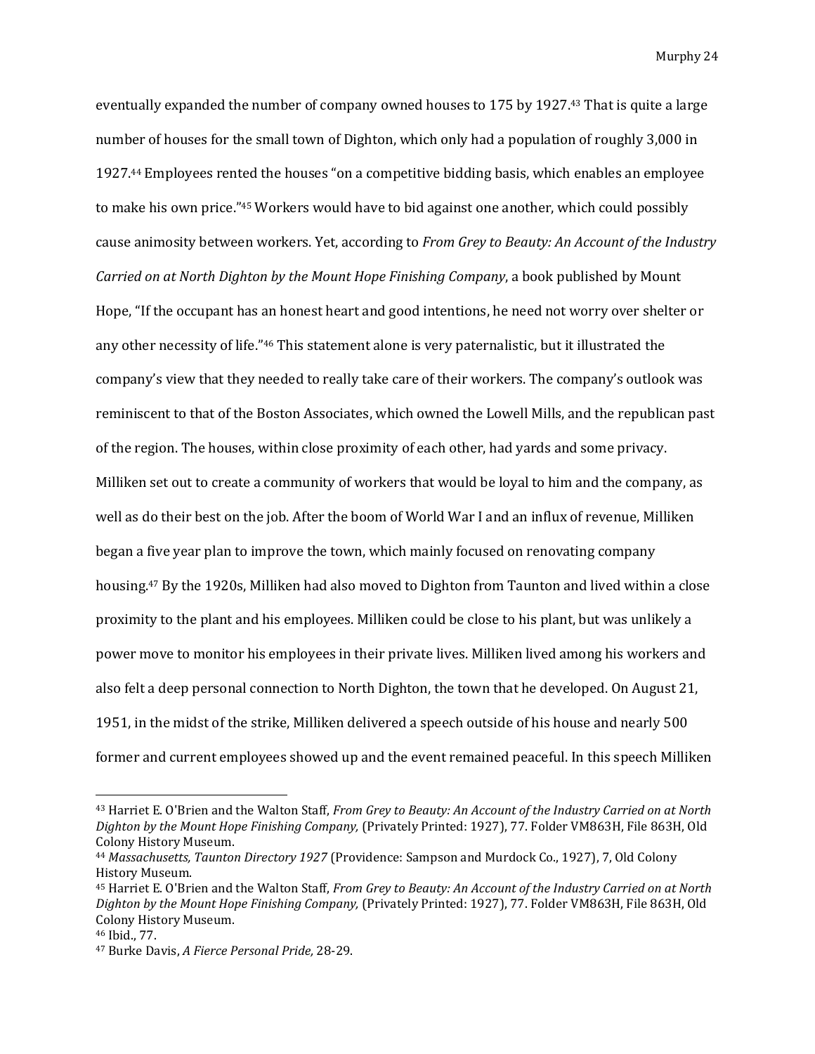eventually expanded the number of company owned houses to 175 by 1927.[43] That is quite a large number of houses for the small town of Dighton, which only had a population of roughly 3,000 in 1927.[44] Employees rented the houses "on a competitive bidding basis, which enables an employee to make his own price."[45] Workers would have to bid against one another, which could possibly cause animosity between workers. Yet, according to *From Grey to Beauty: An Account of the Industry Carried on at North Dighton by the Mount Hope Finishing Company*, a book published by Mount Hope, "If the occupant has an honest heart and good intentions, he need not worry over shelter or any other necessity of life."[46] This statement alone is very paternalistic, but it illustrated the company's view that they needed to really take care of their workers. The company's outlook was reminiscent to that of the Boston Associates, which owned the Lowell Mills, and the republican past of the region. The houses, within close proximity of each other, had yards and some privacy. Milliken set out to create a community of workers that would be loyal to him and the company, as well as do their best on the job. After the boom of World War I and an influx of revenue, Milliken began a five year plan to improve the town, which mainly focused on renovating company housing.[47] By the 1920s, Milliken had also moved to Dighton from Taunton and lived within a close proximity to the plant and his employees. Milliken could be close to his plant, but was unlikely a power move to monitor his employees in their private lives. Milliken lived among his workers and also felt a deep personal connection to North Dighton, the town that he developed. On August 21, 1951, in the midst of the strike, Milliken delivered a speech outside of his house and nearly 500 former and current employees showed up and the event remained peaceful. In this speech Milliken

---

[43] Harriet E. O'Brien and the Walton Staff, *From Grey to Beauty: An Account of the Industry Carried on at North Dighton by the Mount Hope Finishing Company,* (Privately Printed: 1927), 77. Folder VM863H, File 863H, Old Colony History Museum.

[44] *Massachusetts, Taunton Directory 1927* (Providence: Sampson and Murdock Co., 1927), 7, Old Colony History Museum.

[45] Harriet E. O'Brien and the Walton Staff, *From Grey to Beauty: An Account of the Industry Carried on at North Dighton by the Mount Hope Finishing Company,* (Privately Printed: 1927), 77. Folder VM863H, File 863H, Old Colony History Museum.

[46] Ibid., 77.

[47] Burke Davis, *A Fierce Personal Pride,* 28-29.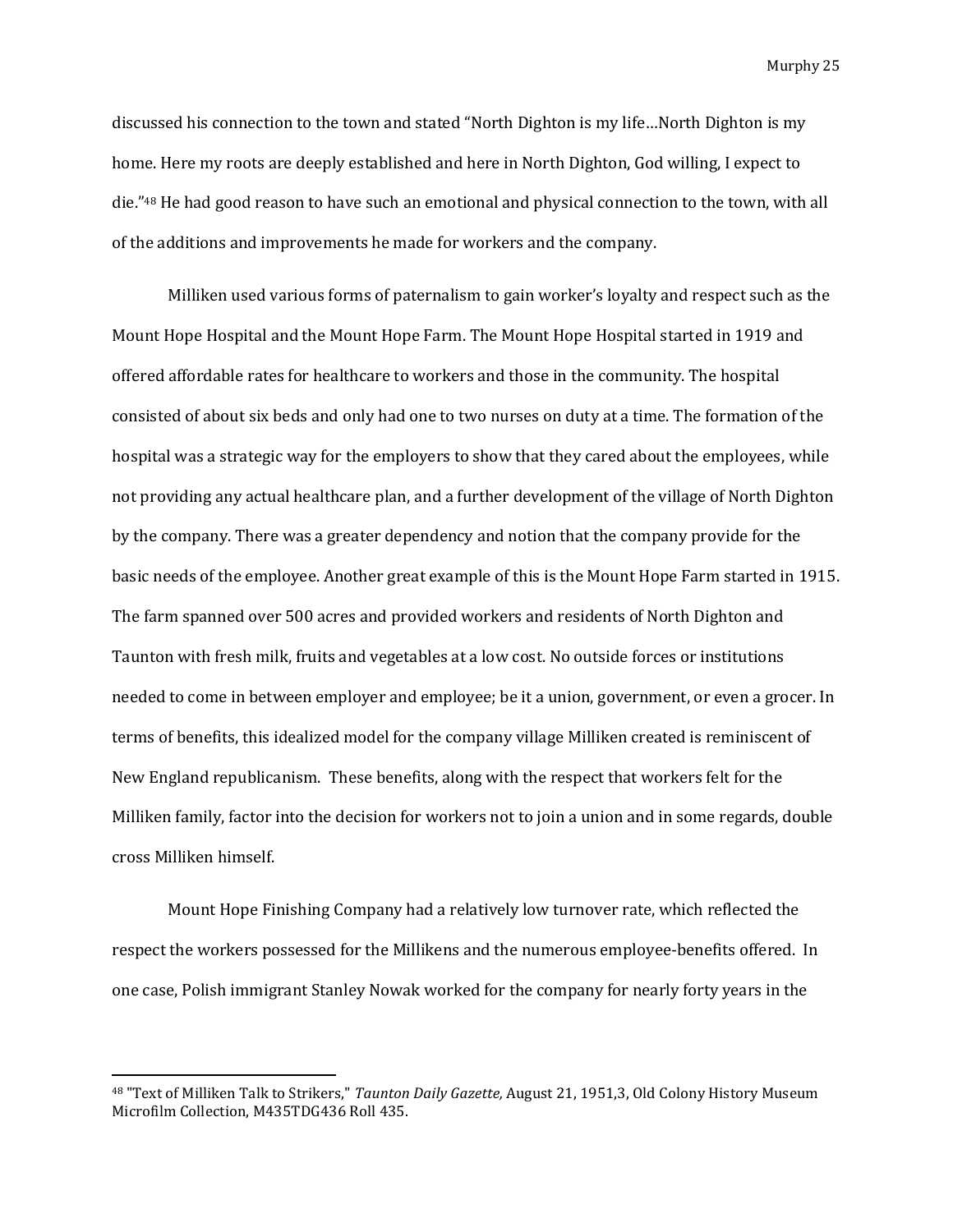discussed his connection to the town and stated "North Dighton is my life…North Dighton is my home. Here my roots are deeply established and here in North Dighton, God willing, I expect to die."[48] He had good reason to have such an emotional and physical connection to the town, with all of the additions and improvements he made for workers and the company.

Milliken used various forms of paternalism to gain worker's loyalty and respect such as the Mount Hope Hospital and the Mount Hope Farm. The Mount Hope Hospital started in 1919 and offered affordable rates for healthcare to workers and those in the community. The hospital consisted of about six beds and only had one to two nurses on duty at a time. The formation of the hospital was a strategic way for the employers to show that they cared about the employees, while not providing any actual healthcare plan, and a further development of the village of North Dighton by the company. There was a greater dependency and notion that the company provide for the basic needs of the employee. Another great example of this is the Mount Hope Farm started in 1915. The farm spanned over 500 acres and provided workers and residents of North Dighton and Taunton with fresh milk, fruits and vegetables at a low cost. No outside forces or institutions needed to come in between employer and employee; be it a union, government, or even a grocer. In terms of benefits, this idealized model for the company village Milliken created is reminiscent of New England republicanism. These benefits, along with the respect that workers felt for the Milliken family, factor into the decision for workers not to join a union and in some regards, double cross Milliken himself.

Mount Hope Finishing Company had a relatively low turnover rate, which reflected the respect the workers possessed for the Millikens and the numerous employee-benefits offered. In one case, Polish immigrant Stanley Nowak worked for the company for nearly forty years in the

[48] "Text of Milliken Talk to Strikers," *Taunton Daily Gazette,* August 21, 1951,3, Old Colony History Museum Microfilm Collection, M435TDG436 Roll 435.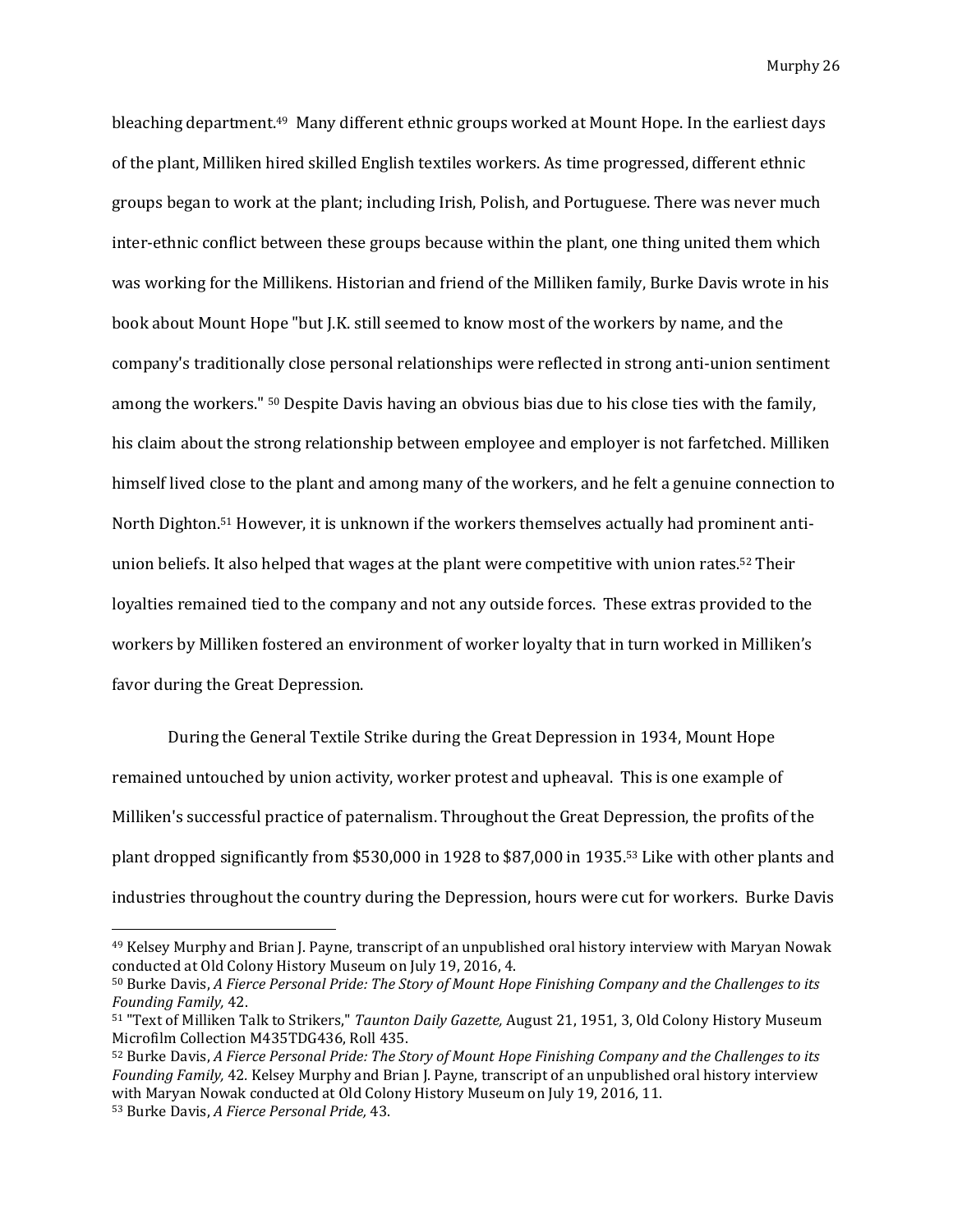bleaching department.[49] Many different ethnic groups worked at Mount Hope. In the earliest days of the plant, Milliken hired skilled English textiles workers. As time progressed, different ethnic groups began to work at the plant; including Irish, Polish, and Portuguese. There was never much inter-ethnic conflict between these groups because within the plant, one thing united them which was working for the Millikens. Historian and friend of the Milliken family, Burke Davis wrote in his book about Mount Hope "but J.K. still seemed to know most of the workers by name, and the company's traditionally close personal relationships were reflected in strong anti-union sentiment among the workers." [50] Despite Davis having an obvious bias due to his close ties with the family, his claim about the strong relationship between employee and employer is not farfetched. Milliken himself lived close to the plant and among many of the workers, and he felt a genuine connection to North Dighton.[51] However, it is unknown if the workers themselves actually had prominent anti-union beliefs. It also helped that wages at the plant were competitive with union rates.[52] Their loyalties remained tied to the company and not any outside forces. These extras provided to the workers by Milliken fostered an environment of worker loyalty that in turn worked in Milliken's favor during the Great Depression.

During the General Textile Strike during the Great Depression in 1934, Mount Hope remained untouched by union activity, worker protest and upheaval. This is one example of Milliken's successful practice of paternalism. Throughout the Great Depression, the profits of the plant dropped significantly from $530,000 in 1928 to $87,000 in 1935.[53] Like with other plants and industries throughout the country during the Depression, hours were cut for workers. Burke Davis

---

[49] Kelsey Murphy and Brian J. Payne, transcript of an unpublished oral history interview with Maryan Nowak conducted at Old Colony History Museum on July 19, 2016, 4.

[50] Burke Davis, *A Fierce Personal Pride: The Story of Mount Hope Finishing Company and the Challenges to its Founding Family,* 42.

[51] "Text of Milliken Talk to Strikers," *Taunton Daily Gazette,* August 21, 1951, 3, Old Colony History Museum Microfilm Collection M435TDG436, Roll 435.

[52] Burke Davis, *A Fierce Personal Pride: The Story of Mount Hope Finishing Company and the Challenges to its Founding Family,* 42. Kelsey Murphy and Brian J. Payne, transcript of an unpublished oral history interview with Maryan Nowak conducted at Old Colony History Museum on July 19, 2016, 11.

[53] Burke Davis, *A Fierce Personal Pride,* 43.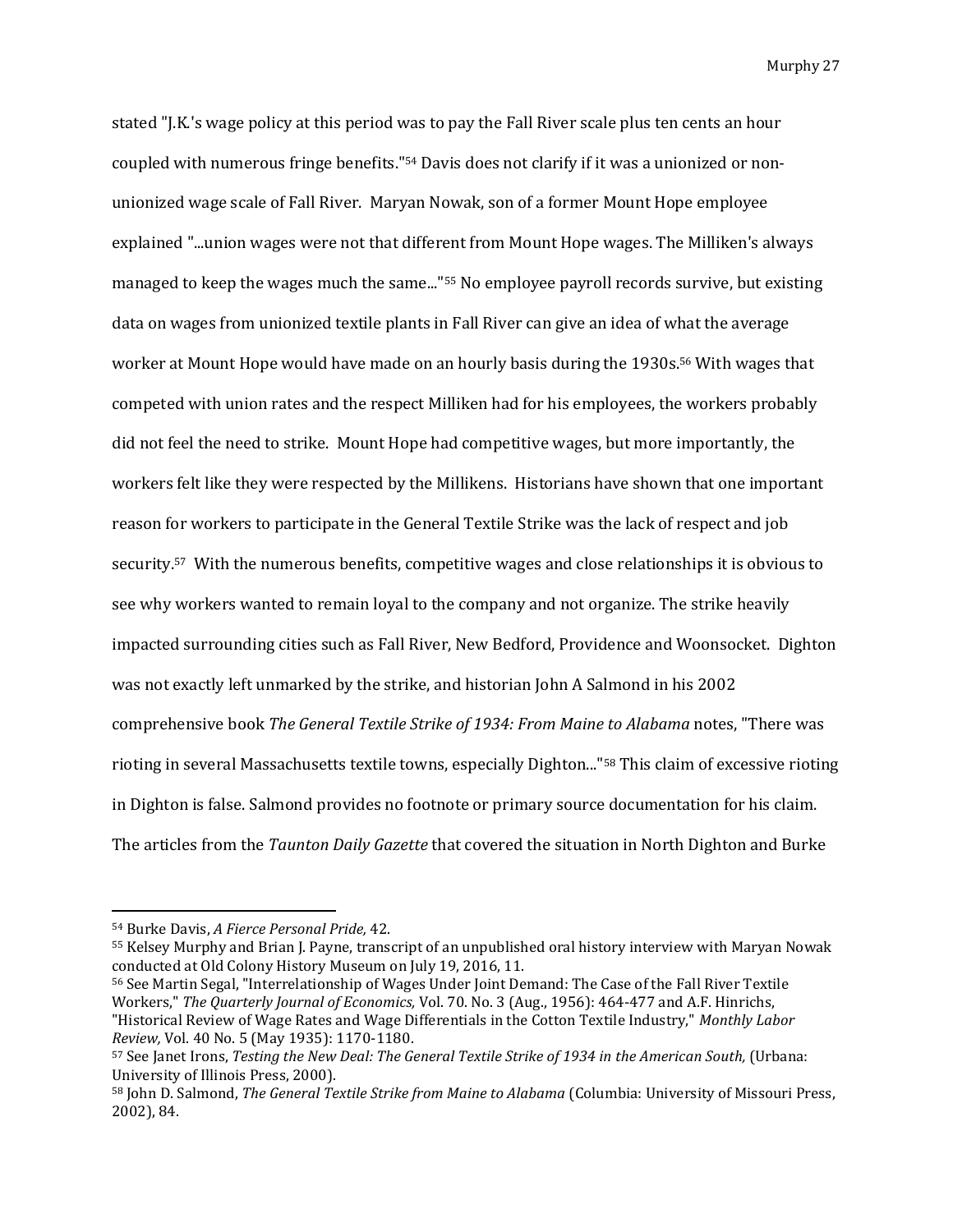stated "J.K.'s wage policy at this period was to pay the Fall River scale plus ten cents an hour coupled with numerous fringe benefits."[54] Davis does not clarify if it was a unionized or non-unionized wage scale of Fall River. Maryan Nowak, son of a former Mount Hope employee explained "...union wages were not that different from Mount Hope wages. The Milliken's always managed to keep the wages much the same..."[55] No employee payroll records survive, but existing data on wages from unionized textile plants in Fall River can give an idea of what the average worker at Mount Hope would have made on an hourly basis during the 1930s.[56] With wages that competed with union rates and the respect Milliken had for his employees, the workers probably did not feel the need to strike. Mount Hope had competitive wages, but more importantly, the workers felt like they were respected by the Millikens. Historians have shown that one important reason for workers to participate in the General Textile Strike was the lack of respect and job security.[57] With the numerous benefits, competitive wages and close relationships it is obvious to see why workers wanted to remain loyal to the company and not organize. The strike heavily impacted surrounding cities such as Fall River, New Bedford, Providence and Woonsocket. Dighton was not exactly left unmarked by the strike, and historian John A Salmond in his 2002 comprehensive book *The General Textile Strike of 1934: From Maine to Alabama* notes, "There was rioting in several Massachusetts textile towns, especially Dighton..."[58] This claim of excessive rioting in Dighton is false. Salmond provides no footnote or primary source documentation for his claim. The articles from the *Taunton Daily Gazette* that covered the situation in North Dighton and Burke

---

[54] Burke Davis, *A Fierce Personal Pride,* 42.

[55] Kelsey Murphy and Brian J. Payne, transcript of an unpublished oral history interview with Maryan Nowak conducted at Old Colony History Museum on July 19, 2016, 11.

[56] See Martin Segal, "Interrelationship of Wages Under Joint Demand: The Case of the Fall River Textile Workers," *The Quarterly Journal of Economics,* Vol. 70. No. 3 (Aug., 1956): 464-477 and A.F. Hinrichs, "Historical Review of Wage Rates and Wage Differentials in the Cotton Textile Industry," *Monthly Labor Review,* Vol. 40 No. 5 (May 1935): 1170-1180.

[57] See Janet Irons, *Testing the New Deal: The General Textile Strike of 1934 in the American South,* (Urbana: University of Illinois Press, 2000).

[58] John D. Salmond, *The General Textile Strike from Maine to Alabama* (Columbia: University of Missouri Press, 2002), 84.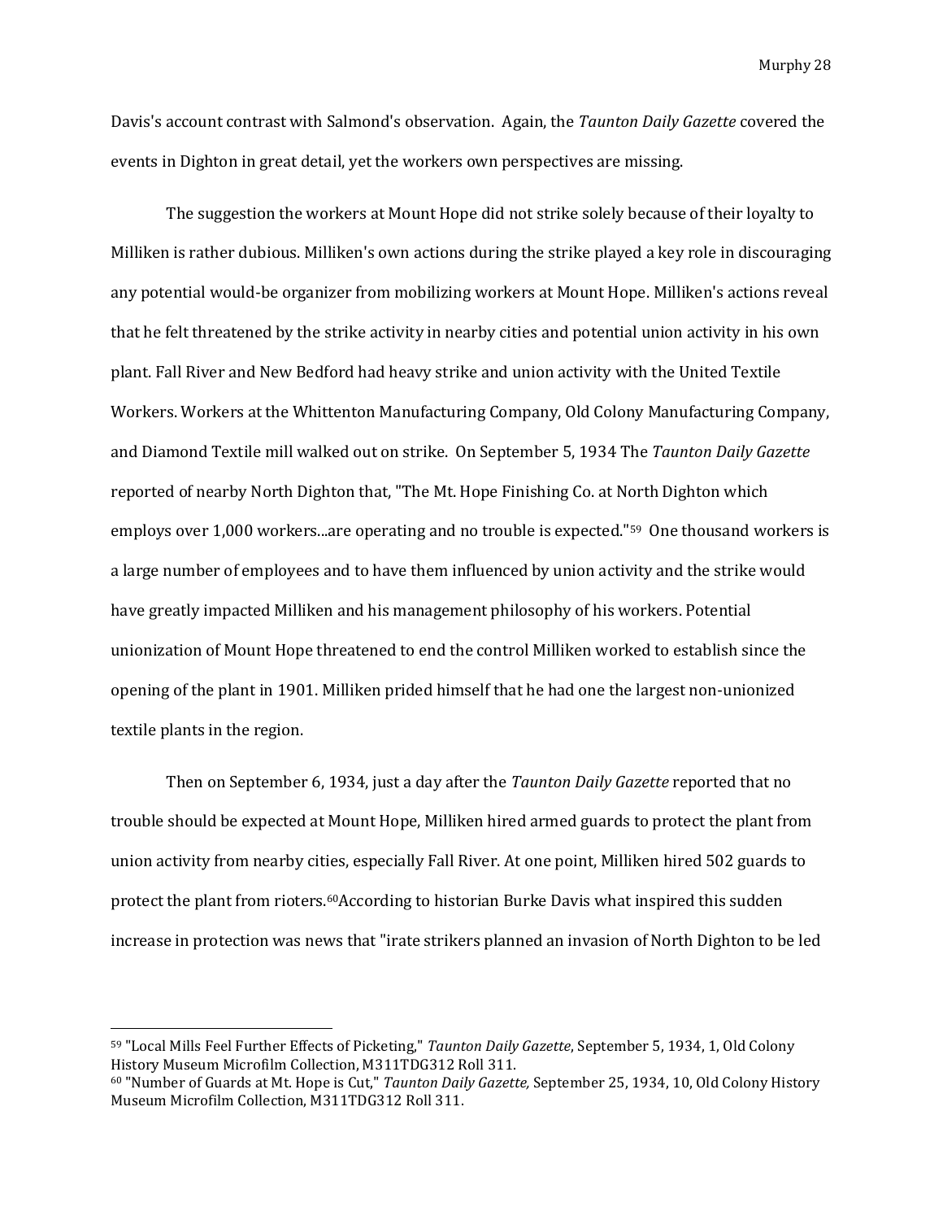Davis's account contrast with Salmond's observation. Again, the *Taunton Daily Gazette* covered the events in Dighton in great detail, yet the workers own perspectives are missing.

The suggestion the workers at Mount Hope did not strike solely because of their loyalty to Milliken is rather dubious. Milliken's own actions during the strike played a key role in discouraging any potential would-be organizer from mobilizing workers at Mount Hope. Milliken's actions reveal that he felt threatened by the strike activity in nearby cities and potential union activity in his own plant. Fall River and New Bedford had heavy strike and union activity with the United Textile Workers. Workers at the Whittenton Manufacturing Company, Old Colony Manufacturing Company, and Diamond Textile mill walked out on strike. On September 5, 1934 The *Taunton Daily Gazette* reported of nearby North Dighton that, "The Mt. Hope Finishing Co. at North Dighton which employs over 1,000 workers...are operating and no trouble is expected."[59] One thousand workers is a large number of employees and to have them influenced by union activity and the strike would have greatly impacted Milliken and his management philosophy of his workers. Potential unionization of Mount Hope threatened to end the control Milliken worked to establish since the opening of the plant in 1901. Milliken prided himself that he had one the largest non-unionized textile plants in the region.

Then on September 6, 1934, just a day after the *Taunton Daily Gazette* reported that no trouble should be expected at Mount Hope, Milliken hired armed guards to protect the plant from union activity from nearby cities, especially Fall River. At one point, Milliken hired 502 guards to protect the plant from rioters.[60]According to historian Burke Davis what inspired this sudden increase in protection was news that "irate strikers planned an invasion of North Dighton to be led

---

[59] "Local Mills Feel Further Effects of Picketing," *Taunton Daily Gazette*, September 5, 1934, 1, Old Colony History Museum Microfilm Collection, M311TDG312 Roll 311.

[60] "Number of Guards at Mt. Hope is Cut," *Taunton Daily Gazette,* September 25, 1934, 10, Old Colony History Museum Microfilm Collection, M311TDG312 Roll 311.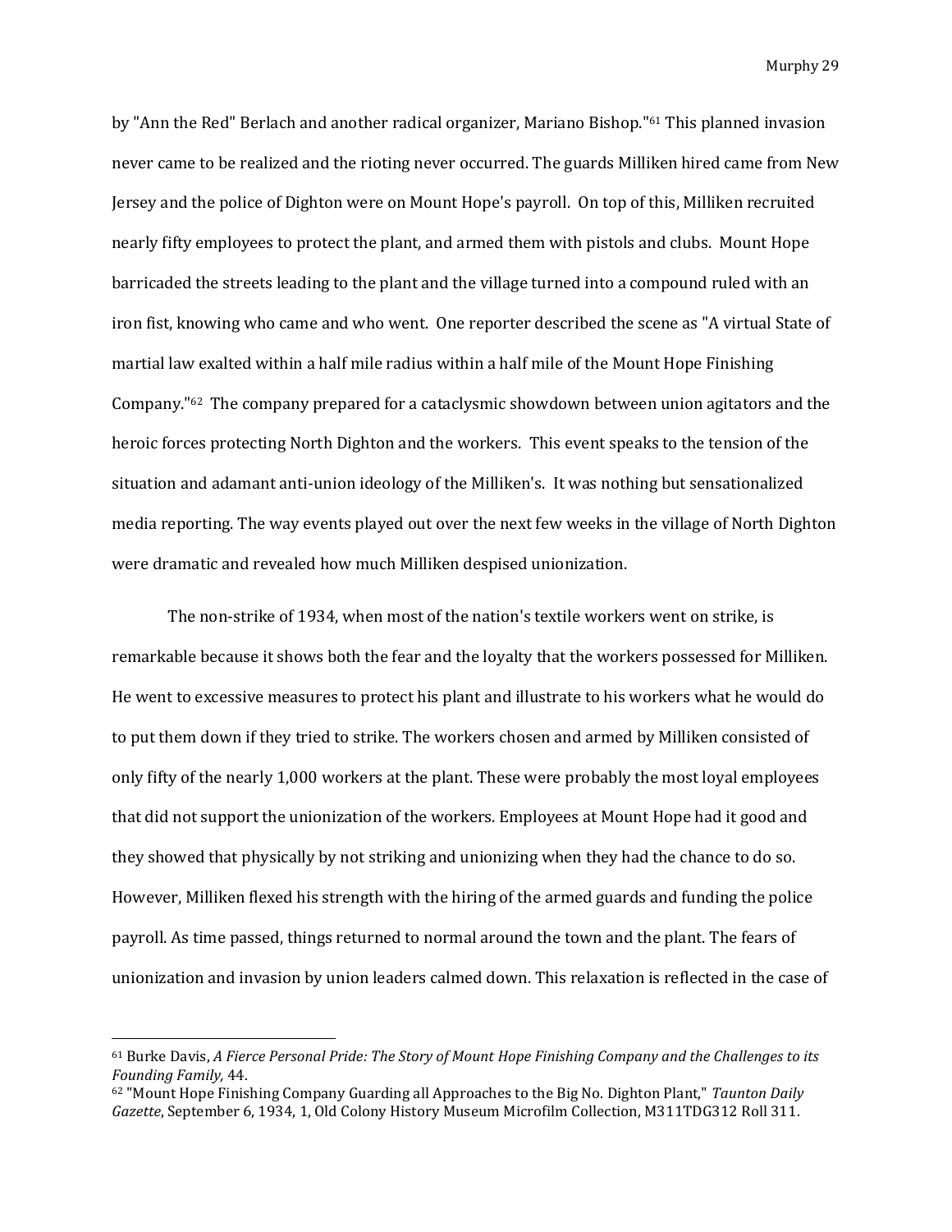by "Ann the Red" Berlach and another radical organizer, Mariano Bishop."[61] This planned invasion never came to be realized and the rioting never occurred. The guards Milliken hired came from New Jersey and the police of Dighton were on Mount Hope's payroll. On top of this, Milliken recruited nearly fifty employees to protect the plant, and armed them with pistols and clubs. Mount Hope barricaded the streets leading to the plant and the village turned into a compound ruled with an iron fist, knowing who came and who went. One reporter described the scene as "A virtual State of martial law exalted within a half mile radius within a half mile of the Mount Hope Finishing Company."[62] The company prepared for a cataclysmic showdown between union agitators and the heroic forces protecting North Dighton and the workers. This event speaks to the tension of the situation and adamant anti-union ideology of the Milliken's. It was nothing but sensationalized media reporting. The way events played out over the next few weeks in the village of North Dighton were dramatic and revealed how much Milliken despised unionization.

The non-strike of 1934, when most of the nation's textile workers went on strike, is remarkable because it shows both the fear and the loyalty that the workers possessed for Milliken. He went to excessive measures to protect his plant and illustrate to his workers what he would do to put them down if they tried to strike. The workers chosen and armed by Milliken consisted of only fifty of the nearly 1,000 workers at the plant. These were probably the most loyal employees that did not support the unionization of the workers. Employees at Mount Hope had it good and they showed that physically by not striking and unionizing when they had the chance to do so. However, Milliken flexed his strength with the hiring of the armed guards and funding the police payroll. As time passed, things returned to normal around the town and the plant. The fears of unionization and invasion by union leaders calmed down. This relaxation is reflected in the case of

---

[61] Burke Davis, *A Fierce Personal Pride: The Story of Mount Hope Finishing Company and the Challenges to its Founding Family,* 44.

[62] "Mount Hope Finishing Company Guarding all Approaches to the Big No. Dighton Plant," *Taunton Daily Gazette*, September 6, 1934, 1, Old Colony History Museum Microfilm Collection, M311TDG312 Roll 311.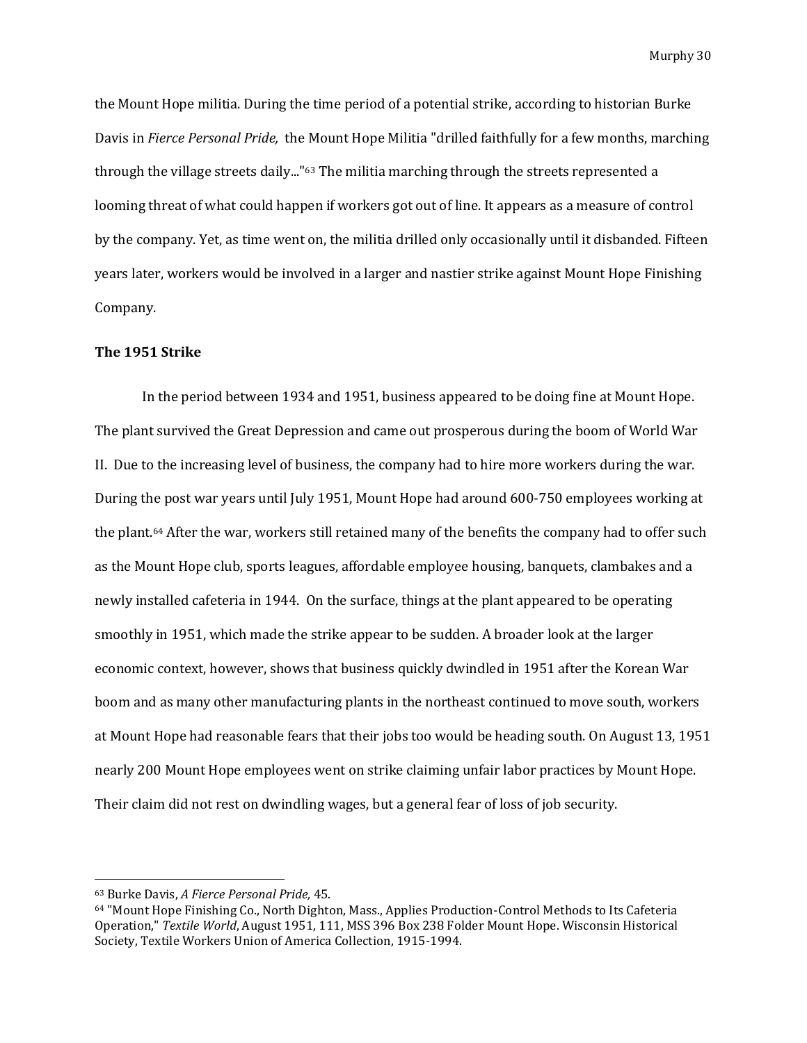the Mount Hope militia. During the time period of a potential strike, according to historian Burke Davis in *Fierce Personal Pride,* the Mount Hope Militia "drilled faithfully for a few months, marching through the village streets daily..."[63] The militia marching through the streets represented a looming threat of what could happen if workers got out of line. It appears as a measure of control by the company. Yet, as time went on, the militia drilled only occasionally until it disbanded. Fifteen years later, workers would be involved in a larger and nastier strike against Mount Hope Finishing Company.

### The 1951 Strike

In the period between 1934 and 1951, business appeared to be doing fine at Mount Hope. The plant survived the Great Depression and came out prosperous during the boom of World War II. Due to the increasing level of business, the company had to hire more workers during the war. During the post war years until July 1951, Mount Hope had around 600-750 employees working at the plant.[64] After the war, workers still retained many of the benefits the company had to offer such as the Mount Hope club, sports leagues, affordable employee housing, banquets, clambakes and a newly installed cafeteria in 1944. On the surface, things at the plant appeared to be operating smoothly in 1951, which made the strike appear to be sudden. A broader look at the larger economic context, however, shows that business quickly dwindled in 1951 after the Korean War boom and as many other manufacturing plants in the northeast continued to move south, workers at Mount Hope had reasonable fears that their jobs too would be heading south. On August 13, 1951 nearly 200 Mount Hope employees went on strike claiming unfair labor practices by Mount Hope. Their claim did not rest on dwindling wages, but a general fear of loss of job security.

---

[63] Burke Davis, *A Fierce Personal Pride,* 45.

[64] "Mount Hope Finishing Co., North Dighton, Mass., Applies Production-Control Methods to Its Cafeteria Operation," *Textile World*, August 1951, 111, MSS 396 Box 238 Folder Mount Hope. Wisconsin Historical Society, Textile Workers Union of America Collection, 1915-1994.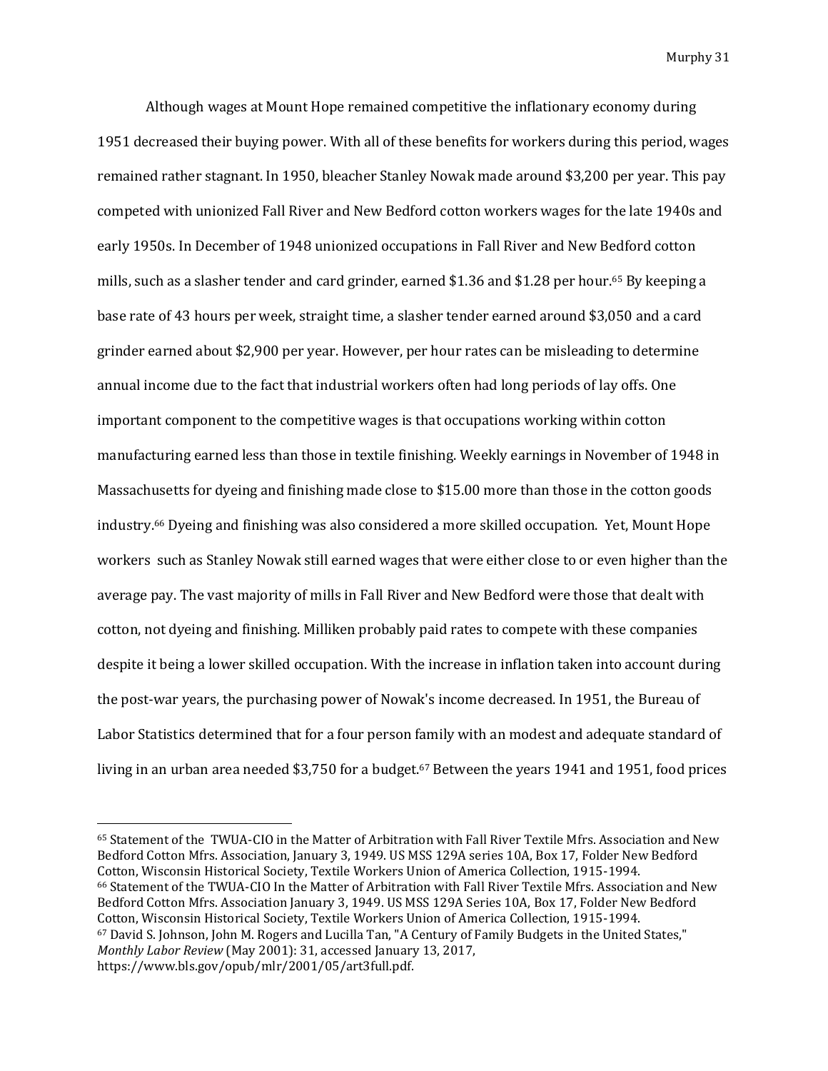Although wages at Mount Hope remained competitive the inflationary economy during 1951 decreased their buying power. With all of these benefits for workers during this period, wages remained rather stagnant. In 1950, bleacher Stanley Nowak made around $3,200 per year. This pay competed with unionized Fall River and New Bedford cotton workers wages for the late 1940s and early 1950s. In December of 1948 unionized occupations in Fall River and New Bedford cotton mills, such as a slasher tender and card grinder, earned $1.36 and $1.28 per hour.[65] By keeping a base rate of 43 hours per week, straight time, a slasher tender earned around $3,050 and a card grinder earned about $2,900 per year. However, per hour rates can be misleading to determine annual income due to the fact that industrial workers often had long periods of lay offs. One important component to the competitive wages is that occupations working within cotton manufacturing earned less than those in textile finishing. Weekly earnings in November of 1948 in Massachusetts for dyeing and finishing made close to $15.00 more than those in the cotton goods industry.[66] Dyeing and finishing was also considered a more skilled occupation. Yet, Mount Hope workers such as Stanley Nowak still earned wages that were either close to or even higher than the average pay. The vast majority of mills in Fall River and New Bedford were those that dealt with cotton, not dyeing and finishing. Milliken probably paid rates to compete with these companies despite it being a lower skilled occupation. With the increase in inflation taken into account during the post-war years, the purchasing power of Nowak's income decreased. In 1951, the Bureau of Labor Statistics determined that for a four person family with an modest and adequate standard of living in an urban area needed $3,750 for a budget.[67] Between the years 1941 and 1951, food prices

---

[65] Statement of the TWUA-CIO in the Matter of Arbitration with Fall River Textile Mfrs. Association and New Bedford Cotton Mfrs. Association, January 3, 1949. US MSS 129A series 10A, Box 17, Folder New Bedford Cotton, Wisconsin Historical Society, Textile Workers Union of America Collection, 1915-1994.

[66] Statement of the TWUA-CIO In the Matter of Arbitration with Fall River Textile Mfrs. Association and New Bedford Cotton Mfrs. Association January 3, 1949. US MSS 129A Series 10A, Box 17, Folder New Bedford Cotton, Wisconsin Historical Society, Textile Workers Union of America Collection, 1915-1994.

[67] David S. Johnson, John M. Rogers and Lucilla Tan, "A Century of Family Budgets in the United States," *Monthly Labor Review* (May 2001): 31, accessed January 13, 2017, https://www.bls.gov/opub/mlr/2001/05/art3full.pdf.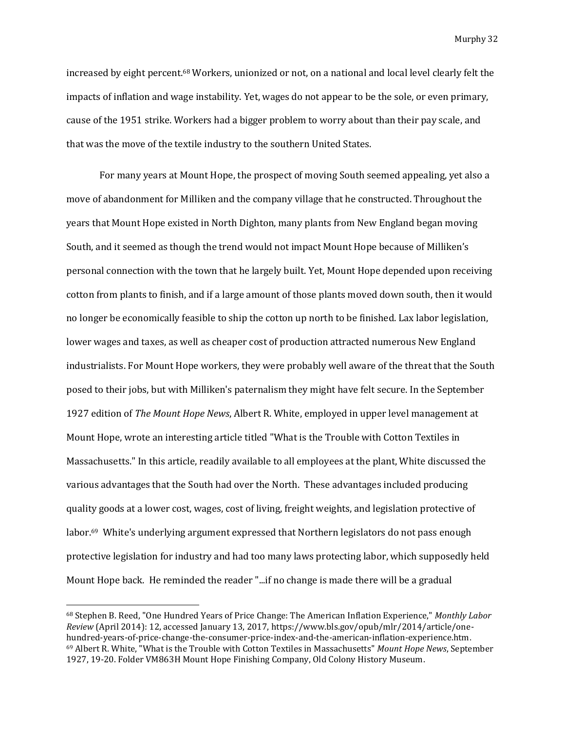increased by eight percent.[68] Workers, unionized or not, on a national and local level clearly felt the impacts of inflation and wage instability. Yet, wages do not appear to be the sole, or even primary, cause of the 1951 strike. Workers had a bigger problem to worry about than their pay scale, and that was the move of the textile industry to the southern United States.

For many years at Mount Hope, the prospect of moving South seemed appealing, yet also a move of abandonment for Milliken and the company village that he constructed. Throughout the years that Mount Hope existed in North Dighton, many plants from New England began moving South, and it seemed as though the trend would not impact Mount Hope because of Milliken's personal connection with the town that he largely built. Yet, Mount Hope depended upon receiving cotton from plants to finish, and if a large amount of those plants moved down south, then it would no longer be economically feasible to ship the cotton up north to be finished. Lax labor legislation, lower wages and taxes, as well as cheaper cost of production attracted numerous New England industrialists. For Mount Hope workers, they were probably well aware of the threat that the South posed to their jobs, but with Milliken's paternalism they might have felt secure. In the September 1927 edition of *The Mount Hope News*, Albert R. White, employed in upper level management at Mount Hope, wrote an interesting article titled "What is the Trouble with Cotton Textiles in Massachusetts." In this article, readily available to all employees at the plant, White discussed the various advantages that the South had over the North. These advantages included producing quality goods at a lower cost, wages, cost of living, freight weights, and legislation protective of labor.[69] White's underlying argument expressed that Northern legislators do not pass enough protective legislation for industry and had too many laws protecting labor, which supposedly held Mount Hope back. He reminded the reader "...if no change is made there will be a gradual

---

[68] Stephen B. Reed, "One Hundred Years of Price Change: The American Inflation Experience," *Monthly Labor Review* (April 2014): 12, accessed January 13, 2017, https://www.bls.gov/opub/mlr/2014/article/one-hundred-years-of-price-change-the-consumer-price-index-and-the-american-inflation-experience.htm.

[69] Albert R. White, "What is the Trouble with Cotton Textiles in Massachusetts" *Mount Hope News*, September 1927, 19-20. Folder VM863H Mount Hope Finishing Company, Old Colony History Museum.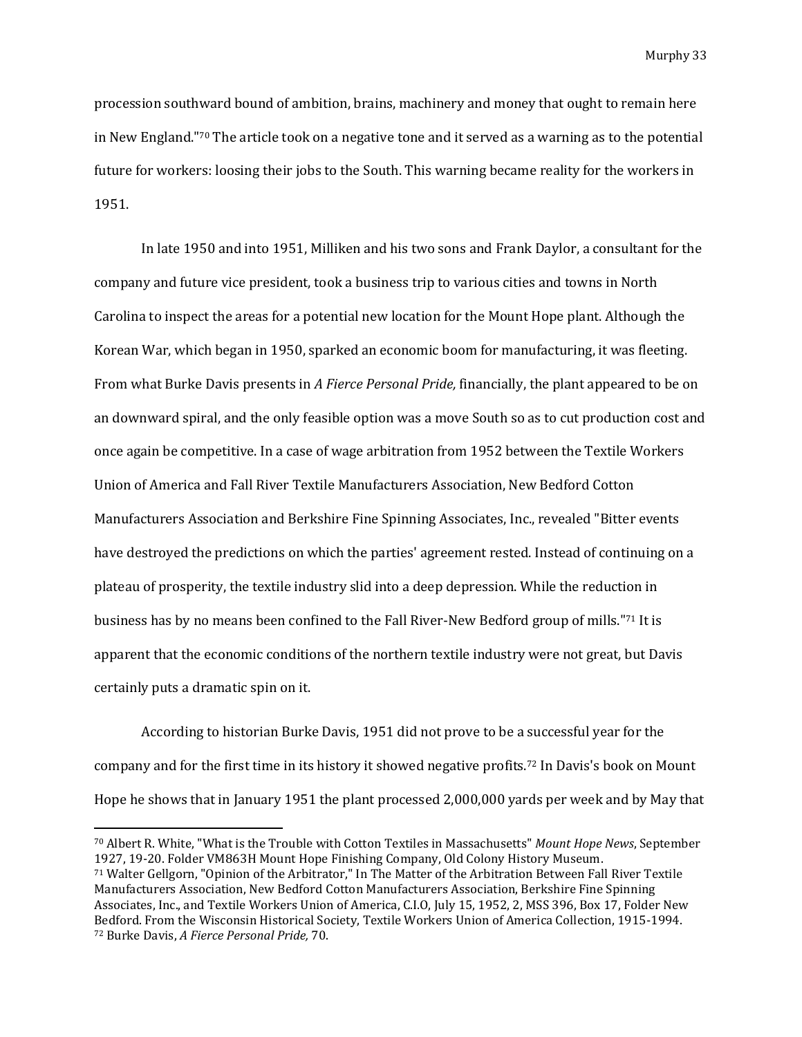procession southward bound of ambition, brains, machinery and money that ought to remain here in New England."[70] The article took on a negative tone and it served as a warning as to the potential future for workers: loosing their jobs to the South. This warning became reality for the workers in 1951.

In late 1950 and into 1951, Milliken and his two sons and Frank Daylor, a consultant for the company and future vice president, took a business trip to various cities and towns in North Carolina to inspect the areas for a potential new location for the Mount Hope plant. Although the Korean War, which began in 1950, sparked an economic boom for manufacturing, it was fleeting. From what Burke Davis presents in *A Fierce Personal Pride,* financially, the plant appeared to be on an downward spiral, and the only feasible option was a move South so as to cut production cost and once again be competitive. In a case of wage arbitration from 1952 between the Textile Workers Union of America and Fall River Textile Manufacturers Association, New Bedford Cotton Manufacturers Association and Berkshire Fine Spinning Associates, Inc., revealed "Bitter events have destroyed the predictions on which the parties' agreement rested. Instead of continuing on a plateau of prosperity, the textile industry slid into a deep depression. While the reduction in business has by no means been confined to the Fall River-New Bedford group of mills."[71] It is apparent that the economic conditions of the northern textile industry were not great, but Davis certainly puts a dramatic spin on it.

According to historian Burke Davis, 1951 did not prove to be a successful year for the company and for the first time in its history it showed negative profits.[72] In Davis's book on Mount Hope he shows that in January 1951 the plant processed 2,000,000 yards per week and by May that

---

[70] Albert R. White, "What is the Trouble with Cotton Textiles in Massachusetts" *Mount Hope News*, September 1927, 19-20. Folder VM863H Mount Hope Finishing Company, Old Colony History Museum.

[71] Walter Gellgorn, "Opinion of the Arbitrator," In The Matter of the Arbitration Between Fall River Textile Manufacturers Association, New Bedford Cotton Manufacturers Association, Berkshire Fine Spinning Associates, Inc., and Textile Workers Union of America, C.I.O, July 15, 1952, 2, MSS 396, Box 17, Folder New Bedford. From the Wisconsin Historical Society, Textile Workers Union of America Collection, 1915-1994.

[72] Burke Davis, *A Fierce Personal Pride,* 70.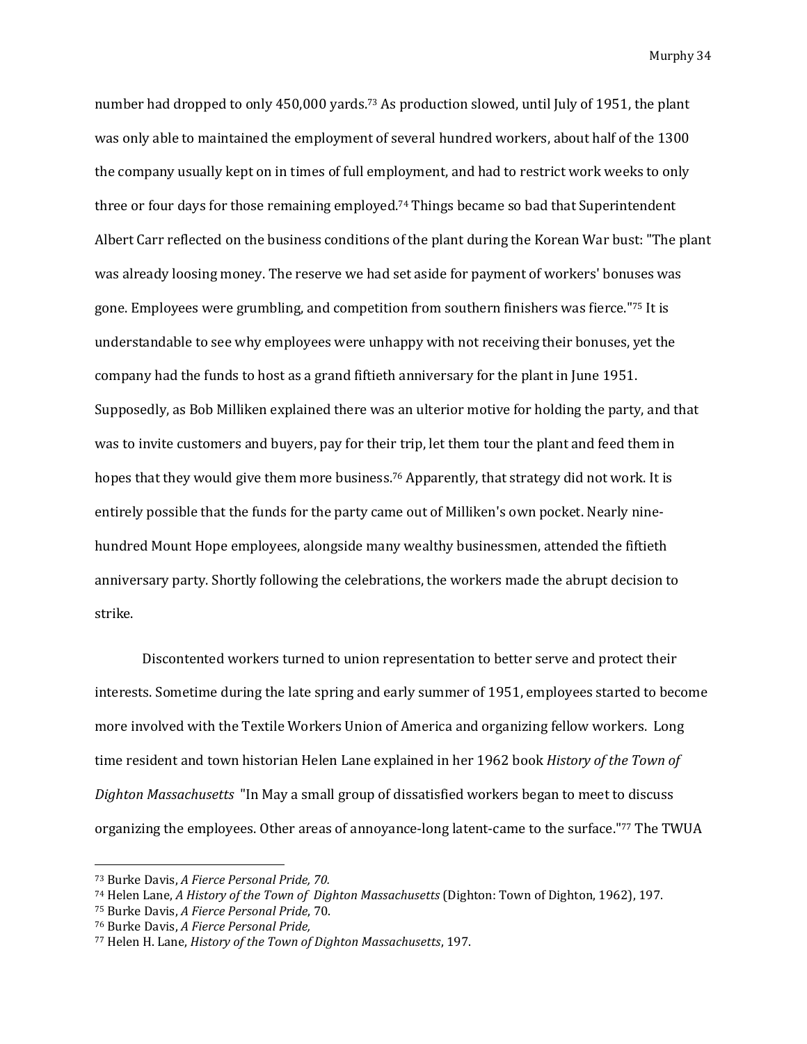number had dropped to only 450,000 yards.[73] As production slowed, until July of 1951, the plant was only able to maintained the employment of several hundred workers, about half of the 1300 the company usually kept on in times of full employment, and had to restrict work weeks to only three or four days for those remaining employed.[74] Things became so bad that Superintendent Albert Carr reflected on the business conditions of the plant during the Korean War bust: "The plant was already loosing money. The reserve we had set aside for payment of workers' bonuses was gone. Employees were grumbling, and competition from southern finishers was fierce."[75] It is understandable to see why employees were unhappy with not receiving their bonuses, yet the company had the funds to host as a grand fiftieth anniversary for the plant in June 1951. Supposedly, as Bob Milliken explained there was an ulterior motive for holding the party, and that was to invite customers and buyers, pay for their trip, let them tour the plant and feed them in hopes that they would give them more business.[76] Apparently, that strategy did not work. It is entirely possible that the funds for the party came out of Milliken's own pocket. Nearly nine-hundred Mount Hope employees, alongside many wealthy businessmen, attended the fiftieth anniversary party. Shortly following the celebrations, the workers made the abrupt decision to strike.

Discontented workers turned to union representation to better serve and protect their interests. Sometime during the late spring and early summer of 1951, employees started to become more involved with the Textile Workers Union of America and organizing fellow workers. Long time resident and town historian Helen Lane explained in her 1962 book *History of the Town of Dighton Massachusetts* "In May a small group of dissatisfied workers began to meet to discuss organizing the employees. Other areas of annoyance-long latent-came to the surface."[77] The TWUA

---

[73] Burke Davis, *A Fierce Personal Pride, 70.*

[74] Helen Lane, *A History of the Town of Dighton Massachusetts* (Dighton: Town of Dighton, 1962), 197.

[75] Burke Davis, *A Fierce Personal Pride*, 70.

[76] Burke Davis, *A Fierce Personal Pride,*

[77] Helen H. Lane, *History of the Town of Dighton Massachusetts*, 197.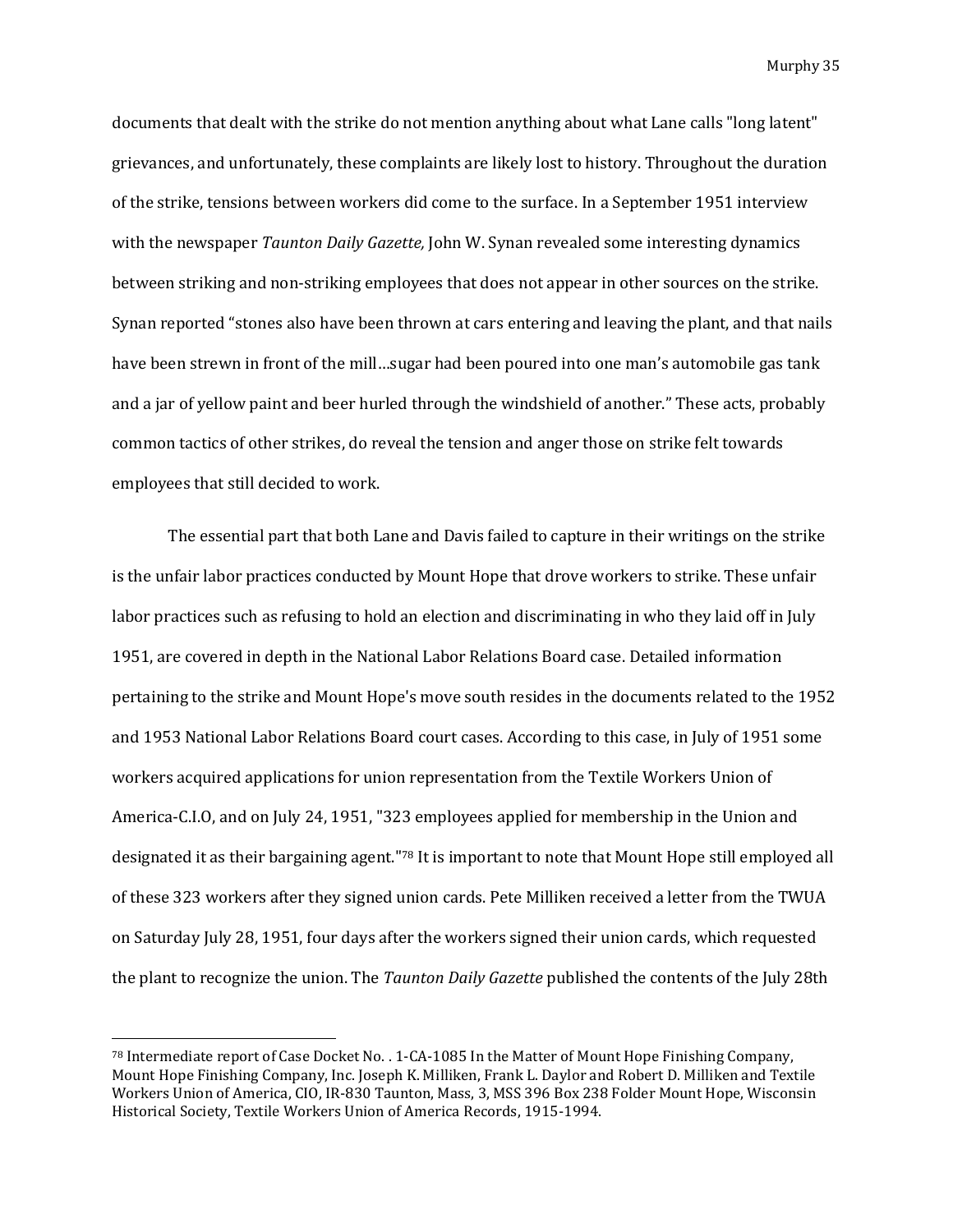documents that dealt with the strike do not mention anything about what Lane calls "long latent" grievances, and unfortunately, these complaints are likely lost to history. Throughout the duration of the strike, tensions between workers did come to the surface. In a September 1951 interview with the newspaper *Taunton Daily Gazette,* John W. Synan revealed some interesting dynamics between striking and non-striking employees that does not appear in other sources on the strike. Synan reported "stones also have been thrown at cars entering and leaving the plant, and that nails have been strewn in front of the mill…sugar had been poured into one man's automobile gas tank and a jar of yellow paint and beer hurled through the windshield of another." These acts, probably common tactics of other strikes, do reveal the tension and anger those on strike felt towards employees that still decided to work.

The essential part that both Lane and Davis failed to capture in their writings on the strike is the unfair labor practices conducted by Mount Hope that drove workers to strike. These unfair labor practices such as refusing to hold an election and discriminating in who they laid off in July 1951, are covered in depth in the National Labor Relations Board case. Detailed information pertaining to the strike and Mount Hope's move south resides in the documents related to the 1952 and 1953 National Labor Relations Board court cases. According to this case, in July of 1951 some workers acquired applications for union representation from the Textile Workers Union of America-C.I.O, and on July 24, 1951, "323 employees applied for membership in the Union and designated it as their bargaining agent."[78] It is important to note that Mount Hope still employed all of these 323 workers after they signed union cards. Pete Milliken received a letter from the TWUA on Saturday July 28, 1951, four days after the workers signed their union cards, which requested the plant to recognize the union. The *Taunton Daily Gazette* published the contents of the July 28th

---

[78] Intermediate report of Case Docket No. . 1-CA-1085 In the Matter of Mount Hope Finishing Company, Mount Hope Finishing Company, Inc. Joseph K. Milliken, Frank L. Daylor and Robert D. Milliken and Textile Workers Union of America, CIO, IR-830 Taunton, Mass, 3, MSS 396 Box 238 Folder Mount Hope, Wisconsin Historical Society, Textile Workers Union of America Records, 1915-1994.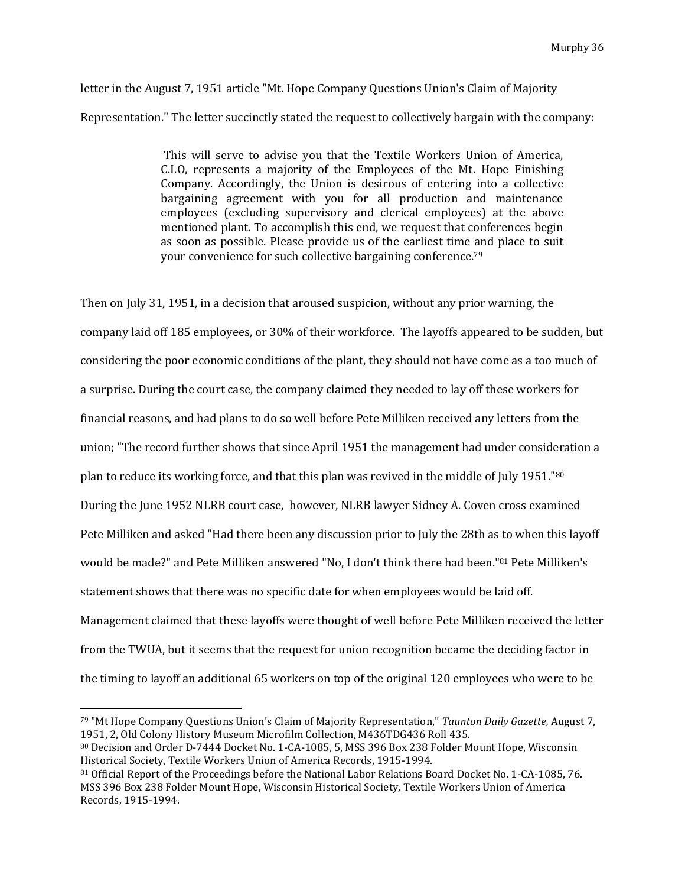letter in the August 7, 1951 article "Mt. Hope Company Questions Union's Claim of Majority Representation." The letter succinctly stated the request to collectively bargain with the company:

> This will serve to advise you that the Textile Workers Union of America, C.I.O, represents a majority of the Employees of the Mt. Hope Finishing Company. Accordingly, the Union is desirous of entering into a collective bargaining agreement with you for all production and maintenance employees (excluding supervisory and clerical employees) at the above mentioned plant. To accomplish this end, we request that conferences begin as soon as possible. Please provide us of the earliest time and place to suit your convenience for such collective bargaining conference.[79]

Then on July 31, 1951, in a decision that aroused suspicion, without any prior warning, the company laid off 185 employees, or 30% of their workforce. The layoffs appeared to be sudden, but considering the poor economic conditions of the plant, they should not have come as a too much of a surprise. During the court case, the company claimed they needed to lay off these workers for financial reasons, and had plans to do so well before Pete Milliken received any letters from the union; "The record further shows that since April 1951 the management had under consideration a plan to reduce its working force, and that this plan was revived in the middle of July 1951."[80] During the June 1952 NLRB court case, however, NLRB lawyer Sidney A. Coven cross examined Pete Milliken and asked "Had there been any discussion prior to July the 28th as to when this layoff would be made?" and Pete Milliken answered "No, I don't think there had been."[81] Pete Milliken's statement shows that there was no specific date for when employees would be laid off. Management claimed that these layoffs were thought of well before Pete Milliken received the letter from the TWUA, but it seems that the request for union recognition became the deciding factor in the timing to layoff an additional 65 workers on top of the original 120 employees who were to be

---

[79] "Mt Hope Company Questions Union's Claim of Majority Representation," *Taunton Daily Gazette,* August 7, 1951, 2, Old Colony History Museum Microfilm Collection, M436TDG436 Roll 435.

[80] Decision and Order D-7444 Docket No. 1-CA-1085, 5, MSS 396 Box 238 Folder Mount Hope, Wisconsin Historical Society, Textile Workers Union of America Records, 1915-1994.

[81] Official Report of the Proceedings before the National Labor Relations Board Docket No. 1-CA-1085, 76. MSS 396 Box 238 Folder Mount Hope, Wisconsin Historical Society, Textile Workers Union of America Records, 1915-1994.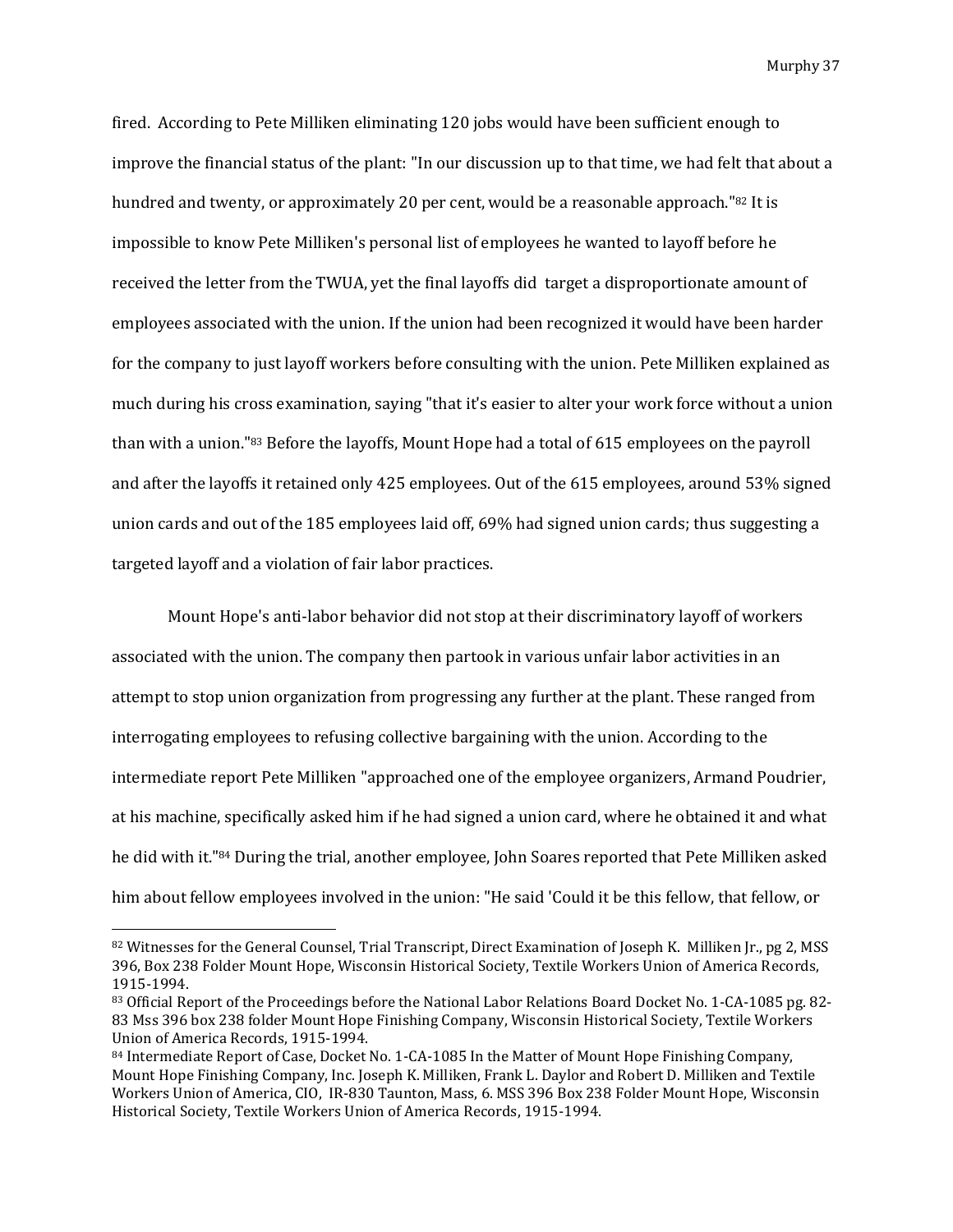fired. According to Pete Milliken eliminating 120 jobs would have been sufficient enough to improve the financial status of the plant: "In our discussion up to that time, we had felt that about a hundred and twenty, or approximately 20 per cent, would be a reasonable approach."[82] It is impossible to know Pete Milliken's personal list of employees he wanted to layoff before he received the letter from the TWUA, yet the final layoffs did target a disproportionate amount of employees associated with the union. If the union had been recognized it would have been harder for the company to just layoff workers before consulting with the union. Pete Milliken explained as much during his cross examination, saying "that it's easier to alter your work force without a union than with a union."[83] Before the layoffs, Mount Hope had a total of 615 employees on the payroll and after the layoffs it retained only 425 employees. Out of the 615 employees, around 53% signed union cards and out of the 185 employees laid off, 69% had signed union cards; thus suggesting a targeted layoff and a violation of fair labor practices.

Mount Hope's anti-labor behavior did not stop at their discriminatory layoff of workers associated with the union. The company then partook in various unfair labor activities in an attempt to stop union organization from progressing any further at the plant. These ranged from interrogating employees to refusing collective bargaining with the union. According to the intermediate report Pete Milliken "approached one of the employee organizers, Armand Poudrier, at his machine, specifically asked him if he had signed a union card, where he obtained it and what he did with it."[84] During the trial, another employee, John Soares reported that Pete Milliken asked him about fellow employees involved in the union: "He said 'Could it be this fellow, that fellow, or

---

[82] Witnesses for the General Counsel, Trial Transcript, Direct Examination of Joseph K. Milliken Jr., pg 2, MSS 396, Box 238 Folder Mount Hope, Wisconsin Historical Society, Textile Workers Union of America Records, 1915-1994.

[83] Official Report of the Proceedings before the National Labor Relations Board Docket No. 1-CA-1085 pg. 82-83 Mss 396 box 238 folder Mount Hope Finishing Company, Wisconsin Historical Society, Textile Workers Union of America Records, 1915-1994.

[84] Intermediate Report of Case, Docket No. 1-CA-1085 In the Matter of Mount Hope Finishing Company, Mount Hope Finishing Company, Inc. Joseph K. Milliken, Frank L. Daylor and Robert D. Milliken and Textile Workers Union of America, CIO, IR-830 Taunton, Mass, 6. MSS 396 Box 238 Folder Mount Hope, Wisconsin Historical Society, Textile Workers Union of America Records, 1915-1994.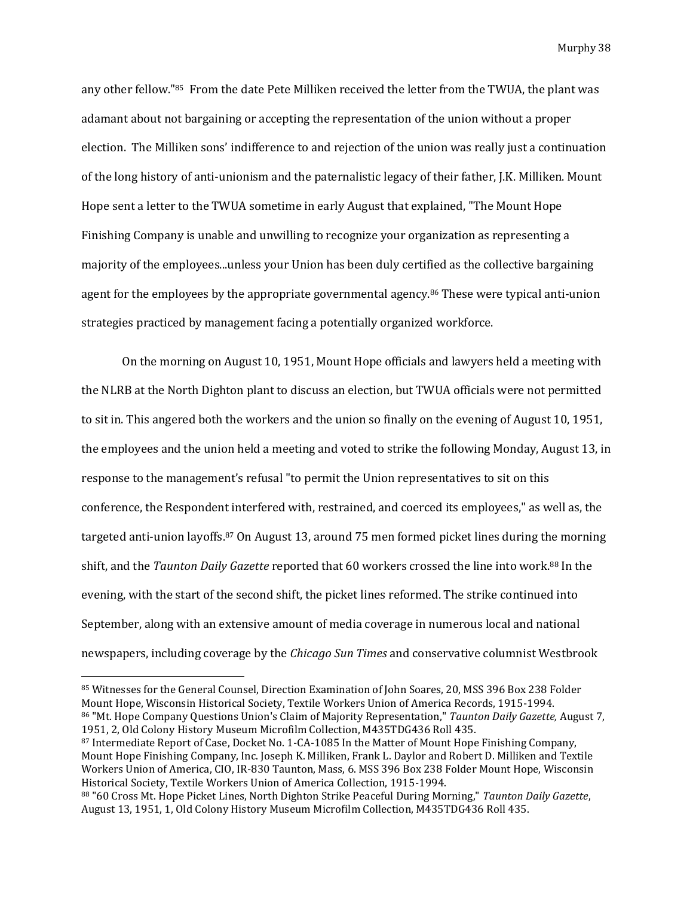any other fellow."[85] From the date Pete Milliken received the letter from the TWUA, the plant was adamant about not bargaining or accepting the representation of the union without a proper election. The Milliken sons' indifference to and rejection of the union was really just a continuation of the long history of anti-unionism and the paternalistic legacy of their father, J.K. Milliken. Mount Hope sent a letter to the TWUA sometime in early August that explained, "The Mount Hope Finishing Company is unable and unwilling to recognize your organization as representing a majority of the employees...unless your Union has been duly certified as the collective bargaining agent for the employees by the appropriate governmental agency.[86] These were typical anti-union strategies practiced by management facing a potentially organized workforce.

On the morning on August 10, 1951, Mount Hope officials and lawyers held a meeting with the NLRB at the North Dighton plant to discuss an election, but TWUA officials were not permitted to sit in. This angered both the workers and the union so finally on the evening of August 10, 1951, the employees and the union held a meeting and voted to strike the following Monday, August 13, in response to the management's refusal "to permit the Union representatives to sit on this conference, the Respondent interfered with, restrained, and coerced its employees," as well as, the targeted anti-union layoffs.[87] On August 13, around 75 men formed picket lines during the morning shift, and the *Taunton Daily Gazette* reported that 60 workers crossed the line into work.[88] In the evening, with the start of the second shift, the picket lines reformed. The strike continued into September, along with an extensive amount of media coverage in numerous local and national newspapers, including coverage by the *Chicago Sun Times* and conservative columnist Westbrook

---

[85] Witnesses for the General Counsel, Direction Examination of John Soares, 20, MSS 396 Box 238 Folder Mount Hope, Wisconsin Historical Society, Textile Workers Union of America Records, 1915-1994.

[86] "Mt. Hope Company Questions Union's Claim of Majority Representation," *Taunton Daily Gazette,* August 7, 1951, 2, Old Colony History Museum Microfilm Collection, M435TDG436 Roll 435.

[87] Intermediate Report of Case, Docket No. 1-CA-1085 In the Matter of Mount Hope Finishing Company, Mount Hope Finishing Company, Inc. Joseph K. Milliken, Frank L. Daylor and Robert D. Milliken and Textile Workers Union of America, CIO, IR-830 Taunton, Mass, 6. MSS 396 Box 238 Folder Mount Hope, Wisconsin Historical Society, Textile Workers Union of America Collection, 1915-1994.

[88] "60 Cross Mt. Hope Picket Lines, North Dighton Strike Peaceful During Morning," *Taunton Daily Gazette*, August 13, 1951, 1, Old Colony History Museum Microfilm Collection, M435TDG436 Roll 435.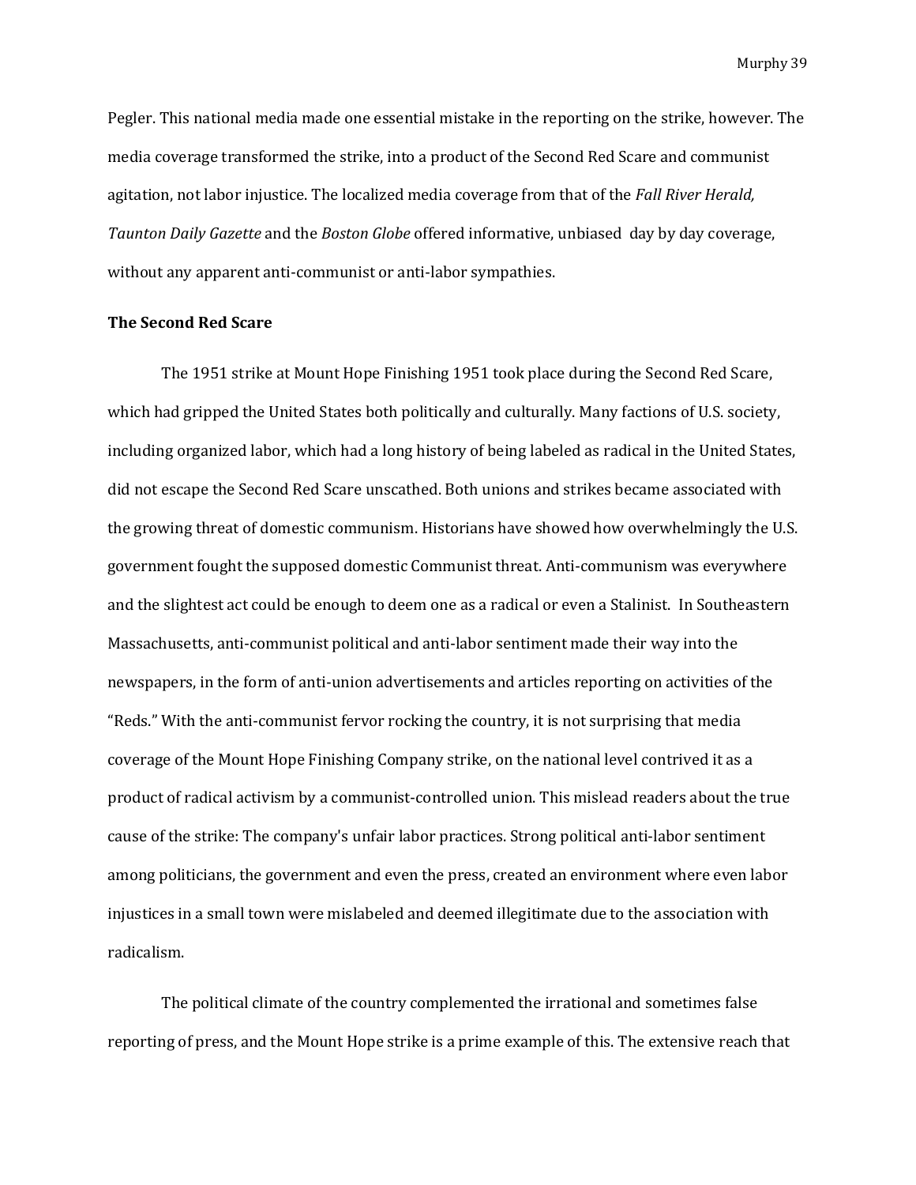Pegler. This national media made one essential mistake in the reporting on the strike, however. The media coverage transformed the strike, into a product of the Second Red Scare and communist agitation, not labor injustice. The localized media coverage from that of the *Fall River Herald, Taunton Daily Gazette* and the *Boston Globe* offered informative, unbiased day by day coverage, without any apparent anti-communist or anti-labor sympathies.

**The Second Red Scare**

The 1951 strike at Mount Hope Finishing 1951 took place during the Second Red Scare, which had gripped the United States both politically and culturally. Many factions of U.S. society, including organized labor, which had a long history of being labeled as radical in the United States, did not escape the Second Red Scare unscathed. Both unions and strikes became associated with the growing threat of domestic communism. Historians have showed how overwhelmingly the U.S. government fought the supposed domestic Communist threat. Anti-communism was everywhere and the slightest act could be enough to deem one as a radical or even a Stalinist. In Southeastern Massachusetts, anti-communist political and anti-labor sentiment made their way into the newspapers, in the form of anti-union advertisements and articles reporting on activities of the "Reds." With the anti-communist fervor rocking the country, it is not surprising that media coverage of the Mount Hope Finishing Company strike, on the national level contrived it as a product of radical activism by a communist-controlled union. This mislead readers about the true cause of the strike: The company's unfair labor practices. Strong political anti-labor sentiment among politicians, the government and even the press, created an environment where even labor injustices in a small town were mislabeled and deemed illegitimate due to the association with radicalism.

The political climate of the country complemented the irrational and sometimes false reporting of press, and the Mount Hope strike is a prime example of this. The extensive reach that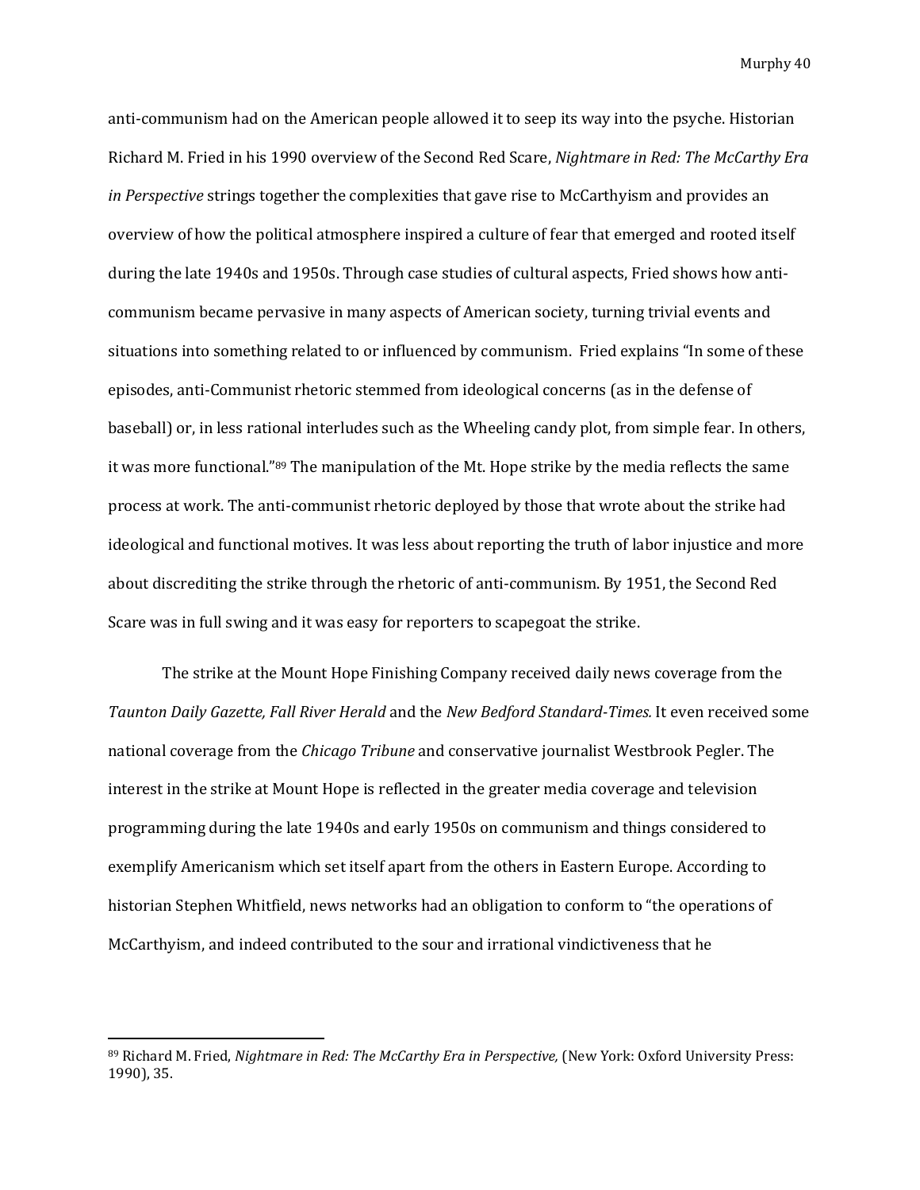anti-communism had on the American people allowed it to seep its way into the psyche. Historian Richard M. Fried in his 1990 overview of the Second Red Scare, *Nightmare in Red: The McCarthy Era in Perspective* strings together the complexities that gave rise to McCarthyism and provides an overview of how the political atmosphere inspired a culture of fear that emerged and rooted itself during the late 1940s and 1950s. Through case studies of cultural aspects, Fried shows how anti-communism became pervasive in many aspects of American society, turning trivial events and situations into something related to or influenced by communism. Fried explains "In some of these episodes, anti-Communist rhetoric stemmed from ideological concerns (as in the defense of baseball) or, in less rational interludes such as the Wheeling candy plot, from simple fear. In others, it was more functional."[89] The manipulation of the Mt. Hope strike by the media reflects the same process at work. The anti-communist rhetoric deployed by those that wrote about the strike had ideological and functional motives. It was less about reporting the truth of labor injustice and more about discrediting the strike through the rhetoric of anti-communism. By 1951, the Second Red Scare was in full swing and it was easy for reporters to scapegoat the strike.

The strike at the Mount Hope Finishing Company received daily news coverage from the *Taunton Daily Gazette, Fall River Herald* and the *New Bedford Standard-Times.* It even received some national coverage from the *Chicago Tribune* and conservative journalist Westbrook Pegler. The interest in the strike at Mount Hope is reflected in the greater media coverage and television programming during the late 1940s and early 1950s on communism and things considered to exemplify Americanism which set itself apart from the others in Eastern Europe. According to historian Stephen Whitfield, news networks had an obligation to conform to "the operations of McCarthyism, and indeed contributed to the sour and irrational vindictiveness that he

---

[89] Richard M. Fried, *Nightmare in Red: The McCarthy Era in Perspective,* (New York: Oxford University Press: 1990), 35.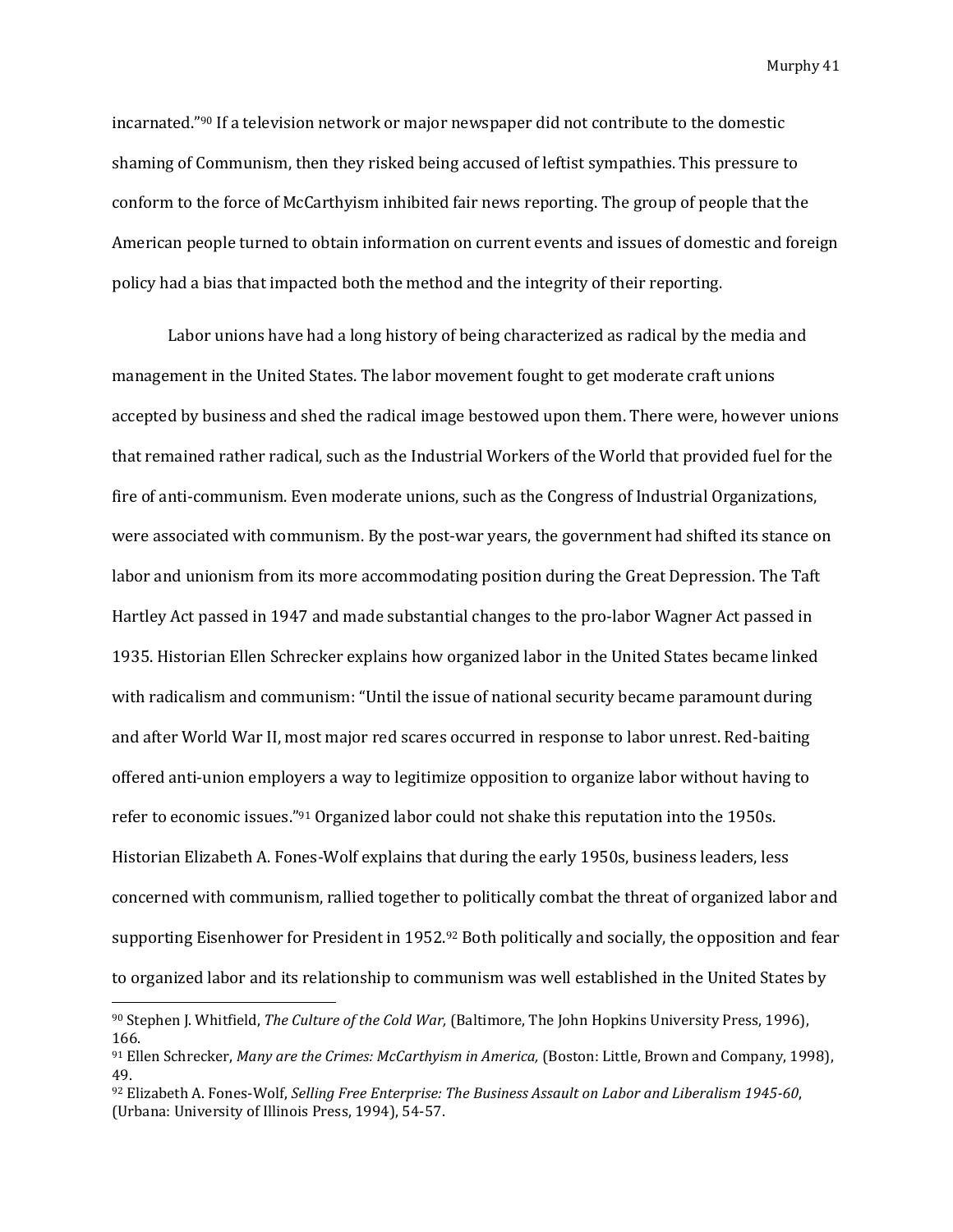incarnated."[90] If a television network or major newspaper did not contribute to the domestic shaming of Communism, then they risked being accused of leftist sympathies. This pressure to conform to the force of McCarthyism inhibited fair news reporting. The group of people that the American people turned to obtain information on current events and issues of domestic and foreign policy had a bias that impacted both the method and the integrity of their reporting.

Labor unions have had a long history of being characterized as radical by the media and management in the United States. The labor movement fought to get moderate craft unions accepted by business and shed the radical image bestowed upon them. There were, however unions that remained rather radical, such as the Industrial Workers of the World that provided fuel for the fire of anti-communism. Even moderate unions, such as the Congress of Industrial Organizations, were associated with communism. By the post-war years, the government had shifted its stance on labor and unionism from its more accommodating position during the Great Depression. The Taft Hartley Act passed in 1947 and made substantial changes to the pro-labor Wagner Act passed in 1935. Historian Ellen Schrecker explains how organized labor in the United States became linked with radicalism and communism: "Until the issue of national security became paramount during and after World War II, most major red scares occurred in response to labor unrest. Red-baiting offered anti-union employers a way to legitimize opposition to organize labor without having to refer to economic issues."[91] Organized labor could not shake this reputation into the 1950s. Historian Elizabeth A. Fones-Wolf explains that during the early 1950s, business leaders, less concerned with communism, rallied together to politically combat the threat of organized labor and supporting Eisenhower for President in 1952.[92] Both politically and socially, the opposition and fear to organized labor and its relationship to communism was well established in the United States by

---

[90] Stephen J. Whitfield, *The Culture of the Cold War,* (Baltimore, The John Hopkins University Press, 1996), 166.

[91] Ellen Schrecker, *Many are the Crimes: McCarthyism in America,* (Boston: Little, Brown and Company, 1998), 49.

[92] Elizabeth A. Fones-Wolf, *Selling Free Enterprise: The Business Assault on Labor and Liberalism 1945-60*, (Urbana: University of Illinois Press, 1994), 54-57.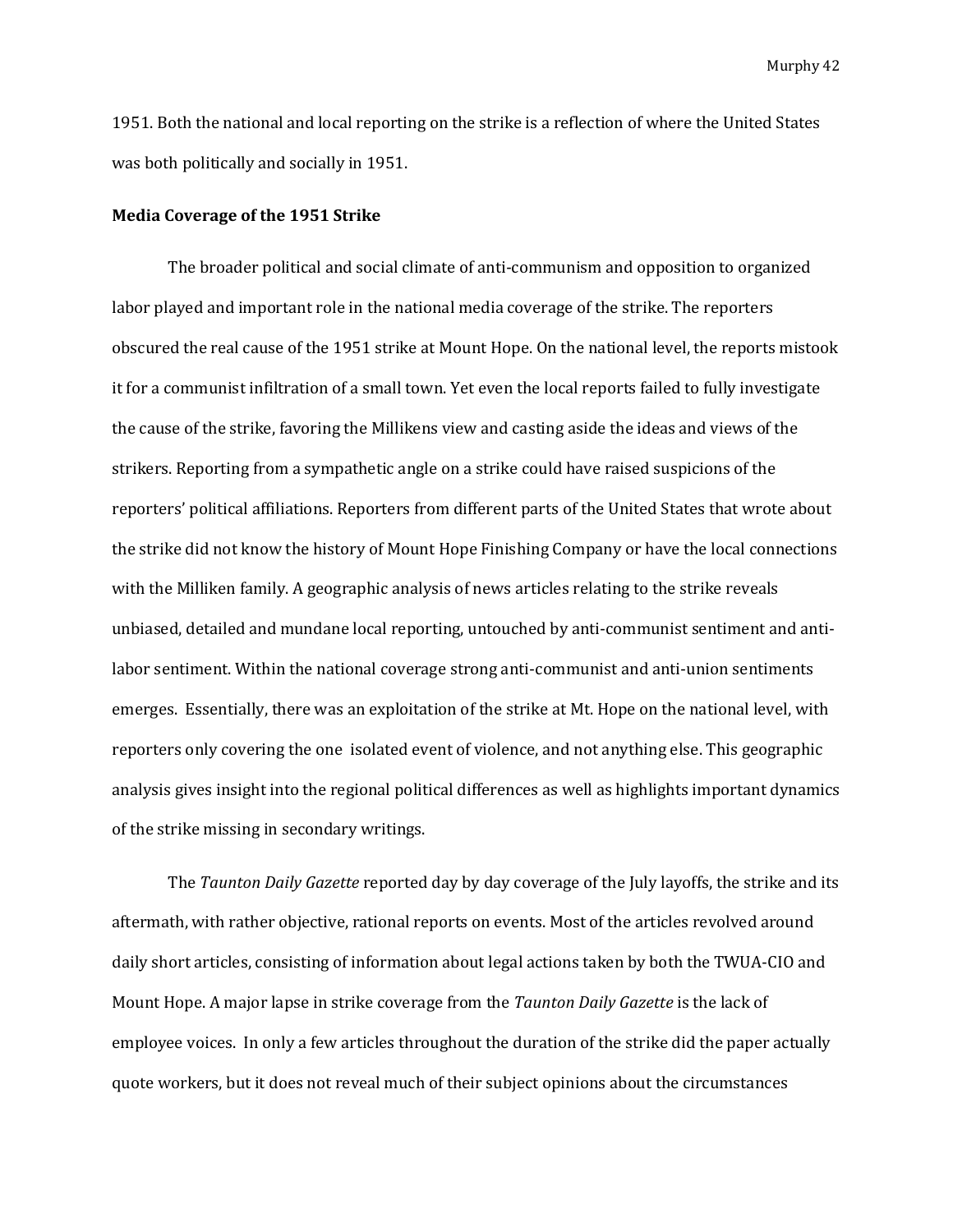1951. Both the national and local reporting on the strike is a reflection of where the United States was both politically and socially in 1951.

**Media Coverage of the 1951 Strike**

The broader political and social climate of anti-communism and opposition to organized labor played and important role in the national media coverage of the strike. The reporters obscured the real cause of the 1951 strike at Mount Hope. On the national level, the reports mistook it for a communist infiltration of a small town. Yet even the local reports failed to fully investigate the cause of the strike, favoring the Millikens view and casting aside the ideas and views of the strikers. Reporting from a sympathetic angle on a strike could have raised suspicions of the reporters' political affiliations. Reporters from different parts of the United States that wrote about the strike did not know the history of Mount Hope Finishing Company or have the local connections with the Milliken family. A geographic analysis of news articles relating to the strike reveals unbiased, detailed and mundane local reporting, untouched by anti-communist sentiment and anti-labor sentiment. Within the national coverage strong anti-communist and anti-union sentiments emerges. Essentially, there was an exploitation of the strike at Mt. Hope on the national level, with reporters only covering the one isolated event of violence, and not anything else. This geographic analysis gives insight into the regional political differences as well as highlights important dynamics of the strike missing in secondary writings.

The *Taunton Daily Gazette* reported day by day coverage of the July layoffs, the strike and its aftermath, with rather objective, rational reports on events. Most of the articles revolved around daily short articles, consisting of information about legal actions taken by both the TWUA-CIO and Mount Hope. A major lapse in strike coverage from the *Taunton Daily Gazette* is the lack of employee voices. In only a few articles throughout the duration of the strike did the paper actually quote workers, but it does not reveal much of their subject opinions about the circumstances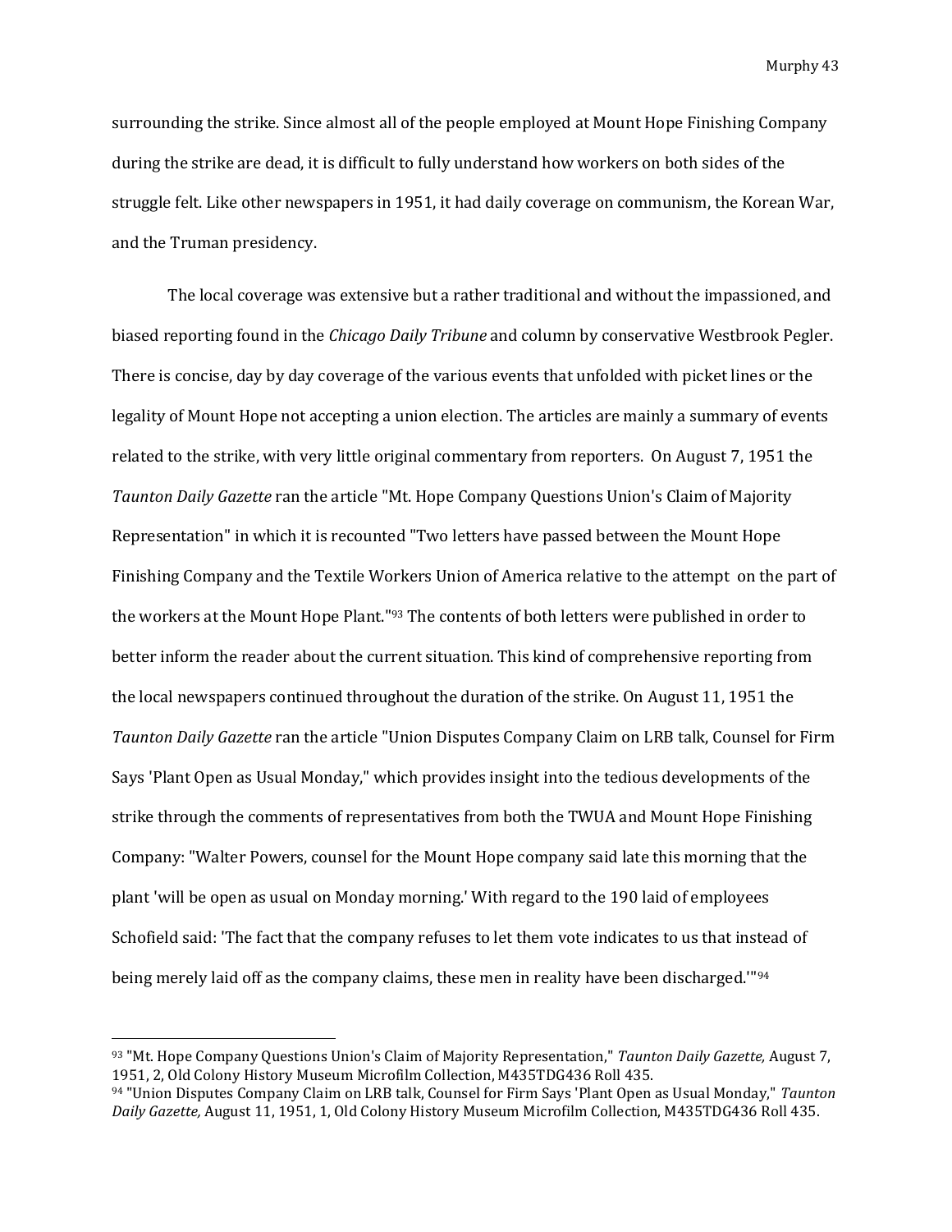surrounding the strike. Since almost all of the people employed at Mount Hope Finishing Company during the strike are dead, it is difficult to fully understand how workers on both sides of the struggle felt. Like other newspapers in 1951, it had daily coverage on communism, the Korean War, and the Truman presidency.

The local coverage was extensive but a rather traditional and without the impassioned, and biased reporting found in the *Chicago Daily Tribune* and column by conservative Westbrook Pegler. There is concise, day by day coverage of the various events that unfolded with picket lines or the legality of Mount Hope not accepting a union election. The articles are mainly a summary of events related to the strike, with very little original commentary from reporters. On August 7, 1951 the *Taunton Daily Gazette* ran the article "Mt. Hope Company Questions Union's Claim of Majority Representation" in which it is recounted "Two letters have passed between the Mount Hope Finishing Company and the Textile Workers Union of America relative to the attempt on the part of the workers at the Mount Hope Plant."[93] The contents of both letters were published in order to better inform the reader about the current situation. This kind of comprehensive reporting from the local newspapers continued throughout the duration of the strike. On August 11, 1951 the *Taunton Daily Gazette* ran the article "Union Disputes Company Claim on LRB talk, Counsel for Firm Says 'Plant Open as Usual Monday," which provides insight into the tedious developments of the strike through the comments of representatives from both the TWUA and Mount Hope Finishing Company: "Walter Powers, counsel for the Mount Hope company said late this morning that the plant 'will be open as usual on Monday morning.' With regard to the 190 laid of employees Schofield said: 'The fact that the company refuses to let them vote indicates to us that instead of being merely laid off as the company claims, these men in reality have been discharged.'"[94]

---

[93] "Mt. Hope Company Questions Union's Claim of Majority Representation," *Taunton Daily Gazette,* August 7, 1951, 2, Old Colony History Museum Microfilm Collection, M435TDG436 Roll 435.

[94] "Union Disputes Company Claim on LRB talk, Counsel for Firm Says 'Plant Open as Usual Monday," *Taunton Daily Gazette,* August 11, 1951, 1, Old Colony History Museum Microfilm Collection, M435TDG436 Roll 435.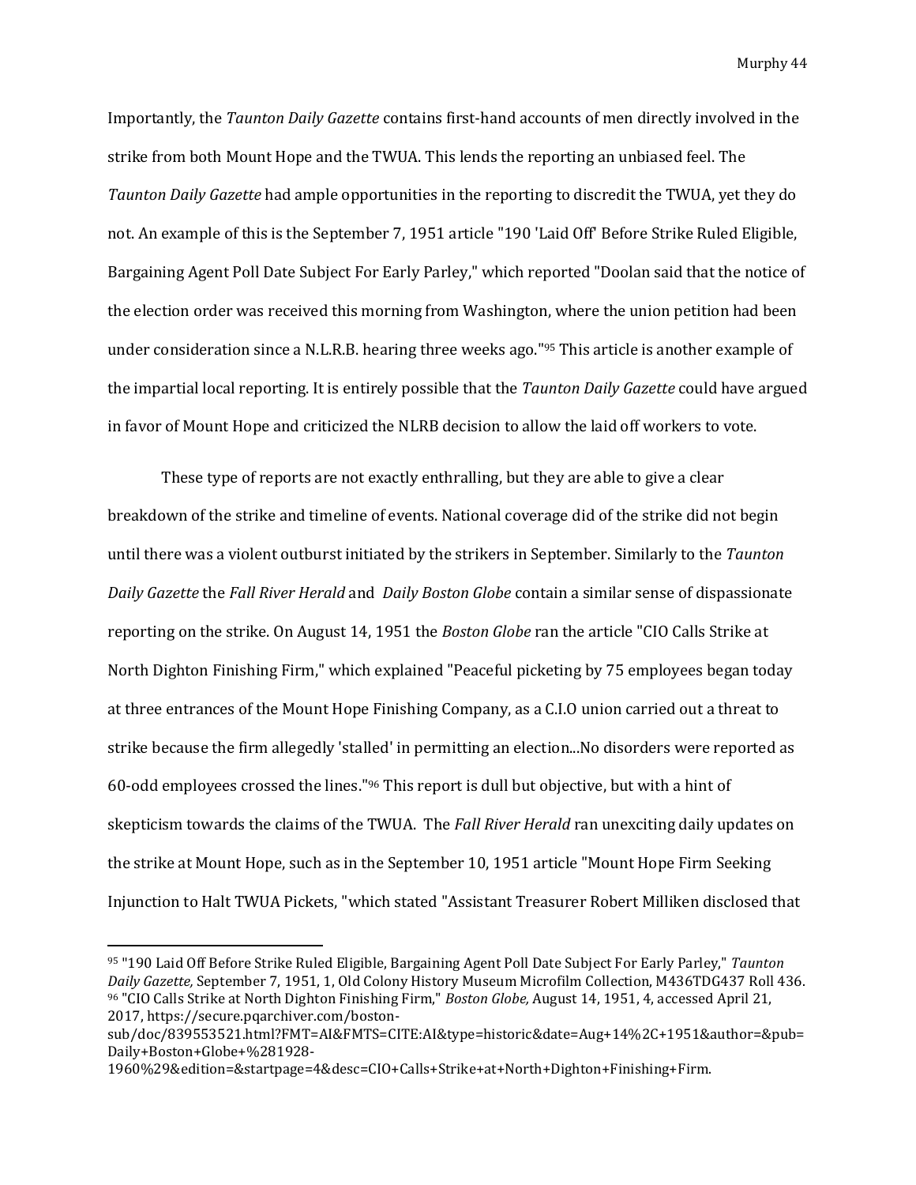Importantly, the *Taunton Daily Gazette* contains first-hand accounts of men directly involved in the strike from both Mount Hope and the TWUA. This lends the reporting an unbiased feel. The *Taunton Daily Gazette* had ample opportunities in the reporting to discredit the TWUA, yet they do not. An example of this is the September 7, 1951 article "190 'Laid Off' Before Strike Ruled Eligible, Bargaining Agent Poll Date Subject For Early Parley," which reported "Doolan said that the notice of the election order was received this morning from Washington, where the union petition had been under consideration since a N.L.R.B. hearing three weeks ago."[95] This article is another example of the impartial local reporting. It is entirely possible that the *Taunton Daily Gazette* could have argued in favor of Mount Hope and criticized the NLRB decision to allow the laid off workers to vote.

These type of reports are not exactly enthralling, but they are able to give a clear breakdown of the strike and timeline of events. National coverage did of the strike did not begin until there was a violent outburst initiated by the strikers in September. Similarly to the *Taunton Daily Gazette* the *Fall River Herald* and *Daily Boston Globe* contain a similar sense of dispassionate reporting on the strike. On August 14, 1951 the *Boston Globe* ran the article "CIO Calls Strike at North Dighton Finishing Firm," which explained "Peaceful picketing by 75 employees began today at three entrances of the Mount Hope Finishing Company, as a C.I.O union carried out a threat to strike because the firm allegedly 'stalled' in permitting an election...No disorders were reported as 60-odd employees crossed the lines."[96] This report is dull but objective, but with a hint of skepticism towards the claims of the TWUA. The *Fall River Herald* ran unexciting daily updates on the strike at Mount Hope, such as in the September 10, 1951 article "Mount Hope Firm Seeking Injunction to Halt TWUA Pickets, "which stated "Assistant Treasurer Robert Milliken disclosed that

---

[95] "190 Laid Off Before Strike Ruled Eligible, Bargaining Agent Poll Date Subject For Early Parley," *Taunton Daily Gazette,* September 7, 1951, 1, Old Colony History Museum Microfilm Collection, M436TDG437 Roll 436.

[96] "CIO Calls Strike at North Dighton Finishing Firm," *Boston Globe,* August 14, 1951, 4, accessed April 21, 2017, https://secure.pqarchiver.com/boston-sub/doc/839553521.html?FMT=AI&FMTS=CITE:AI&type=historic&date=Aug+14%2C+1951&author=&pub=Daily+Boston+Globe+%281928-1960%29&edition=&startpage=4&desc=CIO+Calls+Strike+at+North+Dighton+Finishing+Firm.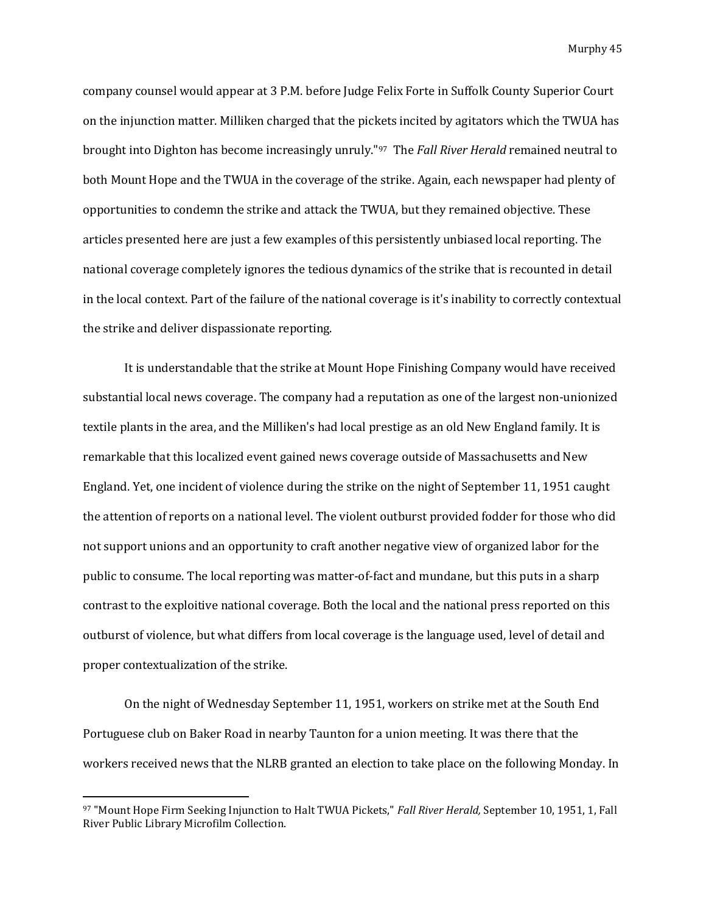company counsel would appear at 3 P.M. before Judge Felix Forte in Suffolk County Superior Court on the injunction matter. Milliken charged that the pickets incited by agitators which the TWUA has brought into Dighton has become increasingly unruly."[97] The *Fall River Herald* remained neutral to both Mount Hope and the TWUA in the coverage of the strike. Again, each newspaper had plenty of opportunities to condemn the strike and attack the TWUA, but they remained objective. These articles presented here are just a few examples of this persistently unbiased local reporting. The national coverage completely ignores the tedious dynamics of the strike that is recounted in detail in the local context. Part of the failure of the national coverage is it's inability to correctly contextual the strike and deliver dispassionate reporting.

It is understandable that the strike at Mount Hope Finishing Company would have received substantial local news coverage. The company had a reputation as one of the largest non-unionized textile plants in the area, and the Milliken's had local prestige as an old New England family. It is remarkable that this localized event gained news coverage outside of Massachusetts and New England. Yet, one incident of violence during the strike on the night of September 11, 1951 caught the attention of reports on a national level. The violent outburst provided fodder for those who did not support unions and an opportunity to craft another negative view of organized labor for the public to consume. The local reporting was matter-of-fact and mundane, but this puts in a sharp contrast to the exploitive national coverage. Both the local and the national press reported on this outburst of violence, but what differs from local coverage is the language used, level of detail and proper contextualization of the strike.

On the night of Wednesday September 11, 1951, workers on strike met at the South End Portuguese club on Baker Road in nearby Taunton for a union meeting. It was there that the workers received news that the NLRB granted an election to take place on the following Monday. In

---

[97] "Mount Hope Firm Seeking Injunction to Halt TWUA Pickets," *Fall River Herald,* September 10, 1951, 1, Fall River Public Library Microfilm Collection.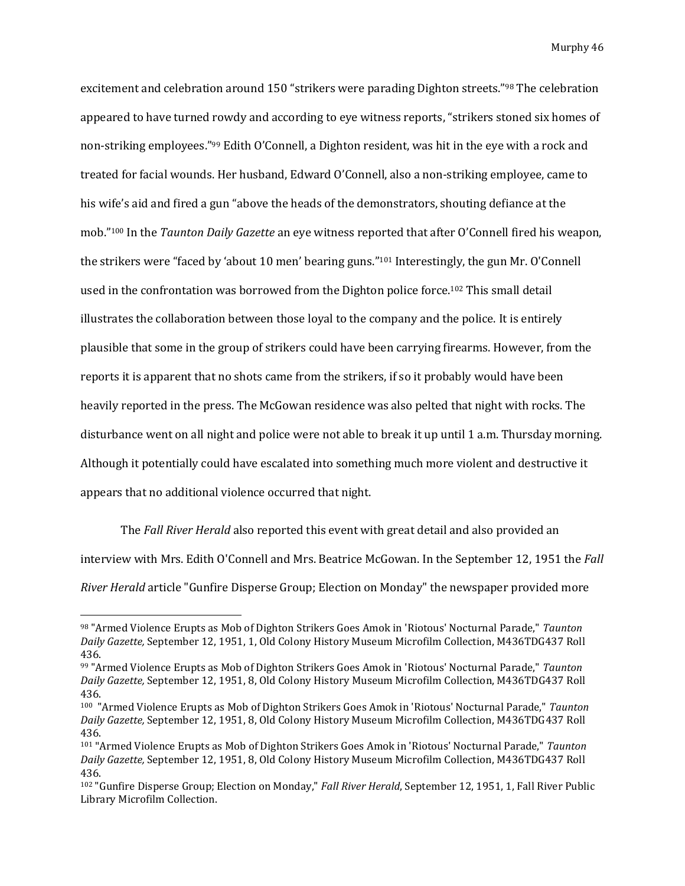excitement and celebration around 150 "strikers were parading Dighton streets."[98] The celebration appeared to have turned rowdy and according to eye witness reports, "strikers stoned six homes of non-striking employees."[99] Edith O'Connell, a Dighton resident, was hit in the eye with a rock and treated for facial wounds. Her husband, Edward O'Connell, also a non-striking employee, came to his wife's aid and fired a gun "above the heads of the demonstrators, shouting defiance at the mob."[100] In the *Taunton Daily Gazette* an eye witness reported that after O'Connell fired his weapon, the strikers were "faced by 'about 10 men' bearing guns."[101] Interestingly, the gun Mr. O'Connell used in the confrontation was borrowed from the Dighton police force.[102] This small detail illustrates the collaboration between those loyal to the company and the police. It is entirely plausible that some in the group of strikers could have been carrying firearms. However, from the reports it is apparent that no shots came from the strikers, if so it probably would have been heavily reported in the press. The McGowan residence was also pelted that night with rocks. The disturbance went on all night and police were not able to break it up until 1 a.m. Thursday morning. Although it potentially could have escalated into something much more violent and destructive it appears that no additional violence occurred that night.

The *Fall River Herald* also reported this event with great detail and also provided an interview with Mrs. Edith O'Connell and Mrs. Beatrice McGowan. In the September 12, 1951 the *Fall River Herald* article "Gunfire Disperse Group; Election on Monday" the newspaper provided more

---

[98] "Armed Violence Erupts as Mob of Dighton Strikers Goes Amok in 'Riotous' Nocturnal Parade," *Taunton Daily Gazette,* September 12, 1951, 1, Old Colony History Museum Microfilm Collection, M436TDG437 Roll 436.

[99] "Armed Violence Erupts as Mob of Dighton Strikers Goes Amok in 'Riotous' Nocturnal Parade," *Taunton Daily Gazette,* September 12, 1951, 8, Old Colony History Museum Microfilm Collection, M436TDG437 Roll 436.

[100] "Armed Violence Erupts as Mob of Dighton Strikers Goes Amok in 'Riotous' Nocturnal Parade," *Taunton Daily Gazette,* September 12, 1951, 8, Old Colony History Museum Microfilm Collection, M436TDG437 Roll 436.

[101] "Armed Violence Erupts as Mob of Dighton Strikers Goes Amok in 'Riotous' Nocturnal Parade," *Taunton Daily Gazette,* September 12, 1951, 8, Old Colony History Museum Microfilm Collection, M436TDG437 Roll 436.

[102] "Gunfire Disperse Group; Election on Monday," *Fall River Herald*, September 12, 1951, 1, Fall River Public Library Microfilm Collection.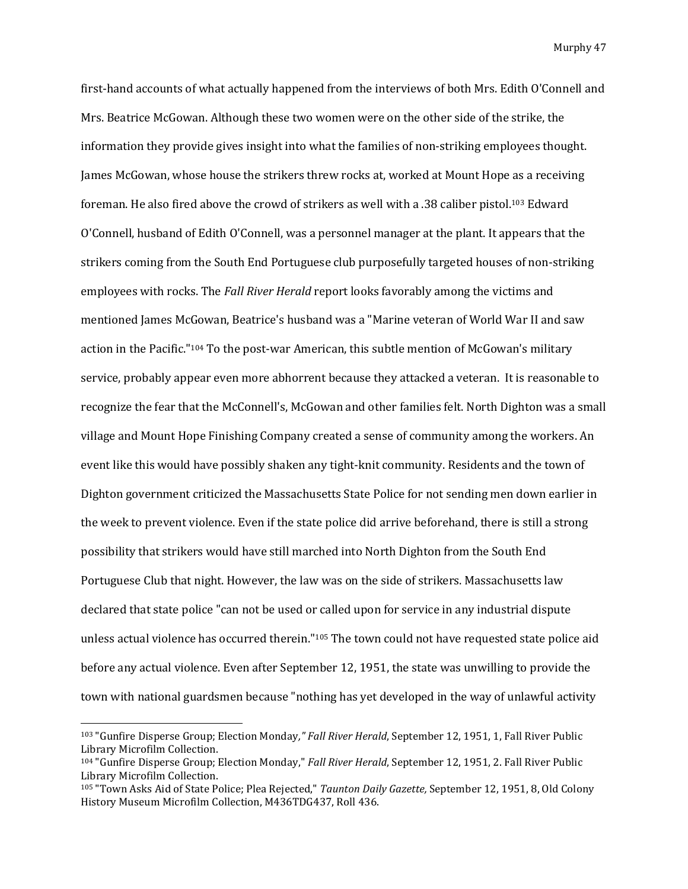first-hand accounts of what actually happened from the interviews of both Mrs. Edith O'Connell and Mrs. Beatrice McGowan. Although these two women were on the other side of the strike, the information they provide gives insight into what the families of non-striking employees thought. James McGowan, whose house the strikers threw rocks at, worked at Mount Hope as a receiving foreman. He also fired above the crowd of strikers as well with a .38 caliber pistol.[103] Edward O'Connell, husband of Edith O'Connell, was a personnel manager at the plant. It appears that the strikers coming from the South End Portuguese club purposefully targeted houses of non-striking employees with rocks. The *Fall River Herald* report looks favorably among the victims and mentioned James McGowan, Beatrice's husband was a "Marine veteran of World War II and saw action in the Pacific."[104] To the post-war American, this subtle mention of McGowan's military service, probably appear even more abhorrent because they attacked a veteran. It is reasonable to recognize the fear that the McConnell's, McGowan and other families felt. North Dighton was a small village and Mount Hope Finishing Company created a sense of community among the workers. An event like this would have possibly shaken any tight-knit community. Residents and the town of Dighton government criticized the Massachusetts State Police for not sending men down earlier in the week to prevent violence. Even if the state police did arrive beforehand, there is still a strong possibility that strikers would have still marched into North Dighton from the South End Portuguese Club that night. However, the law was on the side of strikers. Massachusetts law declared that state police "can not be used or called upon for service in any industrial dispute unless actual violence has occurred therein."[105] The town could not have requested state police aid before any actual violence. Even after September 12, 1951, the state was unwilling to provide the town with national guardsmen because "nothing has yet developed in the way of unlawful activity

---

[103] "Gunfire Disperse Group; Election Monday*,"* *Fall River Herald*, September 12, 1951, 1, Fall River Public Library Microfilm Collection.

[104] "Gunfire Disperse Group; Election Monday," *Fall River Herald*, September 12, 1951, 2. Fall River Public Library Microfilm Collection.

[105] "Town Asks Aid of State Police; Plea Rejected," *Taunton Daily Gazette,* September 12, 1951, 8, Old Colony History Museum Microfilm Collection, M436TDG437, Roll 436.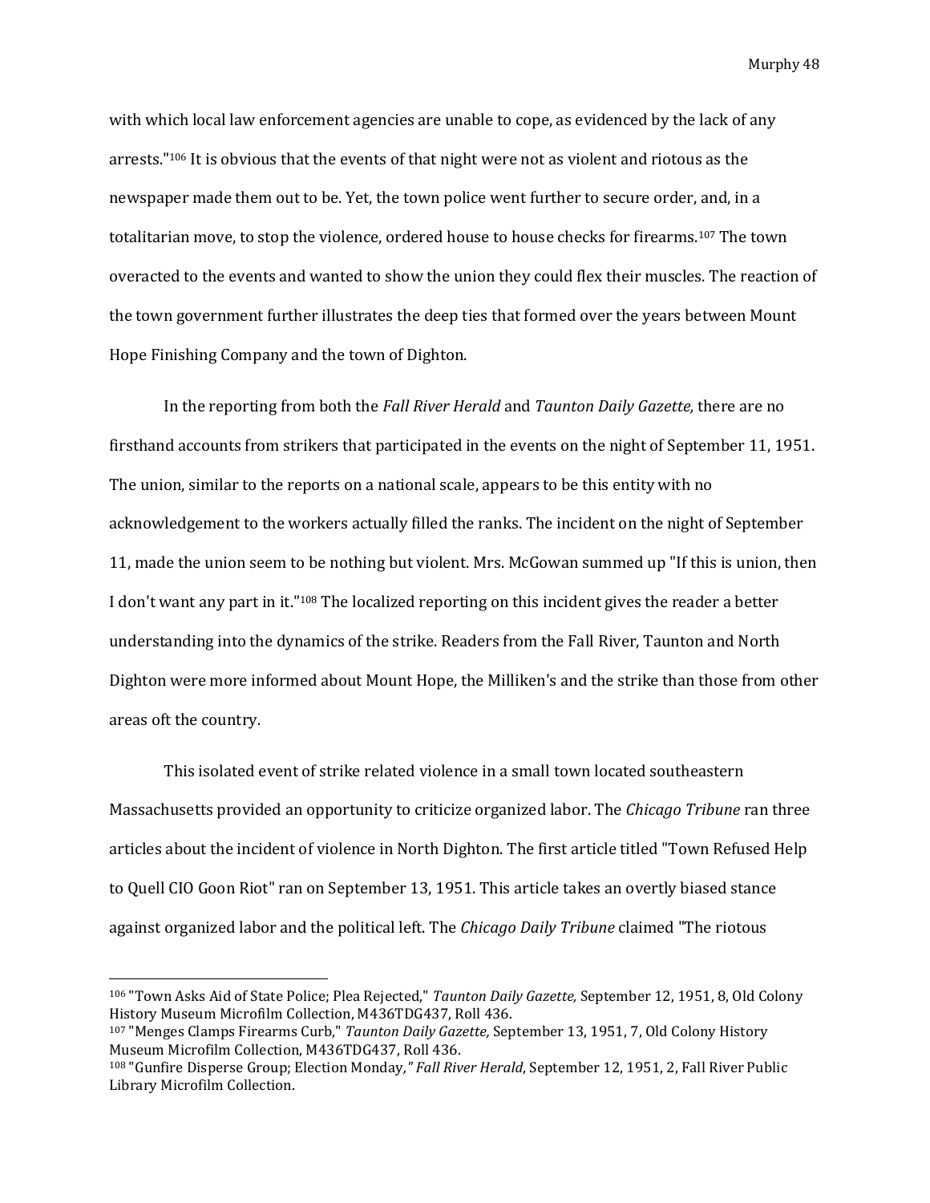with which local law enforcement agencies are unable to cope, as evidenced by the lack of any arrests."[106] It is obvious that the events of that night were not as violent and riotous as the newspaper made them out to be. Yet, the town police went further to secure order, and, in a totalitarian move, to stop the violence, ordered house to house checks for firearms.[107] The town overacted to the events and wanted to show the union they could flex their muscles. The reaction of the town government further illustrates the deep ties that formed over the years between Mount Hope Finishing Company and the town of Dighton.

In the reporting from both the *Fall River Herald* and *Taunton Daily Gazette,* there are no firsthand accounts from strikers that participated in the events on the night of September 11, 1951. The union, similar to the reports on a national scale, appears to be this entity with no acknowledgement to the workers actually filled the ranks. The incident on the night of September 11, made the union seem to be nothing but violent. Mrs. McGowan summed up "If this is union, then I don't want any part in it."[108] The localized reporting on this incident gives the reader a better understanding into the dynamics of the strike. Readers from the Fall River, Taunton and North Dighton were more informed about Mount Hope, the Milliken's and the strike than those from other areas oft the country.

This isolated event of strike related violence in a small town located southeastern Massachusetts provided an opportunity to criticize organized labor. The *Chicago Tribune* ran three articles about the incident of violence in North Dighton. The first article titled "Town Refused Help to Quell CIO Goon Riot" ran on September 13, 1951. This article takes an overtly biased stance against organized labor and the political left. The *Chicago Daily Tribune* claimed "The riotous

---

[106] "Town Asks Aid of State Police; Plea Rejected," *Taunton Daily Gazette,* September 12, 1951, 8, Old Colony History Museum Microfilm Collection, M436TDG437, Roll 436.

[107] "Menges Clamps Firearms Curb," *Taunton Daily Gazette,* September 13, 1951, 7, Old Colony History Museum Microfilm Collection, M436TDG437, Roll 436.

[108] "Gunfire Disperse Group; Election Monday," *Fall River Herald*, September 12, 1951, 2, Fall River Public Library Microfilm Collection.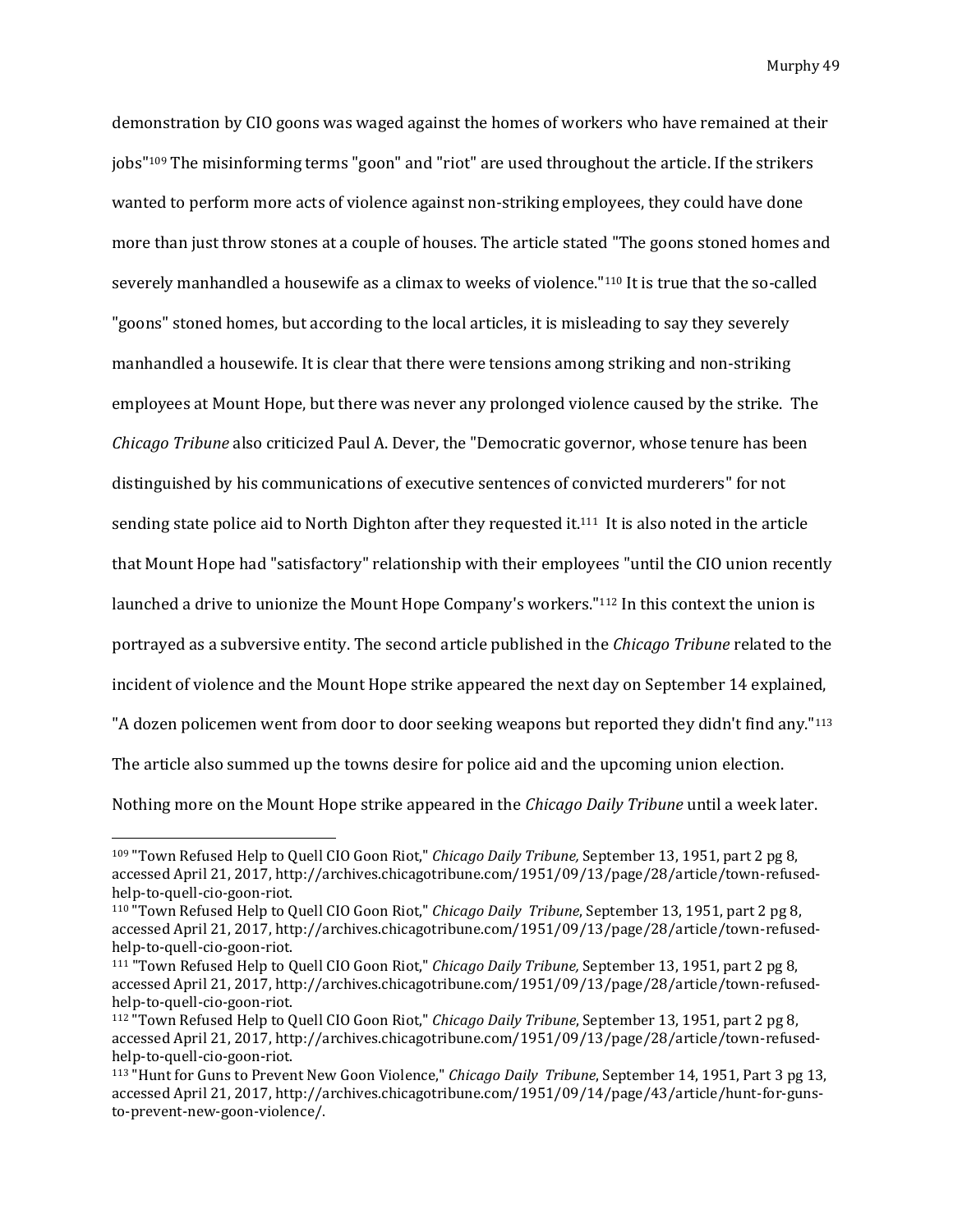demonstration by CIO goons was waged against the homes of workers who have remained at their jobs"[109] The misinforming terms "goon" and "riot" are used throughout the article. If the strikers wanted to perform more acts of violence against non-striking employees, they could have done more than just throw stones at a couple of houses. The article stated "The goons stoned homes and severely manhandled a housewife as a climax to weeks of violence."[110] It is true that the so-called "goons" stoned homes, but according to the local articles, it is misleading to say they severely manhandled a housewife. It is clear that there were tensions among striking and non-striking employees at Mount Hope, but there was never any prolonged violence caused by the strike. The *Chicago Tribune* also criticized Paul A. Dever, the "Democratic governor, whose tenure has been distinguished by his communications of executive sentences of convicted murderers" for not sending state police aid to North Dighton after they requested it.[111] It is also noted in the article that Mount Hope had "satisfactory" relationship with their employees "until the CIO union recently launched a drive to unionize the Mount Hope Company's workers."[112] In this context the union is portrayed as a subversive entity. The second article published in the *Chicago Tribune* related to the incident of violence and the Mount Hope strike appeared the next day on September 14 explained, "A dozen policemen went from door to door seeking weapons but reported they didn't find any."[113] The article also summed up the towns desire for police aid and the upcoming union election. Nothing more on the Mount Hope strike appeared in the *Chicago Daily Tribune* until a week later.

---

[109] "Town Refused Help to Quell CIO Goon Riot," *Chicago Daily Tribune,* September 13, 1951, part 2 pg 8, accessed April 21, 2017, http://archives.chicagotribune.com/1951/09/13/page/28/article/town-refused-help-to-quell-cio-goon-riot.

[110] "Town Refused Help to Quell CIO Goon Riot," *Chicago Daily Tribune*, September 13, 1951, part 2 pg 8, accessed April 21, 2017, http://archives.chicagotribune.com/1951/09/13/page/28/article/town-refused-help-to-quell-cio-goon-riot.

[111] "Town Refused Help to Quell CIO Goon Riot," *Chicago Daily Tribune,* September 13, 1951, part 2 pg 8, accessed April 21, 2017, http://archives.chicagotribune.com/1951/09/13/page/28/article/town-refused-help-to-quell-cio-goon-riot.

[112] "Town Refused Help to Quell CIO Goon Riot," *Chicago Daily Tribune*, September 13, 1951, part 2 pg 8, accessed April 21, 2017, http://archives.chicagotribune.com/1951/09/13/page/28/article/town-refused-help-to-quell-cio-goon-riot.

[113] "Hunt for Guns to Prevent New Goon Violence," *Chicago Daily Tribune*, September 14, 1951, Part 3 pg 13, accessed April 21, 2017, http://archives.chicagotribune.com/1951/09/14/page/43/article/hunt-for-guns-to-prevent-new-goon-violence/.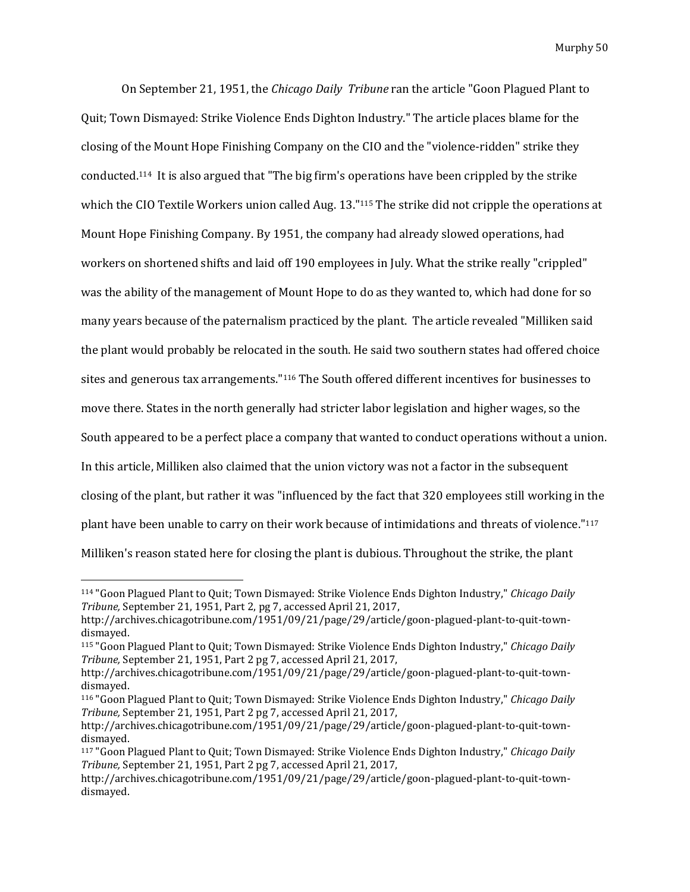On September 21, 1951, the *Chicago Daily Tribune* ran the article "Goon Plagued Plant to Quit; Town Dismayed: Strike Violence Ends Dighton Industry." The article places blame for the closing of the Mount Hope Finishing Company on the CIO and the "violence-ridden" strike they conducted.[114] It is also argued that "The big firm's operations have been crippled by the strike which the CIO Textile Workers union called Aug. 13."[115] The strike did not cripple the operations at Mount Hope Finishing Company. By 1951, the company had already slowed operations, had workers on shortened shifts and laid off 190 employees in July. What the strike really "crippled" was the ability of the management of Mount Hope to do as they wanted to, which had done for so many years because of the paternalism practiced by the plant. The article revealed "Milliken said the plant would probably be relocated in the south. He said two southern states had offered choice sites and generous tax arrangements."[116] The South offered different incentives for businesses to move there. States in the north generally had stricter labor legislation and higher wages, so the South appeared to be a perfect place a company that wanted to conduct operations without a union. In this article, Milliken also claimed that the union victory was not a factor in the subsequent closing of the plant, but rather it was "influenced by the fact that 320 employees still working in the plant have been unable to carry on their work because of intimidations and threats of violence."[117] Milliken's reason stated here for closing the plant is dubious. Throughout the strike, the plant

---

[114] "Goon Plagued Plant to Quit; Town Dismayed: Strike Violence Ends Dighton Industry," *Chicago Daily Tribune,* September 21, 1951, Part 2, pg 7, accessed April 21, 2017, http://archives.chicagotribune.com/1951/09/21/page/29/article/goon-plagued-plant-to-quit-town-dismayed.

[115] "Goon Plagued Plant to Quit; Town Dismayed: Strike Violence Ends Dighton Industry," *Chicago Daily Tribune,* September 21, 1951, Part 2 pg 7, accessed April 21, 2017, http://archives.chicagotribune.com/1951/09/21/page/29/article/goon-plagued-plant-to-quit-town-dismayed.

[116] "Goon Plagued Plant to Quit; Town Dismayed: Strike Violence Ends Dighton Industry," *Chicago Daily Tribune,* September 21, 1951, Part 2 pg 7, accessed April 21, 2017, http://archives.chicagotribune.com/1951/09/21/page/29/article/goon-plagued-plant-to-quit-town-dismayed.

[117] "Goon Plagued Plant to Quit; Town Dismayed: Strike Violence Ends Dighton Industry," *Chicago Daily Tribune,* September 21, 1951, Part 2 pg 7, accessed April 21, 2017, http://archives.chicagotribune.com/1951/09/21/page/29/article/goon-plagued-plant-to-quit-town-dismayed.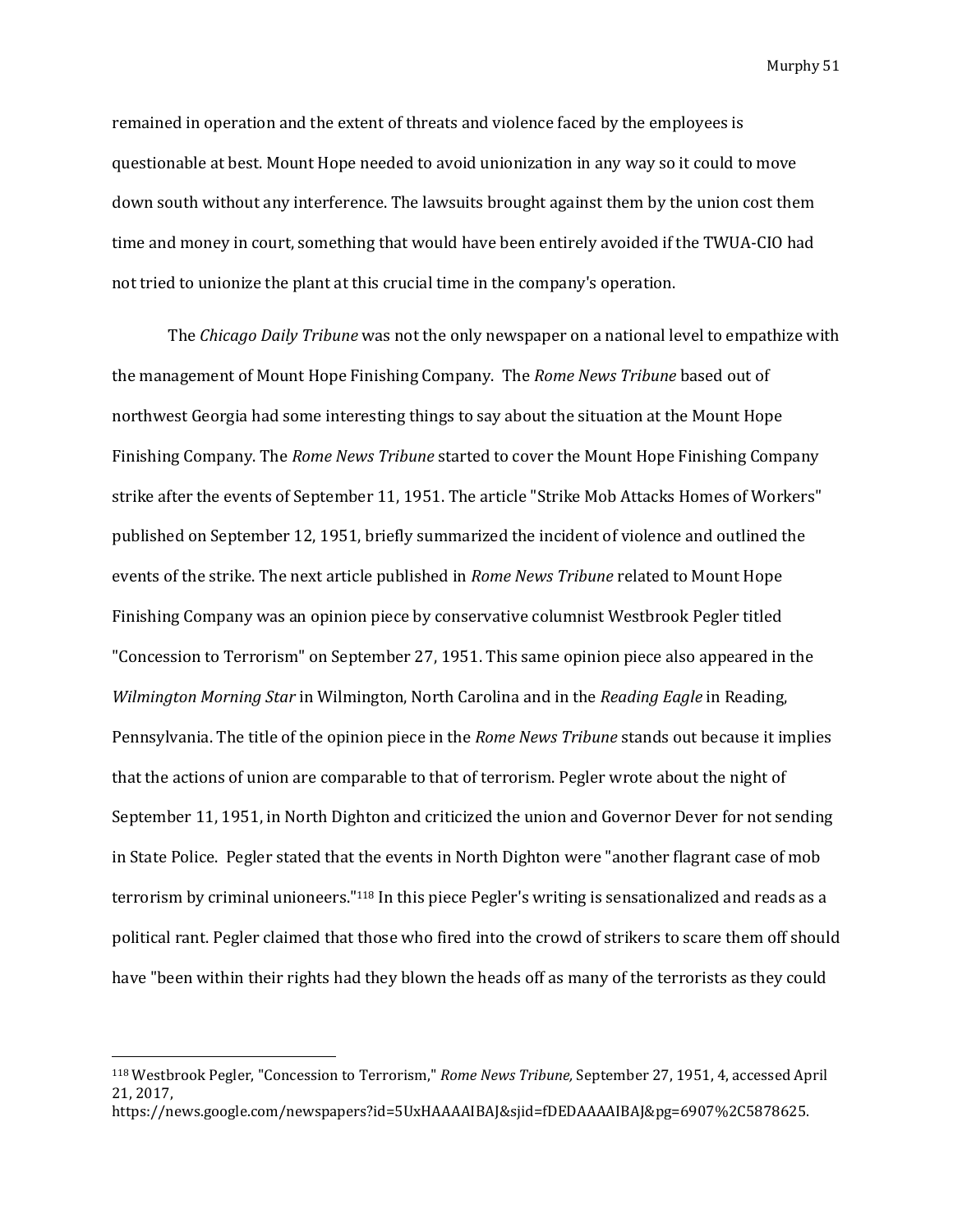remained in operation and the extent of threats and violence faced by the employees is questionable at best. Mount Hope needed to avoid unionization in any way so it could to move down south without any interference. The lawsuits brought against them by the union cost them time and money in court, something that would have been entirely avoided if the TWUA-CIO had not tried to unionize the plant at this crucial time in the company's operation.

The *Chicago Daily Tribune* was not the only newspaper on a national level to empathize with the management of Mount Hope Finishing Company. The *Rome News Tribune* based out of northwest Georgia had some interesting things to say about the situation at the Mount Hope Finishing Company. The *Rome News Tribune* started to cover the Mount Hope Finishing Company strike after the events of September 11, 1951. The article "Strike Mob Attacks Homes of Workers" published on September 12, 1951, briefly summarized the incident of violence and outlined the events of the strike. The next article published in *Rome News Tribune* related to Mount Hope Finishing Company was an opinion piece by conservative columnist Westbrook Pegler titled "Concession to Terrorism" on September 27, 1951. This same opinion piece also appeared in the *Wilmington Morning Star* in Wilmington, North Carolina and in the *Reading Eagle* in Reading, Pennsylvania. The title of the opinion piece in the *Rome News Tribune* stands out because it implies that the actions of union are comparable to that of terrorism. Pegler wrote about the night of September 11, 1951, in North Dighton and criticized the union and Governor Dever for not sending in State Police. Pegler stated that the events in North Dighton were "another flagrant case of mob terrorism by criminal unioneers."[118] In this piece Pegler's writing is sensationalized and reads as a political rant. Pegler claimed that those who fired into the crowd of strikers to scare them off should have "been within their rights had they blown the heads off as many of the terrorists as they could

---

[118] Westbrook Pegler, "Concession to Terrorism," *Rome News Tribune,* September 27, 1951, 4, accessed April 21, 2017, https://news.google.com/newspapers?id=5UxHAAAAIBAJ&sjid=fDEDAAAAIBAJ&pg=6907%2C5878625.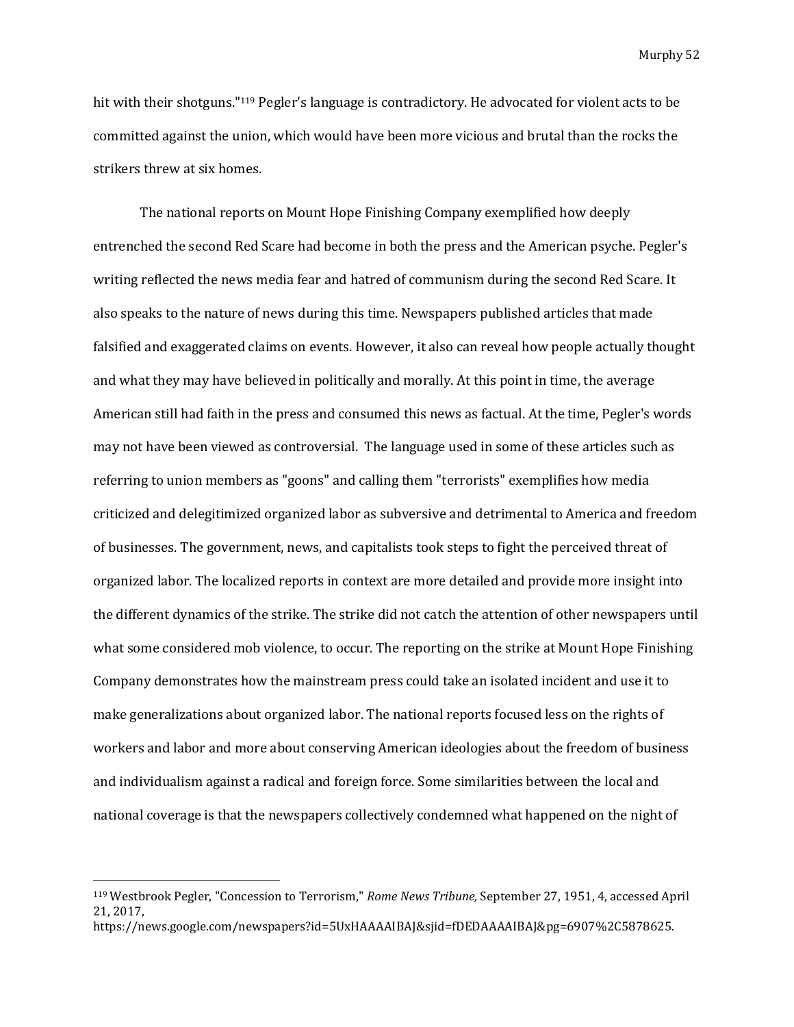hit with their shotguns."[119] Pegler's language is contradictory. He advocated for violent acts to be committed against the union, which would have been more vicious and brutal than the rocks the strikers threw at six homes.

The national reports on Mount Hope Finishing Company exemplified how deeply entrenched the second Red Scare had become in both the press and the American psyche. Pegler's writing reflected the news media fear and hatred of communism during the second Red Scare. It also speaks to the nature of news during this time. Newspapers published articles that made falsified and exaggerated claims on events. However, it also can reveal how people actually thought and what they may have believed in politically and morally. At this point in time, the average American still had faith in the press and consumed this news as factual. At the time, Pegler's words may not have been viewed as controversial. The language used in some of these articles such as referring to union members as "goons" and calling them "terrorists" exemplifies how media criticized and delegitimized organized labor as subversive and detrimental to America and freedom of businesses. The government, news, and capitalists took steps to fight the perceived threat of organized labor. The localized reports in context are more detailed and provide more insight into the different dynamics of the strike. The strike did not catch the attention of other newspapers until what some considered mob violence, to occur. The reporting on the strike at Mount Hope Finishing Company demonstrates how the mainstream press could take an isolated incident and use it to make generalizations about organized labor. The national reports focused less on the rights of workers and labor and more about conserving American ideologies about the freedom of business and individualism against a radical and foreign force. Some similarities between the local and national coverage is that the newspapers collectively condemned what happened on the night of

---

[119] Westbrook Pegler, "Concession to Terrorism," *Rome News Tribune,* September 27, 1951, 4, accessed April 21, 2017, https://news.google.com/newspapers?id=5UxHAAAAIBAJ&sjid=fDEDAAAAIBAJ&pg=6907%2C5878625.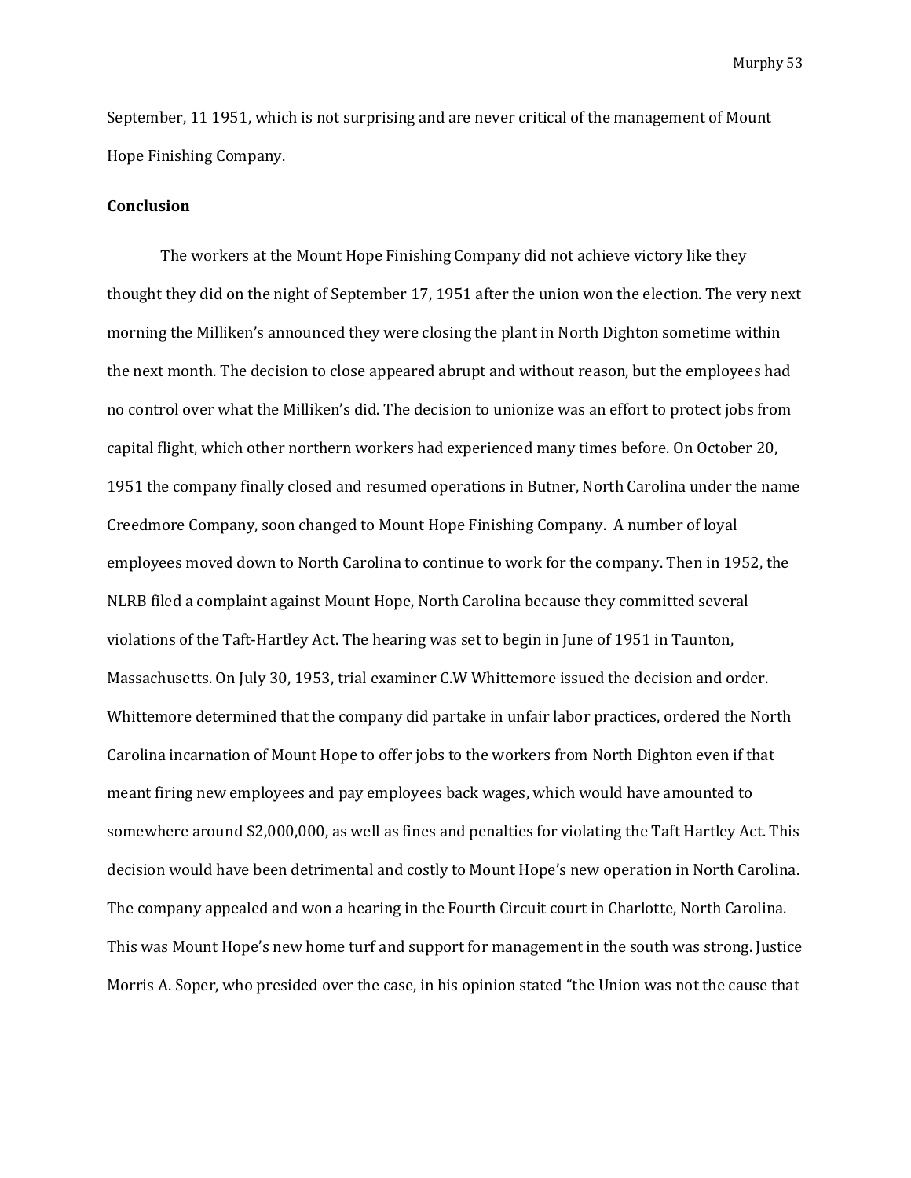September, 11 1951, which is not surprising and are never critical of the management of Mount Hope Finishing Company.

**Conclusion**

The workers at the Mount Hope Finishing Company did not achieve victory like they thought they did on the night of September 17, 1951 after the union won the election. The very next morning the Milliken's announced they were closing the plant in North Dighton sometime within the next month. The decision to close appeared abrupt and without reason, but the employees had no control over what the Milliken's did. The decision to unionize was an effort to protect jobs from capital flight, which other northern workers had experienced many times before. On October 20, 1951 the company finally closed and resumed operations in Butner, North Carolina under the name Creedmore Company, soon changed to Mount Hope Finishing Company. A number of loyal employees moved down to North Carolina to continue to work for the company. Then in 1952, the NLRB filed a complaint against Mount Hope, North Carolina because they committed several violations of the Taft-Hartley Act. The hearing was set to begin in June of 1951 in Taunton, Massachusetts. On July 30, 1953, trial examiner C.W Whittemore issued the decision and order. Whittemore determined that the company did partake in unfair labor practices, ordered the North Carolina incarnation of Mount Hope to offer jobs to the workers from North Dighton even if that meant firing new employees and pay employees back wages, which would have amounted to somewhere around $2,000,000, as well as fines and penalties for violating the Taft Hartley Act. This decision would have been detrimental and costly to Mount Hope's new operation in North Carolina. The company appealed and won a hearing in the Fourth Circuit court in Charlotte, North Carolina. This was Mount Hope's new home turf and support for management in the south was strong. Justice Morris A. Soper, who presided over the case, in his opinion stated "the Union was not the cause that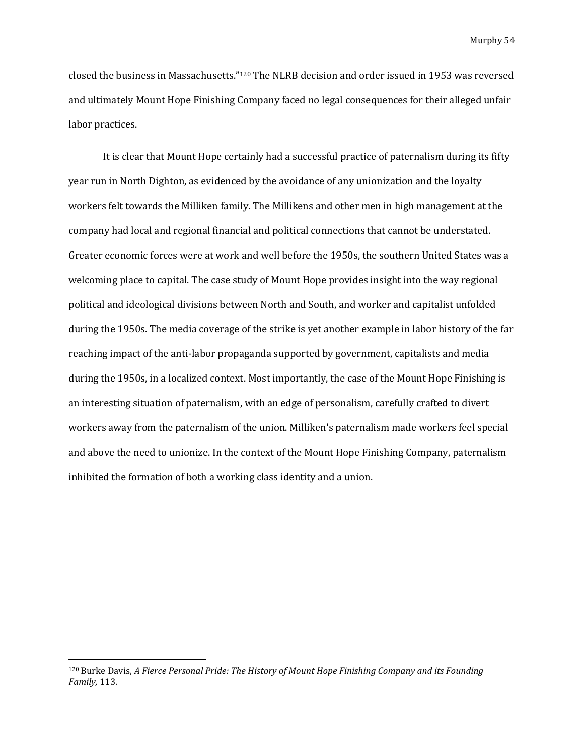closed the business in Massachusetts."[120] The NLRB decision and order issued in 1953 was reversed and ultimately Mount Hope Finishing Company faced no legal consequences for their alleged unfair labor practices.

It is clear that Mount Hope certainly had a successful practice of paternalism during its fifty year run in North Dighton, as evidenced by the avoidance of any unionization and the loyalty workers felt towards the Milliken family. The Millikens and other men in high management at the company had local and regional financial and political connections that cannot be understated. Greater economic forces were at work and well before the 1950s, the southern United States was a welcoming place to capital. The case study of Mount Hope provides insight into the way regional political and ideological divisions between North and South, and worker and capitalist unfolded during the 1950s. The media coverage of the strike is yet another example in labor history of the far reaching impact of the anti-labor propaganda supported by government, capitalists and media during the 1950s, in a localized context. Most importantly, the case of the Mount Hope Finishing is an interesting situation of paternalism, with an edge of personalism, carefully crafted to divert workers away from the paternalism of the union. Milliken's paternalism made workers feel special and above the need to unionize. In the context of the Mount Hope Finishing Company, paternalism inhibited the formation of both a working class identity and a union.

---

[120] Burke Davis, *A Fierce Personal Pride: The History of Mount Hope Finishing Company and its Founding Family,* 113.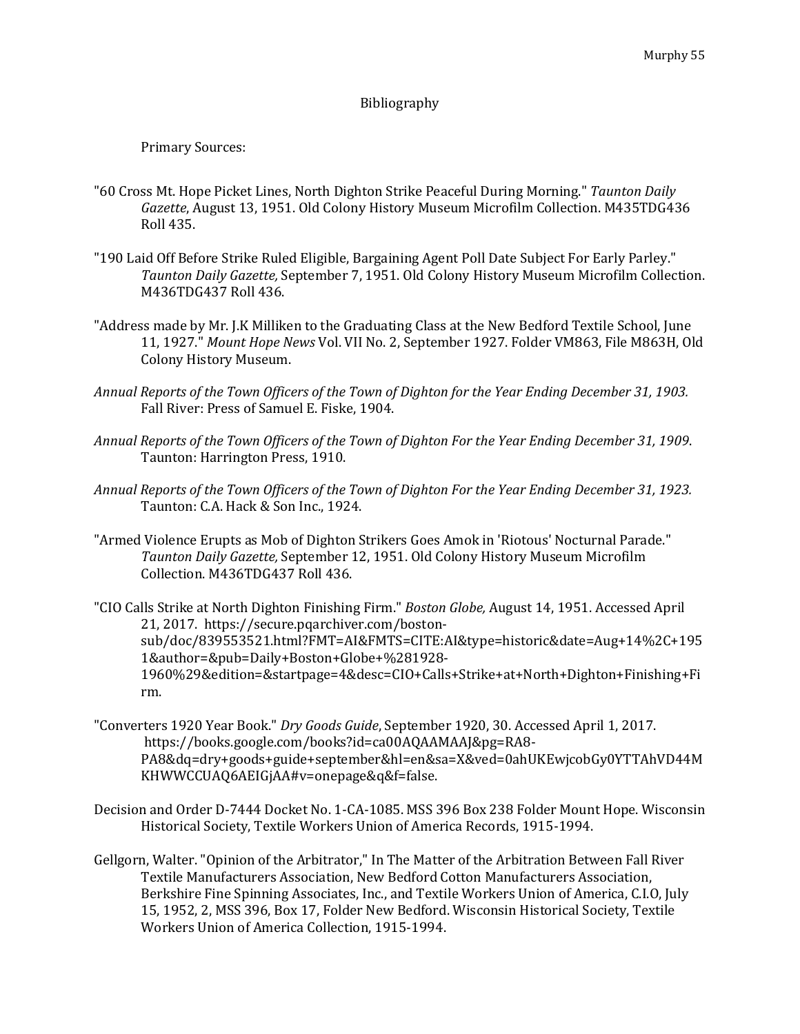# Bibliography

Primary Sources:

"60 Cross Mt. Hope Picket Lines, North Dighton Strike Peaceful During Morning." *Taunton Daily Gazette*, August 13, 1951. Old Colony History Museum Microfilm Collection. M435TDG436 Roll 435.

"190 Laid Off Before Strike Ruled Eligible, Bargaining Agent Poll Date Subject For Early Parley." *Taunton Daily Gazette,* September 7, 1951. Old Colony History Museum Microfilm Collection. M436TDG437 Roll 436.

"Address made by Mr. J.K Milliken to the Graduating Class at the New Bedford Textile School, June 11, 1927." *Mount Hope News* Vol. VII No. 2, September 1927. Folder VM863, File M863H, Old Colony History Museum.

*Annual Reports of the Town Officers of the Town of Dighton for the Year Ending December 31, 1903.* Fall River: Press of Samuel E. Fiske, 1904.

*Annual Reports of the Town Officers of the Town of Dighton For the Year Ending December 31, 1909*. Taunton: Harrington Press, 1910.

*Annual Reports of the Town Officers of the Town of Dighton For the Year Ending December 31, 1923.* Taunton: C.A. Hack & Son Inc., 1924.

"Armed Violence Erupts as Mob of Dighton Strikers Goes Amok in 'Riotous' Nocturnal Parade." *Taunton Daily Gazette,* September 12, 1951. Old Colony History Museum Microfilm Collection. M436TDG437 Roll 436.

"CIO Calls Strike at North Dighton Finishing Firm." *Boston Globe,* August 14, 1951. Accessed April 21, 2017. https://secure.pqarchiver.com/boston-sub/doc/839553521.html?FMT=AI&FMTS=CITE:AI&type=historic&date=Aug+14%2C+1951&author=&pub=Daily+Boston+Globe+%281928-1960%29&edition=&startpage=4&desc=CIO+Calls+Strike+at+North+Dighton+Finishing+Firm.

"Converters 1920 Year Book." *Dry Goods Guide*, September 1920, 30. Accessed April 1, 2017. https://books.google.com/books?id=ca00AQAAMAAJ&pg=RA8-PA8&dq=dry+goods+guide+september&hl=en&sa=X&ved=0ahUKEwjcobGy0YTTAhVD44MKHWWCCUAQ6AEIGjAA#v=onepage&q&f=false.

Decision and Order D-7444 Docket No. 1-CA-1085. MSS 396 Box 238 Folder Mount Hope. Wisconsin Historical Society, Textile Workers Union of America Records, 1915-1994.

Gellgorn, Walter. "Opinion of the Arbitrator," In The Matter of the Arbitration Between Fall River Textile Manufacturers Association, New Bedford Cotton Manufacturers Association, Berkshire Fine Spinning Associates, Inc., and Textile Workers Union of America, C.I.O, July 15, 1952, 2, MSS 396, Box 17, Folder New Bedford. Wisconsin Historical Society, Textile Workers Union of America Collection, 1915-1994.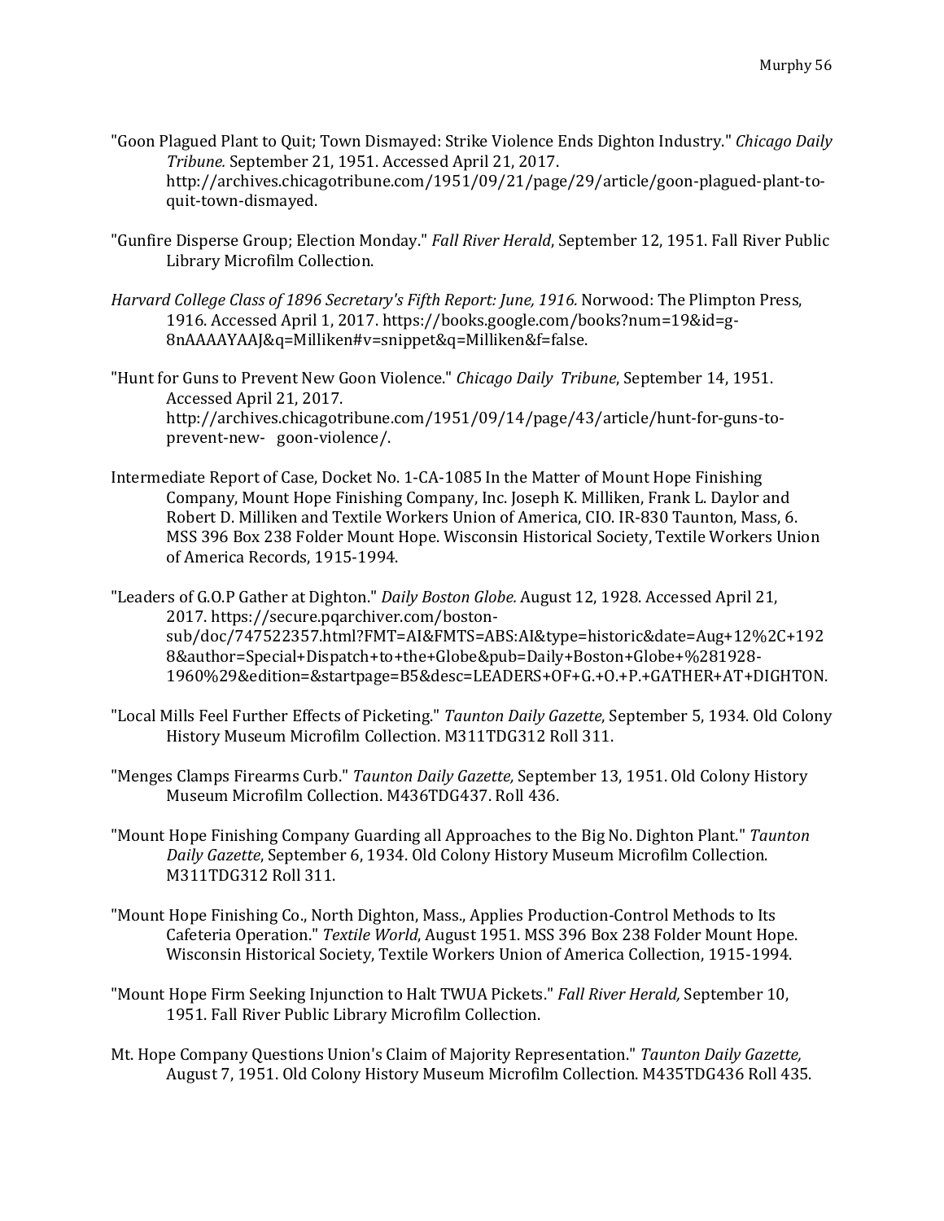"Goon Plagued Plant to Quit; Town Dismayed: Strike Violence Ends Dighton Industry." *Chicago Daily Tribune.* September 21, 1951. Accessed April 21, 2017. http://archives.chicagotribune.com/1951/09/21/page/29/article/goon-plagued-plant-to-quit-town-dismayed.

"Gunfire Disperse Group; Election Monday." *Fall River Herald*, September 12, 1951. Fall River Public Library Microfilm Collection.

*Harvard College Class of 1896 Secretary's Fifth Report: June, 1916.* Norwood: The Plimpton Press, 1916. Accessed April 1, 2017. https://books.google.com/books?num=19&id=g-8nAAAAYAAJ&q=Milliken#v=snippet&q=Milliken&f=false.

"Hunt for Guns to Prevent New Goon Violence." *Chicago Daily Tribune*, September 14, 1951. Accessed April 21, 2017. http://archives.chicagotribune.com/1951/09/14/page/43/article/hunt-for-guns-to-prevent-new- goon-violence/.

Intermediate Report of Case, Docket No. 1-CA-1085 In the Matter of Mount Hope Finishing Company, Mount Hope Finishing Company, Inc. Joseph K. Milliken, Frank L. Daylor and Robert D. Milliken and Textile Workers Union of America, CIO. IR-830 Taunton, Mass, 6. MSS 396 Box 238 Folder Mount Hope. Wisconsin Historical Society, Textile Workers Union of America Records, 1915-1994.

"Leaders of G.O.P Gather at Dighton." *Daily Boston Globe.* August 12, 1928. Accessed April 21, 2017. https://secure.pqarchiver.com/boston-sub/doc/747522357.html?FMT=AI&FMTS=ABS:AI&type=historic&date=Aug+12%2C+1928&author=Special+Dispatch+to+the+Globe&pub=Daily+Boston+Globe+%281928-1960%29&edition=&startpage=B5&desc=LEADERS+OF+G.+O.+P.+GATHER+AT+DIGHTON.

"Local Mills Feel Further Effects of Picketing." *Taunton Daily Gazette*, September 5, 1934. Old Colony History Museum Microfilm Collection. M311TDG312 Roll 311.

"Menges Clamps Firearms Curb." *Taunton Daily Gazette,* September 13, 1951. Old Colony History Museum Microfilm Collection. M436TDG437. Roll 436.

"Mount Hope Finishing Company Guarding all Approaches to the Big No. Dighton Plant." *Taunton Daily Gazette*, September 6, 1934. Old Colony History Museum Microfilm Collection. M311TDG312 Roll 311.

"Mount Hope Finishing Co., North Dighton, Mass., Applies Production-Control Methods to Its Cafeteria Operation." *Textile World*, August 1951. MSS 396 Box 238 Folder Mount Hope. Wisconsin Historical Society, Textile Workers Union of America Collection, 1915-1994.

"Mount Hope Firm Seeking Injunction to Halt TWUA Pickets." *Fall River Herald,* September 10, 1951. Fall River Public Library Microfilm Collection.

Mt. Hope Company Questions Union's Claim of Majority Representation." *Taunton Daily Gazette,* August 7, 1951. Old Colony History Museum Microfilm Collection. M435TDG436 Roll 435.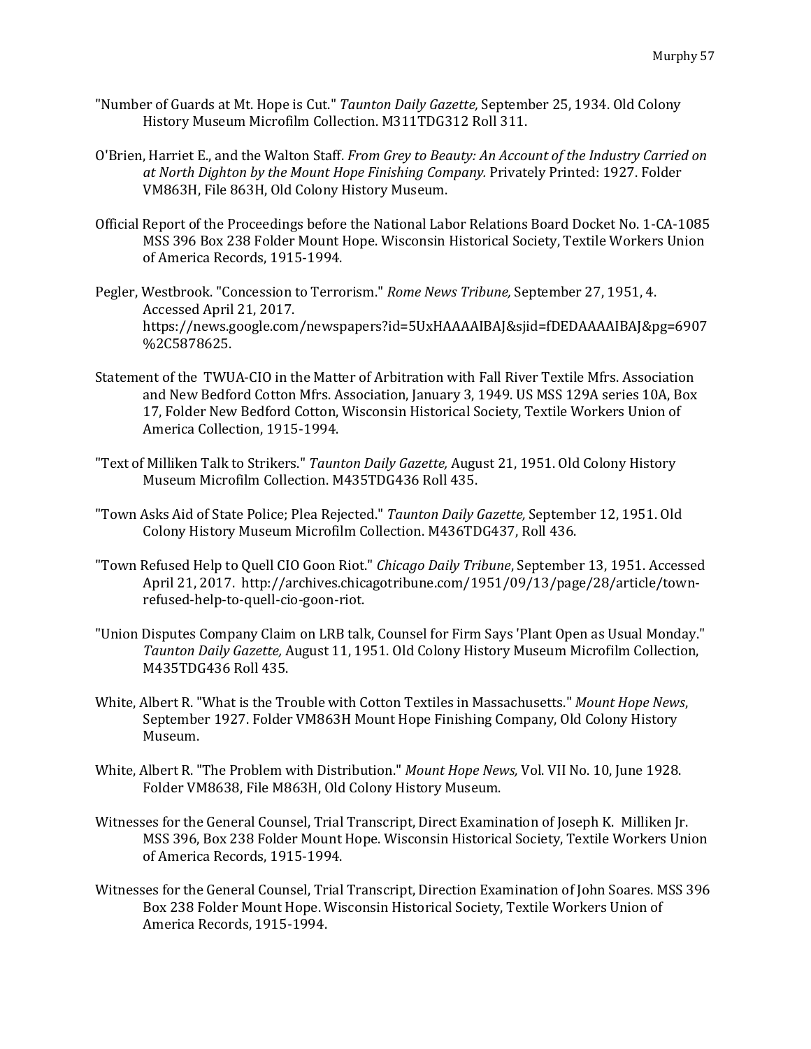"Number of Guards at Mt. Hope is Cut." *Taunton Daily Gazette,* September 25, 1934. Old Colony History Museum Microfilm Collection. M311TDG312 Roll 311.

O'Brien, Harriet E., and the Walton Staff. *From Grey to Beauty: An Account of the Industry Carried on at North Dighton by the Mount Hope Finishing Company.* Privately Printed: 1927. Folder VM863H, File 863H, Old Colony History Museum.

Official Report of the Proceedings before the National Labor Relations Board Docket No. 1-CA-1085 MSS 396 Box 238 Folder Mount Hope. Wisconsin Historical Society, Textile Workers Union of America Records, 1915-1994.

Pegler, Westbrook. "Concession to Terrorism." *Rome News Tribune,* September 27, 1951, 4. Accessed April 21, 2017. https://news.google.com/newspapers?id=5UxHAAAAIBAJ&sjid=fDEDAAAAIBAJ&pg=6907%2C5878625.

Statement of the TWUA-CIO in the Matter of Arbitration with Fall River Textile Mfrs. Association and New Bedford Cotton Mfrs. Association, January 3, 1949. US MSS 129A series 10A, Box 17, Folder New Bedford Cotton, Wisconsin Historical Society, Textile Workers Union of America Collection, 1915-1994.

"Text of Milliken Talk to Strikers." *Taunton Daily Gazette,* August 21, 1951. Old Colony History Museum Microfilm Collection. M435TDG436 Roll 435.

"Town Asks Aid of State Police; Plea Rejected." *Taunton Daily Gazette,* September 12, 1951. Old Colony History Museum Microfilm Collection. M436TDG437, Roll 436.

"Town Refused Help to Quell CIO Goon Riot." *Chicago Daily Tribune*, September 13, 1951. Accessed April 21, 2017. http://archives.chicagotribune.com/1951/09/13/page/28/article/town-refused-help-to-quell-cio-goon-riot.

"Union Disputes Company Claim on LRB talk, Counsel for Firm Says 'Plant Open as Usual Monday." *Taunton Daily Gazette,* August 11, 1951. Old Colony History Museum Microfilm Collection, M435TDG436 Roll 435.

White, Albert R. "What is the Trouble with Cotton Textiles in Massachusetts." *Mount Hope News*, September 1927. Folder VM863H Mount Hope Finishing Company, Old Colony History Museum.

White, Albert R. "The Problem with Distribution." *Mount Hope News,* Vol. VII No. 10, June 1928. Folder VM8638, File M863H, Old Colony History Museum.

Witnesses for the General Counsel, Trial Transcript, Direct Examination of Joseph K. Milliken Jr. MSS 396, Box 238 Folder Mount Hope. Wisconsin Historical Society, Textile Workers Union of America Records, 1915-1994.

Witnesses for the General Counsel, Trial Transcript, Direction Examination of John Soares. MSS 396 Box 238 Folder Mount Hope. Wisconsin Historical Society, Textile Workers Union of America Records, 1915-1994.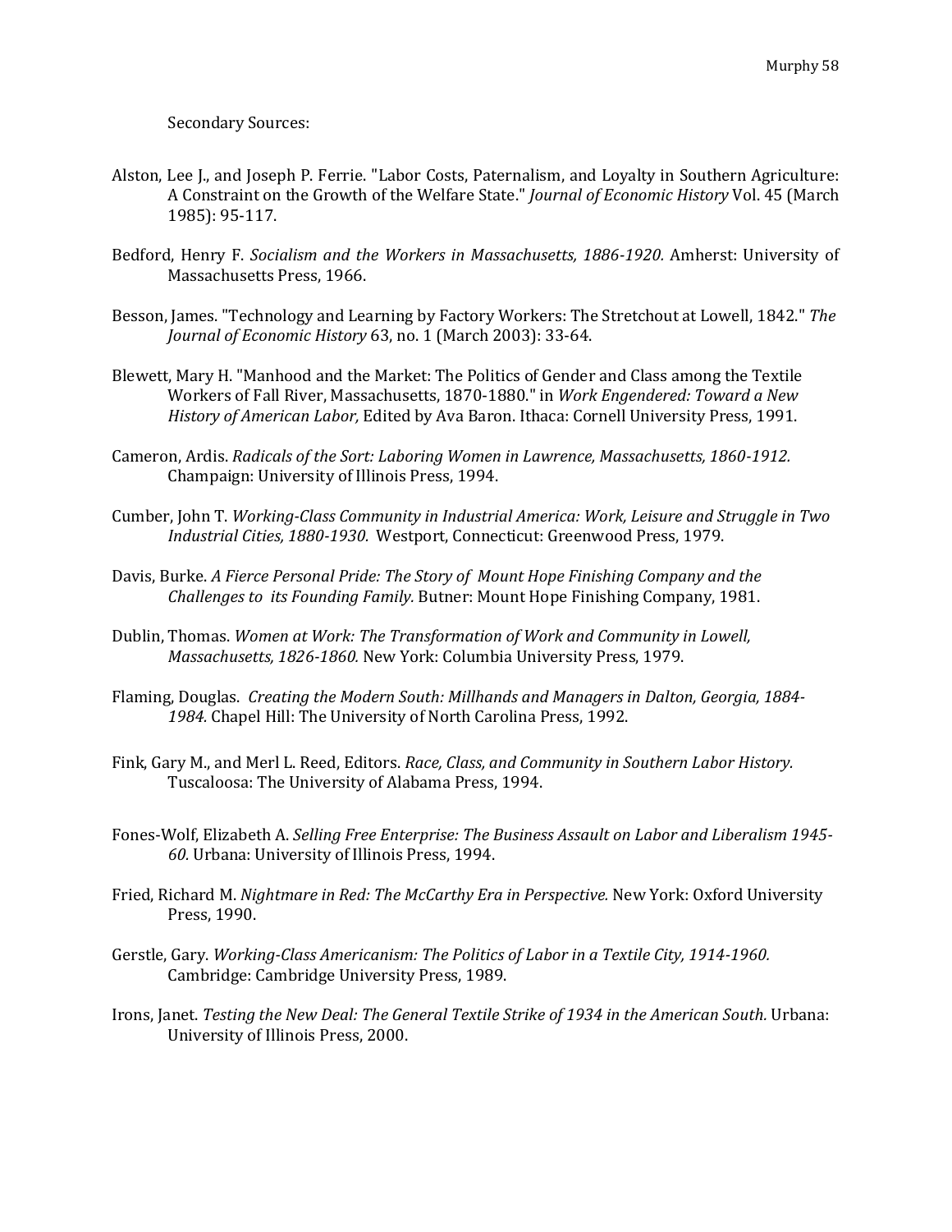Secondary Sources:

Alston, Lee J., and Joseph P. Ferrie. "Labor Costs, Paternalism, and Loyalty in Southern Agriculture: A Constraint on the Growth of the Welfare State." *Journal of Economic History* Vol. 45 (March 1985): 95-117.

Bedford, Henry F. *Socialism and the Workers in Massachusetts, 1886-1920.* Amherst: University of Massachusetts Press, 1966.

Besson, James. "Technology and Learning by Factory Workers: The Stretchout at Lowell, 1842." *The Journal of Economic History* 63, no. 1 (March 2003): 33-64.

Blewett, Mary H. "Manhood and the Market: The Politics of Gender and Class among the Textile Workers of Fall River, Massachusetts, 1870-1880." in *Work Engendered: Toward a New History of American Labor,* Edited by Ava Baron. Ithaca: Cornell University Press, 1991.

Cameron, Ardis. *Radicals of the Sort: Laboring Women in Lawrence, Massachusetts, 1860-1912.* Champaign: University of Illinois Press, 1994.

Cumber, John T. *Working-Class Community in Industrial America: Work, Leisure and Struggle in Two Industrial Cities, 1880-1930.* Westport, Connecticut: Greenwood Press, 1979.

Davis, Burke. *A Fierce Personal Pride: The Story of Mount Hope Finishing Company and the Challenges to its Founding Family.* Butner: Mount Hope Finishing Company, 1981.

Dublin, Thomas. *Women at Work: The Transformation of Work and Community in Lowell, Massachusetts, 1826-1860.* New York: Columbia University Press, 1979.

Flaming, Douglas. *Creating the Modern South: Millhands and Managers in Dalton, Georgia, 1884-1984.* Chapel Hill: The University of North Carolina Press, 1992.

Fink, Gary M., and Merl L. Reed, Editors. *Race, Class, and Community in Southern Labor History.* Tuscaloosa: The University of Alabama Press, 1994.

Fones-Wolf, Elizabeth A. *Selling Free Enterprise: The Business Assault on Labor and Liberalism 1945-60.* Urbana: University of Illinois Press, 1994.

Fried, Richard M. *Nightmare in Red: The McCarthy Era in Perspective.* New York: Oxford University Press, 1990.

Gerstle, Gary. *Working-Class Americanism: The Politics of Labor in a Textile City, 1914-1960.* Cambridge: Cambridge University Press, 1989.

Irons, Janet. *Testing the New Deal: The General Textile Strike of 1934 in the American South.* Urbana: University of Illinois Press, 2000.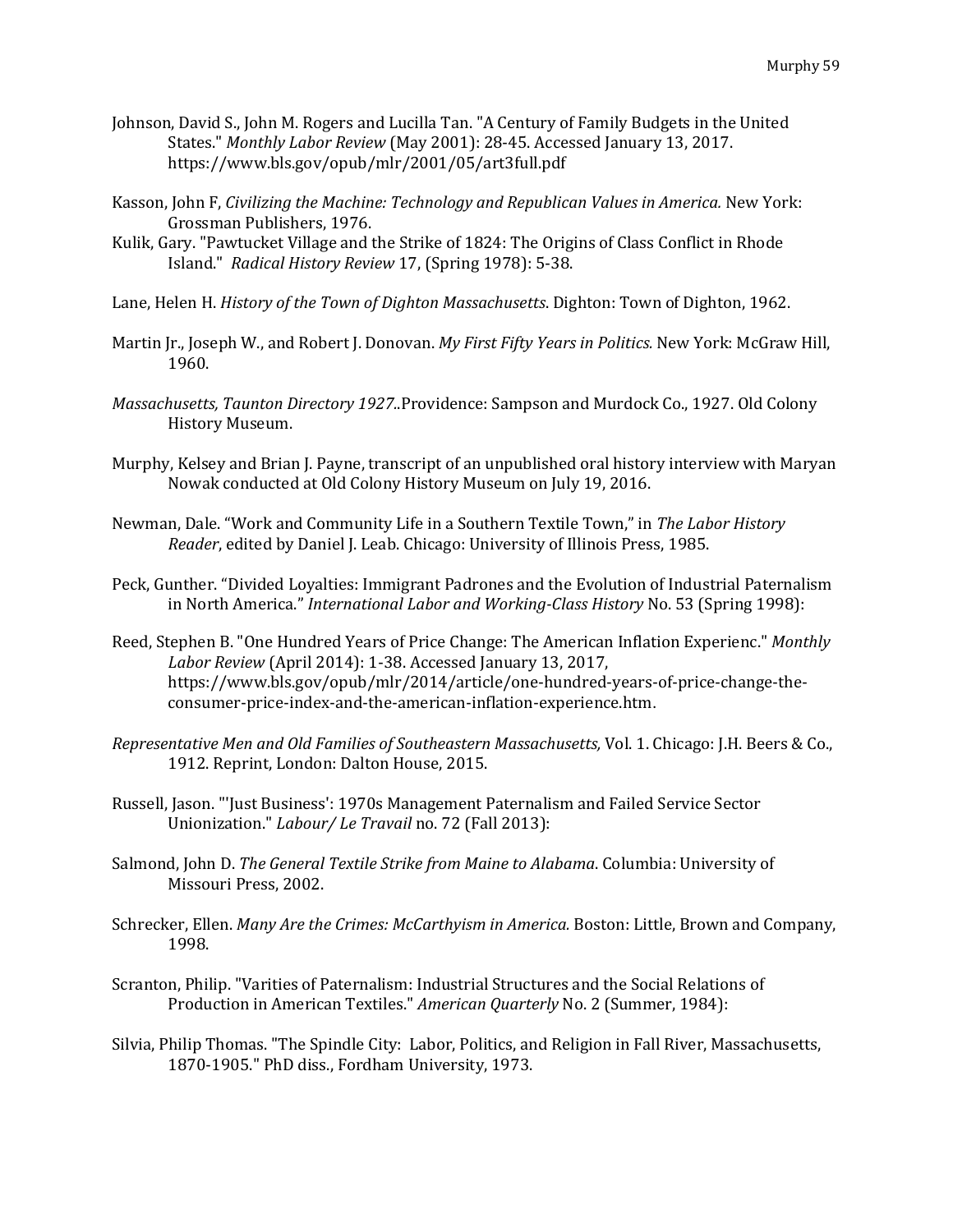Johnson, David S., John M. Rogers and Lucilla Tan. "A Century of Family Budgets in the United States." *Monthly Labor Review* (May 2001): 28-45. Accessed January 13, 2017. https://www.bls.gov/opub/mlr/2001/05/art3full.pdf

Kasson, John F, *Civilizing the Machine: Technology and Republican Values in America.* New York: Grossman Publishers, 1976.

Kulik, Gary. "Pawtucket Village and the Strike of 1824: The Origins of Class Conflict in Rhode Island." *Radical History Review* 17, (Spring 1978): 5-38.

Lane, Helen H. *History of the Town of Dighton Massachusetts*. Dighton: Town of Dighton, 1962.

Martin Jr., Joseph W., and Robert J. Donovan. *My First Fifty Years in Politics.* New York: McGraw Hill, 1960.

*Massachusetts, Taunton Directory 1927*..Providence: Sampson and Murdock Co., 1927. Old Colony History Museum.

Murphy, Kelsey and Brian J. Payne, transcript of an unpublished oral history interview with Maryan Nowak conducted at Old Colony History Museum on July 19, 2016.

Newman, Dale. "Work and Community Life in a Southern Textile Town," in *The Labor History Reader*, edited by Daniel J. Leab. Chicago: University of Illinois Press, 1985.

Peck, Gunther. "Divided Loyalties: Immigrant Padrones and the Evolution of Industrial Paternalism in North America." *International Labor and Working-Class History* No. 53 (Spring 1998):

Reed, Stephen B. "One Hundred Years of Price Change: The American Inflation Experienc." *Monthly Labor Review* (April 2014): 1-38. Accessed January 13, 2017, https://www.bls.gov/opub/mlr/2014/article/one-hundred-years-of-price-change-the-consumer-price-index-and-the-american-inflation-experience.htm.

*Representative Men and Old Families of Southeastern Massachusetts,* Vol. 1. Chicago: J.H. Beers & Co., 1912. Reprint, London: Dalton House, 2015.

Russell, Jason. "'Just Business': 1970s Management Paternalism and Failed Service Sector Unionization." *Labour/ Le Travail* no. 72 (Fall 2013):

Salmond, John D. *The General Textile Strike from Maine to Alabama*. Columbia: University of Missouri Press, 2002.

Schrecker, Ellen. *Many Are the Crimes: McCarthyism in America.* Boston: Little, Brown and Company, 1998.

Scranton, Philip. "Varities of Paternalism: Industrial Structures and the Social Relations of Production in American Textiles." *American Quarterly* No. 2 (Summer, 1984):

Silvia, Philip Thomas. "The Spindle City: Labor, Politics, and Religion in Fall River, Massachusetts, 1870-1905." PhD diss., Fordham University, 1973.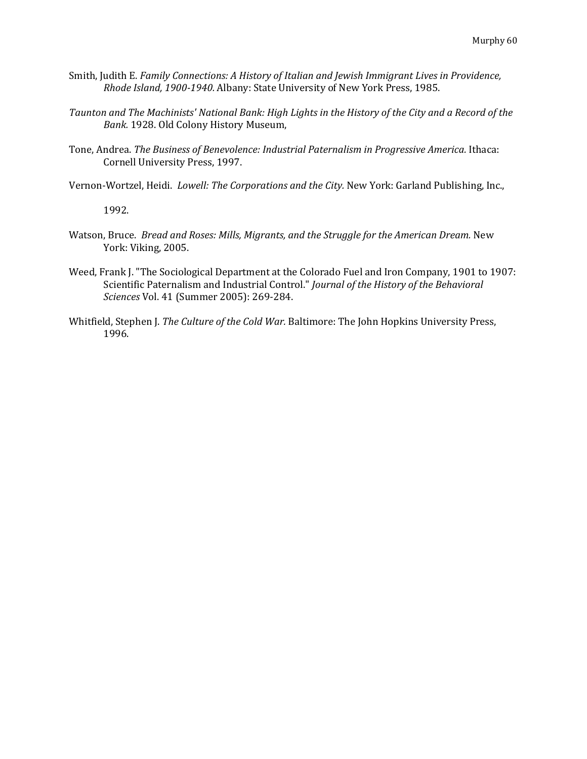Smith, Judith E. *Family Connections: A History of Italian and Jewish Immigrant Lives in Providence, Rhode Island, 1900-1940.* Albany: State University of New York Press, 1985.

*Taunton and The Machinists' National Bank: High Lights in the History of the City and a Record of the Bank.* 1928. Old Colony History Museum,

Tone, Andrea. *The Business of Benevolence: Industrial Paternalism in Progressive America.* Ithaca: Cornell University Press, 1997.

Vernon-Wortzel, Heidi. *Lowell: The Corporations and the City.* New York: Garland Publishing, Inc., 1992.

Watson, Bruce. *Bread and Roses: Mills, Migrants, and the Struggle for the American Dream.* New York: Viking, 2005.

Weed, Frank J. "The Sociological Department at the Colorado Fuel and Iron Company, 1901 to 1907: Scientific Paternalism and Industrial Control." *Journal of the History of the Behavioral Sciences* Vol. 41 (Summer 2005): 269-284.

Whitfield, Stephen J. *The Culture of the Cold War.* Baltimore: The John Hopkins University Press, 1996.